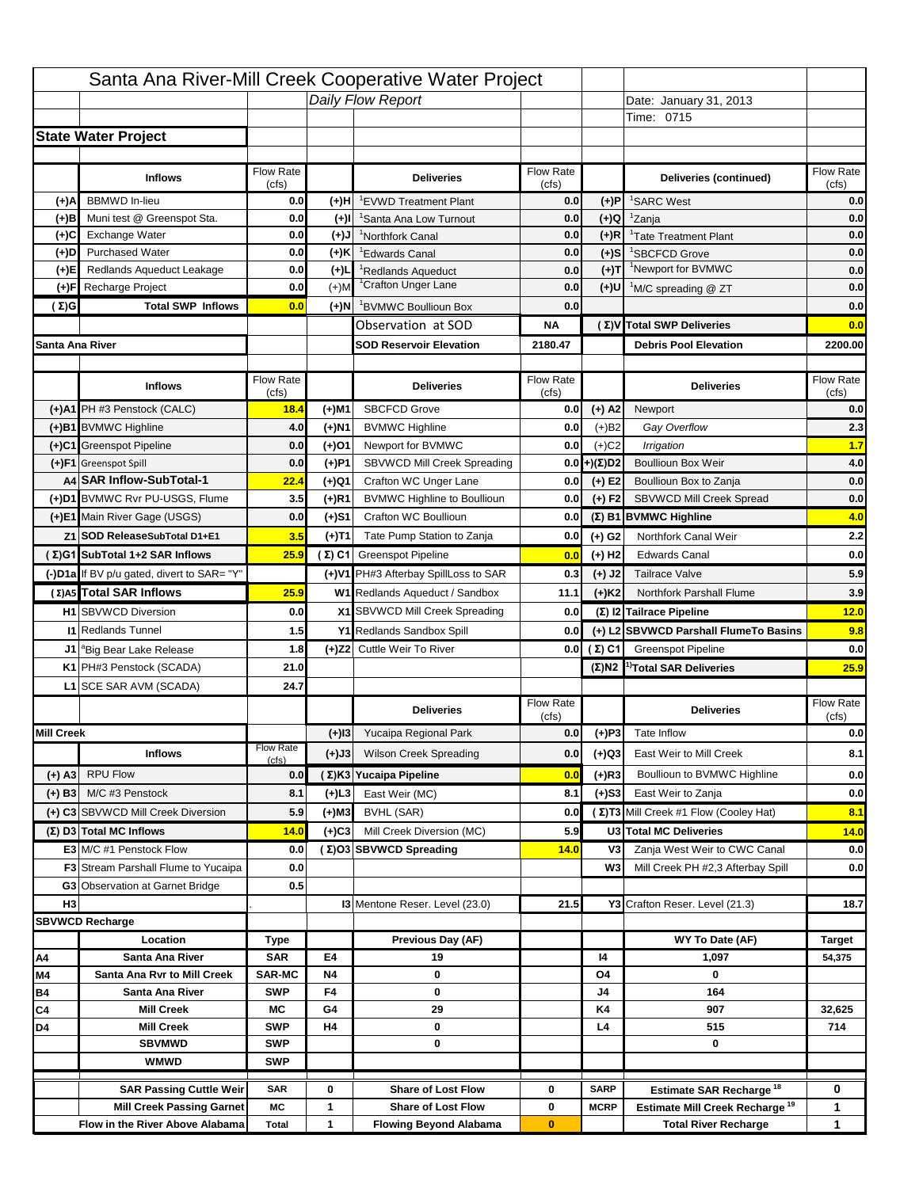# Santa Ana River-Mill Creek Cooperative Water Project

*Daily Flow Report*

Date: January 31, 2013
Time: 0715

## State Water Project

| | Inflows | Flow Rate (cfs) | | Deliveries | Flow Rate (cfs) | | Deliveries (continued) | Flow Rate (cfs) |
|---|---|---|---|---|---|---|---|---|
| (+)A | BBMWD In-lieu | 0.0 | (+)H | [1]EVWD Treatment Plant | 0.0 | (+)P | [1]SARC West | 0.0 |
| (+)B | Muni test @ Greenspot Sta. | 0.0 | (+)I | [1]Santa Ana Low Turnout | 0.0 | (+)Q | [1]Zanja | 0.0 |
| (+)C | Exchange Water | 0.0 | (+)J | [1]Northfork Canal | 0.0 | (+)R | [1]Tate Treatment Plant | 0.0 |
| (+)D | Purchased Water | 0.0 | (+)K | [1]Edwards Canal | 0.0 | (+)S | [1]SBCFCD Grove | 0.0 |
| (+)E | Redlands Aqueduct Leakage | 0.0 | (+)L | [1]Redlands Aqueduct | 0.0 | (+)T | [1]Newport for BVMWC | 0.0 |
| (+)F | Recharge Project | 0.0 | (+)M | [1]Crafton Unger Lane | 0.0 | (+)U | [1]M/C spreading @ ZT | 0.0 |
| (Σ)G | Total SWP Inflows | 0.0 | (+)N | [1]BVMWC Boullioun Box | 0.0 | | | 0.0 |
| | | | | Observation at SOD | NA | (Σ)V | Total SWP Deliveries | 0.0 |
| Santa Ana River | | | | SOD Reservoir Elevation | 2180.47 | | Debris Pool Elevation | 2200.00 |

| | Inflows | Flow Rate (cfs) | | Deliveries | Flow Rate (cfs) | | Deliveries | Flow Rate (cfs) |
|---|---|---|---|---|---|---|---|---|
| (+)A1 | PH #3 Penstock (CALC) | 18.4 | (+)M1 | SBCFCD Grove | 0.0 | (+) A2 | Newport | 0.0 |
| (+)B1 | BVMWC Highline | 4.0 | (+)N1 | BVMWC Highline | 0.0 | (+)B2 | *Gay Overflow* | 2.3 |
| (+)C1 | Greenspot Pipeline | 0.0 | (+)O1 | Newport for BVMWC | 0.0 | (+)C2 | *Irrigation* | 1.7 |
| (+)F1 | Greenspot Spill | 0.0 | (+)P1 | SBVWCD Mill Creek Spreading | 0.0 | (+)(Σ)D2 | Boullioun Box Weir | 4.0 |
| A4 | SAR Inflow-SubTotal-1 | 22.4 | (+)Q1 | Crafton WC Unger Lane | 0.0 | (+) E2 | Boullioun Box to Zanja | 0.0 |
| (+)D1 | BVMWC Rvr PU-USGS, Flume | 3.5 | (+)R1 | BVMWC Highline to Boullioun | 0.0 | (+) F2 | SBVWCD Mill Creek Spread | 0.0 |
| (+)E1 | Main River Gage (USGS) | 0.0 | (+)S1 | Crafton WC Boullioun | 0.0 | (Σ) B1 | BVMWC Highline | 4.0 |
| Z1 | SOD ReleaseSubTotal D1+E1 | 3.5 | (+)T1 | Tate Pump Station to Zanja | 0.0 | (+) G2 | Northfork Canal Weir | 2.2 |
| (Σ)G1 | SubTotal 1+2 SAR Inflows | 25.9 | (Σ) C1 | Greenspot Pipeline | 0.0 | (+) H2 | Edwards Canal | 0.0 |
| (-)D1a | If BV p/u gated, divert to SAR= "Y" | | (+)V1 | PH#3 Afterbay SpillLoss to SAR | 0.3 | (+) J2 | Tailrace Valve | 5.9 |
| (Σ)A5 | Total SAR Inflows | 25.9 | W1 | Redlands Aqueduct / Sandbox | 11.1 | (+)K2 | Northfork Parshall Flume | 3.9 |
| H1 | SBVWCD Diversion | 0.0 | X1 | SBVWCD Mill Creek Spreading | 0.0 | (Σ) I2 | Tailrace Pipeline | 12.0 |
| I1 | Redlands Tunnel | 1.5 | Y1 | Redlands Sandbox Spill | 0.0 | (+) L2 | SBVWCD Parshall FlumeTo Basins | 9.8 |
| J1 | [a]Big Bear Lake Release | 1.8 | (+)Z2 | Cuttle Weir To River | 0.0 | (Σ) C1 | Greenspot Pipeline | 0.0 |
| K1 | PH#3 Penstock (SCADA) | 21.0 | | | | (Σ)N2 | [1]Total SAR Deliveries | 25.9 |
| L1 | SCE SAR AVM (SCADA) | 24.7 | | | | | | |

| | Inflows | Flow Rate (cfs) | | Deliveries | Flow Rate (cfs) | | Deliveries | Flow Rate (cfs) |
|---|---|---|---|---|---|---|---|---|
| Mill Creek | | | (+)I3 | Yucaipa Regional Park | 0.0 | (+)P3 | Tate Inflow | 0.0 |
| | | | (+)J3 | Wilson Creek Spreading | 0.0 | (+)Q3 | East Weir to Mill Creek | 8.1 |
| (+) A3 | RPU Flow | 0.0 | (Σ)K3 | Yucaipa Pipeline | 0.0 | (+)R3 | Boullioun to BVMWC Highline | 0.0 |
| (+) B3 | M/C #3 Penstock | 8.1 | (+)L3 | East Weir (MC) | 8.1 | (+)S3 | East Weir to Zanja | 0.0 |
| (+) C3 | SBVWCD Mill Creek Diversion | 5.9 | (+)M3 | BVHL (SAR) | 0.0 | (Σ)T3 | Mill Creek #1 Flow (Cooley Hat) | 8.1 |
| (Σ) D3 | Total MC Inflows | 14.0 | (+)C3 | Mill Creek Diversion (MC) | 5.9 | U3 | Total MC Deliveries | 14.0 |
| E3 | M/C #1 Penstock Flow | 0.0 | (Σ)O3 | SBVWCD Spreading | 14.0 | V3 | Zanja West Weir to CWC Canal | 0.0 |
| F3 | Stream Parshall Flume to Yucaipa | 0.0 | | | | W3 | Mill Creek PH #2,3 Afterbay Spill | 0.0 |
| G3 | Observation at Garnet Bridge | 0.5 | | | | | | |
| H3 | | . | | I3 Mentone Reser. Level (23.0) | 21.5 | Y3 | Crafton Reser. Level (21.3) | 18.7 |

## SBVWCD Recharge

| | Location | Type | | Previous Day (AF) | | | WY To Date (AF) | Target |
|---|---|---|---|---|---|---|---|---|
| A4 | Santa Ana River | SAR | E4 | 19 | | I4 | 1,097 | 54,375 |
| M4 | Santa Ana Rvr to Mill Creek | SAR-MC | N4 | 0 | | O4 | 0 | |
| B4 | Santa Ana River | SWP | F4 | 0 | | J4 | 164 | |
| C4 | Mill Creek | MC | G4 | 29 | | K4 | 907 | 32,625 |
| D4 | Mill Creek | SWP | H4 | 0 | | L4 | 515 | 714 |
| | SBVMWD | SWP | | 0 | | | 0 | |
| | WMWD | SWP | | | | | | |
| | SAR Passing Cuttle Weir | SAR | 0 | Share of Lost Flow | 0 | SARP | Estimate SAR Recharge [18] | 0 |
| | Mill Creek Passing Garnet | MC | 1 | Share of Lost Flow | 0 | MCRP | Estimate Mill Creek Recharge [19] | 1 |
| | Flow in the River Above Alabama | Total | 1 | Flowing Beyond Alabama | 0 | | Total River Recharge | 1 |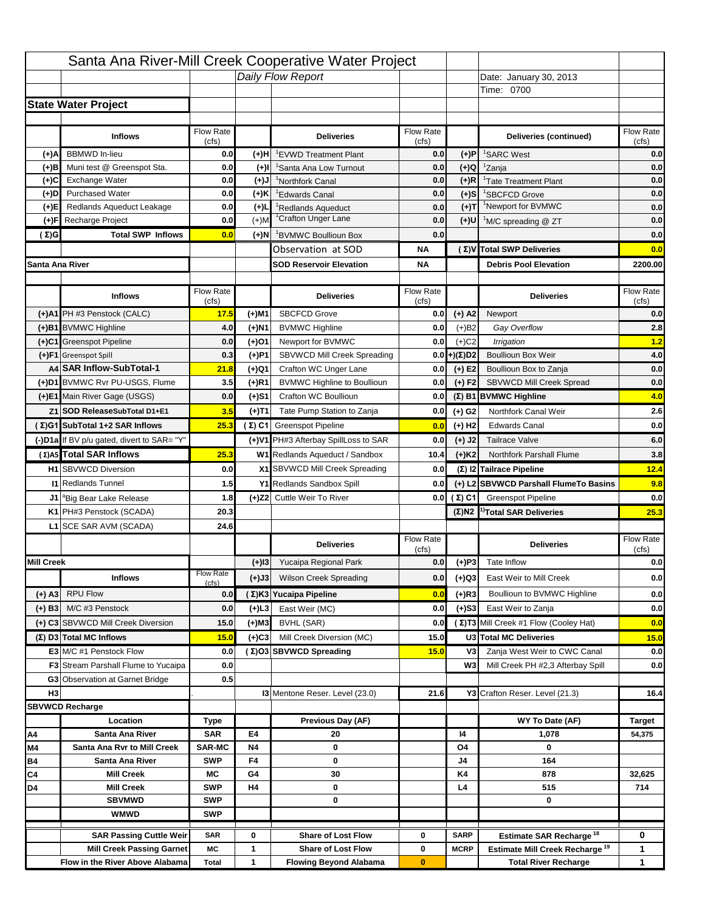# Santa Ana River-Mill Creek Cooperative Water Project

*Daily Flow Report*

Date: January 30, 2013

Time: 0700

## State Water Project

| | Inflows | Flow Rate (cfs) | | Deliveries | Flow Rate (cfs) | | Deliveries (continued) | Flow Rate (cfs) |
|---|---|---|---|---|---|---|---|---|
| (+)A | BBMWD In-lieu | 0.0 | (+)H | [1]EVWD Treatment Plant | 0.0 | (+)P | [1]SARC West | 0.0 |
| (+)B | Muni test @ Greenspot Sta. | 0.0 | (+)I | [1]Santa Ana Low Turnout | 0.0 | (+)Q | [1]Zanja | 0.0 |
| (+)C | Exchange Water | 0.0 | (+)J | [1]Northfork Canal | 0.0 | (+)R | [1]Tate Treatment Plant | 0.0 |
| (+)D | Purchased Water | 0.0 | (+)K | [1]Edwards Canal | 0.0 | (+)S | [1]SBCFCD Grove | 0.0 |
| (+)E | Redlands Aqueduct Leakage | 0.0 | (+)L | [1]Redlands Aqueduct | 0.0 | (+)T | [1]Newport for BVMWC | 0.0 |
| (+)F | Recharge Project | 0.0 | (+)M | [1]Crafton Unger Lane | 0.0 | (+)U | [1]M/C spreading @ ZT | 0.0 |
| (Σ)G | Total SWP Inflows | 0.0 | (+)N | [1]BVMWC Boullioun Box | 0.0 | | | 0.0 |
| | | | | Observation at SOD | NA | (Σ)V | Total SWP Deliveries | 0.0 |
| Santa Ana River | | | | SOD Reservoir Elevation | NA | | Debris Pool Elevation | 2200.00 |

| | Inflows | Flow Rate (cfs) | | Deliveries | Flow Rate (cfs) | | Deliveries | Flow Rate (cfs) |
|---|---|---|---|---|---|---|---|---|
| (+)A1 | PH #3 Penstock (CALC) | 17.5 | (+)M1 | SBCFCD Grove | 0.0 | (+) A2 | Newport | 0.0 |
| (+)B1 | BVMWC Highline | 4.0 | (+)N1 | BVMWC Highline | 0.0 | (+)B2 | *Gay Overflow* | 2.8 |
| (+)C1 | Greenspot Pipeline | 0.0 | (+)O1 | Newport for BVMWC | 0.0 | (+)C2 | *Irrigation* | 1.2 |
| (+)F1 | Greenspot Spill | 0.3 | (+)P1 | SBVWCD Mill Creek Spreading | 0.0 | (+)(Σ)D2 | Boullioun Box Weir | 4.0 |
| A4 | SAR Inflow-SubTotal-1 | 21.8 | (+)Q1 | Crafton WC Unger Lane | 0.0 | (+) E2 | Boullioun Box to Zanja | 0.0 |
| (+)D1 | BVMWC Rvr PU-USGS, Flume | 3.5 | (+)R1 | BVMWC Highline to Boullioun | 0.0 | (+) F2 | SBVWCD Mill Creek Spread | 0.0 |
| (+)E1 | Main River Gage (USGS) | 0.0 | (+)S1 | Crafton WC Boullioun | 0.0 | (Σ) B1 | BVMWC Highline | 4.0 |
| Z1 | SOD ReleaseSubTotal D1+E1 | 3.5 | (+)T1 | Tate Pump Station to Zanja | 0.0 | (+) G2 | Northfork Canal Weir | 2.6 |
| (Σ)G1 | SubTotal 1+2 SAR Inflows | 25.3 | (Σ) C1 | Greenspot Pipeline | 0.0 | (+) H2 | Edwards Canal | 0.0 |
| (-)D1a | If BV p/u gated, divert to SAR= "Y" | | (+)V1 | PH#3 Afterbay SpillLoss to SAR | 0.0 | (+) J2 | Tailrace Valve | 6.0 |
| (Σ)A5 | Total SAR Inflows | 25.3 | W1 | Redlands Aqueduct / Sandbox | 10.4 | (+)K2 | Northfork Parshall Flume | 3.8 |
| H1 | SBVWCD Diversion | 0.0 | X1 | SBVWCD Mill Creek Spreading | 0.0 | (Σ) I2 | Tailrace Pipeline | 12.4 |
| I1 | Redlands Tunnel | 1.5 | Y1 | Redlands Sandbox Spill | 0.0 | (+) L2 | SBVWCD Parshall FlumeTo Basins | 9.8 |
| J1 | [a]Big Bear Lake Release | 1.8 | (+)Z2 | Cuttle Weir To River | 0.0 | (Σ) C1 | Greenspot Pipeline | 0.0 |
| K1 | PH#3 Penstock (SCADA) | 20.3 | | | | (Σ)N2 | [1]Total SAR Deliveries | 25.3 |
| L1 | SCE SAR AVM (SCADA) | 24.6 | | | | | | |

| | Inflows | Flow Rate (cfs) | | Deliveries | Flow Rate (cfs) | | Deliveries | Flow Rate (cfs) |
|---|---|---|---|---|---|---|---|---|
| Mill Creek | | | (+)I3 | Yucaipa Regional Park | 0.0 | (+)P3 | Tate Inflow | 0.0 |
| | | | (+)J3 | Wilson Creek Spreading | 0.0 | (+)Q3 | East Weir to Mill Creek | 0.0 |
| (+) A3 | RPU Flow | 0.0 | (Σ)K3 | Yucaipa Pipeline | 0.0 | (+)R3 | Boullioun to BVMWC Highline | 0.0 |
| (+) B3 | M/C #3 Penstock | 0.0 | (+)L3 | East Weir (MC) | 0.0 | (+)S3 | East Weir to Zanja | 0.0 |
| (+) C3 | SBVWCD Mill Creek Diversion | 15.0 | (+)M3 | BVHL (SAR) | 0.0 | (Σ)T3 | Mill Creek #1 Flow (Cooley Hat) | 0.0 |
| (Σ) D3 | Total MC Inflows | 15.0 | (+)C3 | Mill Creek Diversion (MC) | 15.0 | U3 | Total MC Deliveries | 15.0 |
| E3 | M/C #1 Penstock Flow | 0.0 | (Σ)O3 | SBVWCD Spreading | 15.0 | V3 | Zanja West Weir to CWC Canal | 0.0 |
| F3 | Stream Parshall Flume to Yucaipa | 0.0 | | | | W3 | Mill Creek PH #2,3 Afterbay Spill | 0.0 |
| G3 | Observation at Garnet Bridge | 0.5 | | | | | | |
| H3 | | . | | I3 Mentone Reser. Level (23.0) | 21.6 | | Y3 Crafton Reser. Level (21.3) | 16.4 |

## SBVWCD Recharge

| | Location | Type | | Previous Day (AF) | | | WY To Date (AF) | Target |
|---|---|---|---|---|---|---|---|---|
| A4 | Santa Ana River | SAR | E4 | 20 | | I4 | 1,078 | 54,375 |
| M4 | Santa Ana Rvr to Mill Creek | SAR-MC | N4 | 0 | | O4 | 0 | |
| B4 | Santa Ana River | SWP | F4 | 0 | | J4 | 164 | |
| C4 | Mill Creek | MC | G4 | 30 | | K4 | 878 | 32,625 |
| D4 | Mill Creek | SWP | H4 | 0 | | L4 | 515 | 714 |
| | SBVMWD | SWP | | 0 | | | 0 | |
| | WMWD | SWP | | | | | | |
| | SAR Passing Cuttle Weir | SAR | 0 | Share of Lost Flow | 0 | SARP | Estimate SAR Recharge [18] | 0 |
| | Mill Creek Passing Garnet | MC | 1 | Share of Lost Flow | 0 | MCRP | Estimate Mill Creek Recharge [19] | 1 |
| | Flow in the River Above Alabama | Total | 1 | Flowing Beyond Alabama | 0 | | Total River Recharge | 1 |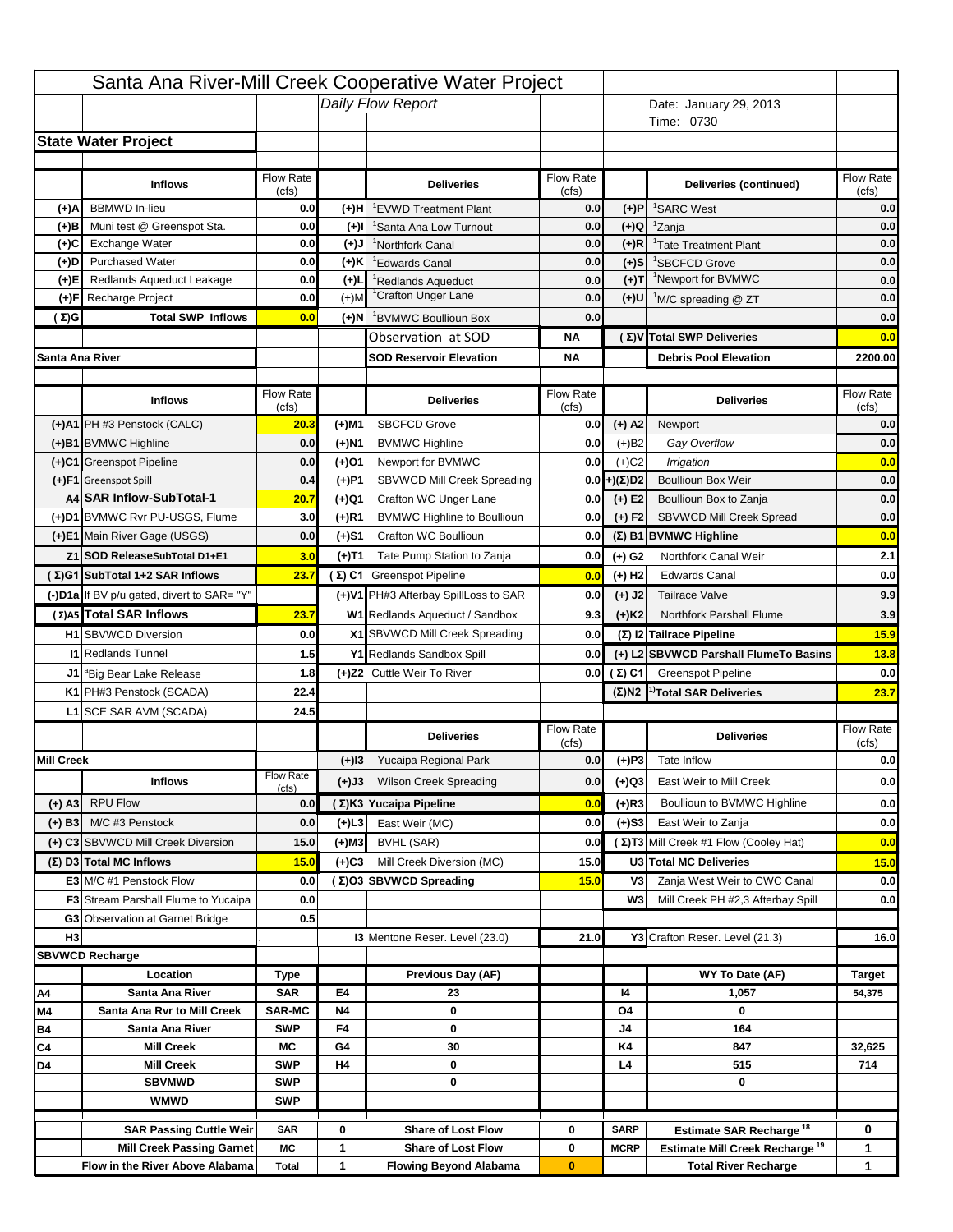# Santa Ana River-Mill Creek Cooperative Water Project

**Daily Flow Report**

Date: January 29, 2013

Time: 0730

## State Water Project

| | Inflows | Flow Rate (cfs) | | Deliveries | Flow Rate (cfs) | | Deliveries (continued) | Flow Rate (cfs) |
|---|---|---|---|---|---|---|---|---|
| (+)A | BBMWD In-lieu | 0.0 | (+)H | [1]EVWD Treatment Plant | 0.0 | (+)P | [1]SARC West | 0.0 |
| (+)B | Muni test @ Greenspot Sta. | 0.0 | (+)I | [1]Santa Ana Low Turnout | 0.0 | (+)Q | [1]Zanja | 0.0 |
| (+)C | Exchange Water | 0.0 | (+)J | [1]Northfork Canal | 0.0 | (+)R | [1]Tate Treatment Plant | 0.0 |
| (+)D | Purchased Water | 0.0 | (+)K | [1]Edwards Canal | 0.0 | (+)S | [1]SBCFCD Grove | 0.0 |
| (+)E | Redlands Aqueduct Leakage | 0.0 | (+)L | [1]Redlands Aqueduct | 0.0 | (+)T | [1]Newport for BVMWC | 0.0 |
| (+)F | Recharge Project | 0.0 | (+)M | [1]Crafton Unger Lane | 0.0 | (+)U | [1]M/C spreading @ ZT | 0.0 |
| (Σ)G | **Total SWP Inflows** | **0.0** | (+)N | [1]BVMWC Boullioun Box | 0.0 | | | 0.0 |
| | | | | Observation at SOD | NA | (Σ)V | **Total SWP Deliveries** | **0.0** |
| **Santa Ana River** | | | | **SOD Reservoir Elevation** | **NA** | | **Debris Pool Elevation** | **2200.00** |

| | Inflows | Flow Rate (cfs) | | Deliveries | Flow Rate (cfs) | | Deliveries | Flow Rate (cfs) |
|---|---|---|---|---|---|---|---|---|
| (+)A1 | PH #3 Penstock (CALC) | 20.3 | (+)M1 | SBCFCD Grove | 0.0 | (+) A2 | Newport | 0.0 |
| (+)B1 | BVMWC Highline | 0.0 | (+)N1 | BVMWC Highline | 0.0 | (+)B2 | *Gay Overflow* | 0.0 |
| (+)C1 | Greenspot Pipeline | 0.0 | (+)O1 | Newport for BVMWC | 0.0 | (+)C2 | *Irrigation* | 0.0 |
| (+)F1 | Greenspot Spill | 0.4 | (+)P1 | SBVWCD Mill Creek Spreading | 0.0 | +)(Σ)D2 | Boullioun Box Weir | 0.0 |
| A4 | **SAR Inflow-SubTotal-1** | **20.7** | (+)Q1 | Crafton WC Unger Lane | 0.0 | (+) E2 | Boullioun Box to Zanja | 0.0 |
| (+)D1 | BVMWC Rvr PU-USGS, Flume | 3.0 | (+)R1 | BVMWC Highline to Boullioun | 0.0 | (+) F2 | SBVWCD Mill Creek Spread | 0.0 |
| (+)E1 | Main River Gage (USGS) | 0.0 | (+)S1 | Crafton WC Boullioun | 0.0 | (Σ) B1 | **BVMWC Highline** | **0.0** |
| Z1 | **SOD ReleaseSubTotal D1+E1** | **3.0** | (+)T1 | Tate Pump Station to Zanja | 0.0 | (+) G2 | Northfork Canal Weir | 2.1 |
| (Σ)G1 | **SubTotal 1+2 SAR Inflows** | **23.7** | (Σ) C1 | Greenspot Pipeline | 0.0 | (+) H2 | Edwards Canal | 0.0 |
| (-)D1a | If BV p/u gated, divert to SAR= "Y" | | (+)V1 | PH#3 Afterbay SpillLoss to SAR | 0.0 | (+) J2 | Tailrace Valve | 9.9 |
| (Σ)A5 | **Total SAR Inflows** | **23.7** | W1 | Redlands Aqueduct / Sandbox | 9.3 | (+)K2 | Northfork Parshall Flume | 3.9 |
| H1 | SBVWCD Diversion | 0.0 | X1 | SBVWCD Mill Creek Spreading | 0.0 | (Σ) I2 | **Tailrace Pipeline** | **15.9** |
| I1 | Redlands Tunnel | 1.5 | Y1 | Redlands Sandbox Spill | 0.0 | (+) L2 | **SBVWCD Parshall FlumeTo Basins** | **13.8** |
| J1 | [a]Big Bear Lake Release | 1.8 | (+)Z2 | Cuttle Weir To River | 0.0 | (Σ) C1 | Greenspot Pipeline | 0.0 |
| K1 | PH#3 Penstock (SCADA) | 22.4 | | | | (Σ)N2 | [1)]**Total SAR Deliveries** | **23.7** |
| L1 | SCE SAR AVM (SCADA) | 24.5 | | | | | | |

| | Inflows | Flow Rate (cfs) | | Deliveries | Flow Rate (cfs) | | Deliveries | Flow Rate (cfs) |
|---|---|---|---|---|---|---|---|---|
| **Mill Creek** | | | (+)I3 | Yucaipa Regional Park | 0.0 | (+)P3 | Tate Inflow | 0.0 |
| | | | (+)J3 | Wilson Creek Spreading | 0.0 | (+)Q3 | East Weir to Mill Creek | 0.0 |
| (+) A3 | RPU Flow | 0.0 | (Σ)K3 | **Yucaipa Pipeline** | **0.0** | (+)R3 | Boullioun to BVMWC Highline | 0.0 |
| (+) B3 | M/C #3 Penstock | 0.0 | (+)L3 | East Weir (MC) | 0.0 | (+)S3 | East Weir to Zanja | 0.0 |
| (+) C3 | SBVWCD Mill Creek Diversion | 15.0 | (+)M3 | BVHL (SAR) | 0.0 | (Σ)T3 | Mill Creek #1 Flow (Cooley Hat) | 0.0 |
| (Σ) D3 | **Total MC Inflows** | **15.0** | (+)C3 | Mill Creek Diversion (MC) | 15.0 | U3 | **Total MC Deliveries** | **15.0** |
| E3 | M/C #1 Penstock Flow | 0.0 | (Σ)O3 | **SBVWCD Spreading** | **15.0** | V3 | Zanja West Weir to CWC Canal | 0.0 |
| F3 | Stream Parshall Flume to Yucaipa | 0.0 | | | | W3 | Mill Creek PH #2,3 Afterbay Spill | 0.0 |
| G3 | Observation at Garnet Bridge | 0.5 | | | | | | |
| H3 | | . | | I3 Mentone Reser. Level (23.0) | 21.0 | | Y3 Crafton Reser. Level (21.3) | 16.0 |

## SBVWCD Recharge

| | Location | Type | | Previous Day (AF) | | | WY To Date (AF) | Target |
|---|---|---|---|---|---|---|---|---|
| A4 | Santa Ana River | SAR | E4 | 23 | | I4 | 1,057 | 54,375 |
| M4 | Santa Ana Rvr to Mill Creek | SAR-MC | N4 | 0 | | O4 | 0 | |
| B4 | Santa Ana River | SWP | F4 | 0 | | J4 | 164 | |
| C4 | Mill Creek | MC | G4 | 30 | | K4 | 847 | 32,625 |
| D4 | Mill Creek | SWP | H4 | 0 | | L4 | 515 | 714 |
| | SBVMWD | SWP | | 0 | | | 0 | |
| | WMWD | SWP | | | | | | |

| | | | | | | | |
|---|---|---|---|---|---|---|---|
| SAR Passing Cuttle Weir | SAR | 0 | Share of Lost Flow | 0 | SARP | Estimate SAR Recharge [18] | 0 |
| Mill Creek Passing Garnet | MC | 1 | Share of Lost Flow | 0 | MCRP | Estimate Mill Creek Recharge [19] | 1 |
| Flow in the River Above Alabama | Total | 1 | Flowing Beyond Alabama | 0 | | Total River Recharge | 1 |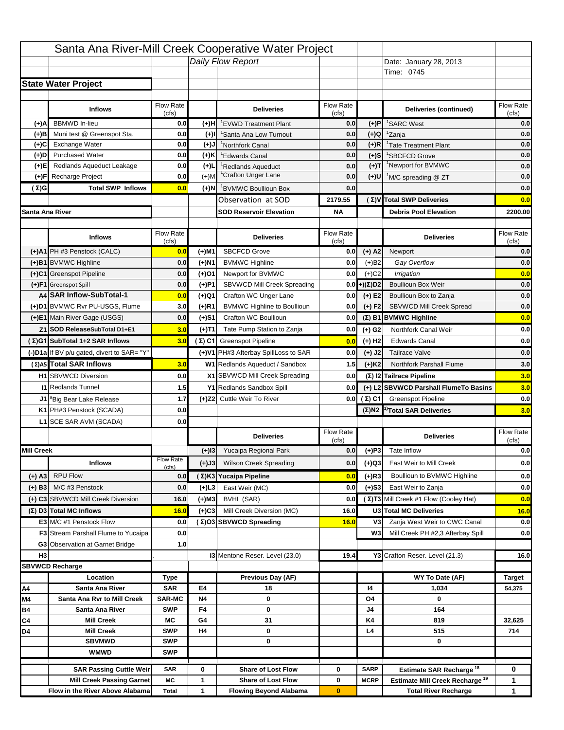# Santa Ana River-Mill Creek Cooperative Water Project

**Daily Flow Report**

Date: January 28, 2013

Time: 0745

## State Water Project

| | Inflows | Flow Rate (cfs) | | Deliveries | Flow Rate (cfs) | | Deliveries (continued) | Flow Rate (cfs) |
|---|---|---|---|---|---|---|---|---|
| (+)A | BBMWD In-lieu | 0.0 | (+)H | [1]EVWD Treatment Plant | 0.0 | (+)P | [1]SARC West | 0.0 |
| (+)B | Muni test @ Greenspot Sta. | 0.0 | (+)I | [1]Santa Ana Low Turnout | 0.0 | (+)Q | [1]Zanja | 0.0 |
| (+)C | Exchange Water | 0.0 | (+)J | [1]Northfork Canal | 0.0 | (+)R | [1]Tate Treatment Plant | 0.0 |
| (+)D | Purchased Water | 0.0 | (+)K | [1]Edwards Canal | 0.0 | (+)S | [1]SBCFCD Grove | 0.0 |
| (+)E | Redlands Aqueduct Leakage | 0.0 | (+)L | [1]Redlands Aqueduct | 0.0 | (+)T | [1]Newport for BVMWC | 0.0 |
| (+)F | Recharge Project | 0.0 | (+)M | [1]Crafton Unger Lane | 0.0 | (+)U | [1]M/C spreading @ ZT | 0.0 |
| (Σ)G | **Total SWP Inflows** | **0.0** | (+)N | [1]BVMWC Boullioun Box | 0.0 | | | 0.0 |
| | | | | Observation at SOD | 2179.55 | (Σ)V | **Total SWP Deliveries** | **0.0** |
| **Santa Ana River** | | | | **SOD Reservoir Elevation** | **NA** | | **Debris Pool Elevation** | **2200.00** |

| | Inflows | Flow Rate (cfs) | | Deliveries | Flow Rate (cfs) | | Deliveries | Flow Rate (cfs) |
|---|---|---|---|---|---|---|---|---|
| (+)A1 | PH #3 Penstock (CALC) | 0.0 | (+)M1 | SBCFCD Grove | 0.0 | (+) A2 | Newport | 0.0 |
| (+)B1 | BVMWC Highline | 0.0 | (+)N1 | BVMWC Highline | 0.0 | (+)B2 | *Gay Overflow* | 0.0 |
| (+)C1 | Greenspot Pipeline | 0.0 | (+)O1 | Newport for BVMWC | 0.0 | (+)C2 | *Irrigation* | 0.0 |
| (+)F1 | Greenspot Spill | 0.0 | (+)P1 | SBVWCD Mill Creek Spreading | 0.0 | +)(Σ)D2 | Boullioun Box Weir | 0.0 |
| A4 | **SAR Inflow-SubTotal-1** | **0.0** | (+)Q1 | Crafton WC Unger Lane | 0.0 | (+) E2 | Boullioun Box to Zanja | 0.0 |
| (+)D1 | BVMWC Rvr PU-USGS, Flume | 3.0 | (+)R1 | BVMWC Highline to Boullioun | 0.0 | (+) F2 | SBVWCD Mill Creek Spread | 0.0 |
| (+)E1 | Main River Gage (USGS) | 0.0 | (+)S1 | Crafton WC Boullioun | 0.0 | (Σ) B1 | **BVMWC Highline** | **0.0** |
| Z1 | **SOD ReleaseSubTotal D1+E1** | **3.0** | (+)T1 | Tate Pump Station to Zanja | 0.0 | (+) G2 | Northfork Canal Weir | 0.0 |
| (Σ)G1 | **SubTotal 1+2 SAR Inflows** | **3.0** | (Σ) C1 | Greenspot Pipeline | 0.0 | (+) H2 | Edwards Canal | 0.0 |
| (-)D1a | If BV p/u gated, divert to SAR= "Y" | | (+)V1 | PH#3 Afterbay SpillLoss to SAR | 0.0 | (+) J2 | Tailrace Valve | 0.0 |
| (Σ)A5 | **Total SAR Inflows** | **3.0** | W1 | Redlands Aqueduct / Sandbox | 1.5 | (+)K2 | Northfork Parshall Flume | 3.0 |
| H1 | SBVWCD Diversion | 0.0 | X1 | SBVWCD Mill Creek Spreading | 0.0 | (Σ) I2 | **Tailrace Pipeline** | **3.0** |
| I1 | Redlands Tunnel | 1.5 | Y1 | Redlands Sandbox Spill | 0.0 | (+) L2 | **SBVWCD Parshall FlumeTo Basins** | **3.0** |
| J1 | [a]Big Bear Lake Release | 1.7 | (+)Z2 | Cuttle Weir To River | 0.0 | (Σ) C1 | Greenspot Pipeline | 0.0 |
| K1 | PH#3 Penstock (SCADA) | 0.0 | | | | (Σ)N2 | [1)]**Total SAR Deliveries** | **3.0** |
| L1 | SCE SAR AVM (SCADA) | 0.0 | | | | | | |

| | Inflows | Flow Rate (cfs) | | Deliveries | Flow Rate (cfs) | | Deliveries | Flow Rate (cfs) |
|---|---|---|---|---|---|---|---|---|
| **Mill Creek** | | | (+)I3 | Yucaipa Regional Park | 0.0 | (+)P3 | Tate Inflow | 0.0 |
| | | | (+)J3 | Wilson Creek Spreading | 0.0 | (+)Q3 | East Weir to Mill Creek | 0.0 |
| (+) A3 | RPU Flow | 0.0 | (Σ)K3 | **Yucaipa Pipeline** | **0.0** | (+)R3 | Boullioun to BVMWC Highline | 0.0 |
| (+) B3 | M/C #3 Penstock | 0.0 | (+)L3 | East Weir (MC) | 0.0 | (+)S3 | East Weir to Zanja | 0.0 |
| (+) C3 | SBVWCD Mill Creek Diversion | 16.0 | (+)M3 | BVHL (SAR) | 0.0 | (Σ)T3 | Mill Creek #1 Flow (Cooley Hat) | 0.0 |
| (Σ) D3 | **Total MC Inflows** | **16.0** | (+)C3 | Mill Creek Diversion (MC) | 16.0 | U3 | **Total MC Deliveries** | **16.0** |
| E3 | M/C #1 Penstock Flow | 0.0 | (Σ)O3 | **SBVWCD Spreading** | **16.0** | V3 | Zanja West Weir to CWC Canal | 0.0 |
| F3 | Stream Parshall Flume to Yucaipa | 0.0 | | | | W3 | Mill Creek PH #2,3 Afterbay Spill | 0.0 |
| G3 | Observation at Garnet Bridge | 1.0 | | | | | | |
| H3 | | . | | I3 Mentone Reser. Level (23.0) | 19.4 | | Y3 Crafton Reser. Level (21.3) | 16.0 |

## SBVWCD Recharge

| | Location | Type | | Previous Day (AF) | | | WY To Date (AF) | Target |
|---|---|---|---|---|---|---|---|---|
| A4 | Santa Ana River | SAR | E4 | 18 | | I4 | 1,034 | 54,375 |
| M4 | Santa Ana Rvr to Mill Creek | SAR-MC | N4 | 0 | | O4 | 0 | |
| B4 | Santa Ana River | SWP | F4 | 0 | | J4 | 164 | |
| C4 | Mill Creek | MC | G4 | 31 | | K4 | 819 | 32,625 |
| D4 | Mill Creek | SWP | H4 | 0 | | L4 | 515 | 714 |
| | SBVMWD | SWP | | 0 | | | 0 | |
| | WMWD | SWP | | | | | | |

| | | | | | | | |
|---|---|---|---|---|---|---|---|
| SAR Passing Cuttle Weir | SAR | 0 | Share of Lost Flow | 0 | SARP | Estimate SAR Recharge [18] | 0 |
| Mill Creek Passing Garnet | MC | 1 | Share of Lost Flow | 0 | MCRP | Estimate Mill Creek Recharge [19] | 1 |
| Flow in the River Above Alabama | Total | 1 | Flowing Beyond Alabama | 0 | | Total River Recharge | 1 |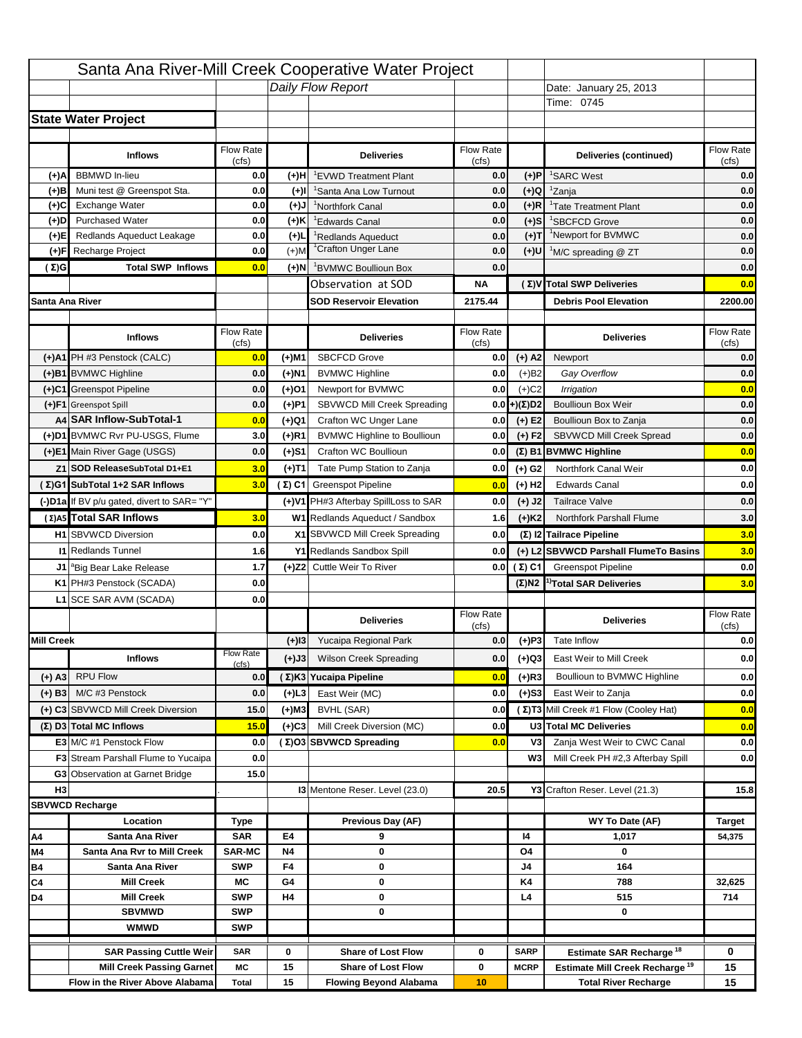# Santa Ana River-Mill Creek Cooperative Water Project

*Daily Flow Report*

Date: January 25, 2013

Time: 0745

## State Water Project

| | Inflows | Flow Rate (cfs) | | Deliveries | Flow Rate (cfs) | | Deliveries (continued) | Flow Rate (cfs) |
|---|---|---|---|---|---|---|---|---|
| (+)A | BBMWD In-lieu | 0.0 | (+)H | [1]EVWD Treatment Plant | 0.0 | (+)P | [1]SARC West | 0.0 |
| (+)B | Muni test @ Greenspot Sta. | 0.0 | (+)I | [1]Santa Ana Low Turnout | 0.0 | (+)Q | [1]Zanja | 0.0 |
| (+)C | Exchange Water | 0.0 | (+)J | [1]Northfork Canal | 0.0 | (+)R | [1]Tate Treatment Plant | 0.0 |
| (+)D | Purchased Water | 0.0 | (+)K | [1]Edwards Canal | 0.0 | (+)S | [1]SBCFCD Grove | 0.0 |
| (+)E | Redlands Aqueduct Leakage | 0.0 | (+)L | [1]Redlands Aqueduct | 0.0 | (+)T | [1]Newport for BVMWC | 0.0 |
| (+)F | Recharge Project | 0.0 | (+)M | [1]Crafton Unger Lane | 0.0 | (+)U | [1]M/C spreading @ ZT | 0.0 |
| (Σ)G | Total SWP Inflows | 0.0 | (+)N | [1]BVMWC Boullioun Box | 0.0 | | | 0.0 |
| | | | | Observation at SOD | NA | (Σ)V | Total SWP Deliveries | 0.0 |
| Santa Ana River | | | | SOD Reservoir Elevation | 2175.44 | | Debris Pool Elevation | 2200.00 |

| | Inflows | Flow Rate (cfs) | | Deliveries | Flow Rate (cfs) | | Deliveries | Flow Rate (cfs) |
|---|---|---|---|---|---|---|---|---|
| (+)A1 | PH #3 Penstock (CALC) | 0.0 | (+)M1 | SBCFCD Grove | 0.0 | (+) A2 | Newport | 0.0 |
| (+)B1 | BVMWC Highline | 0.0 | (+)N1 | BVMWC Highline | 0.0 | (+)B2 | *Gay Overflow* | 0.0 |
| (+)C1 | Greenspot Pipeline | 0.0 | (+)O1 | Newport for BVMWC | 0.0 | (+)C2 | *Irrigation* | 0.0 |
| (+)F1 | Greenspot Spill | 0.0 | (+)P1 | SBVWCD Mill Creek Spreading | 0.0 | (+)(Σ)D2 | Boullioun Box Weir | 0.0 |
| A4 | SAR Inflow-SubTotal-1 | 0.0 | (+)Q1 | Crafton WC Unger Lane | 0.0 | (+) E2 | Boullioun Box to Zanja | 0.0 |
| (+)D1 | BVMWC Rvr PU-USGS, Flume | 3.0 | (+)R1 | BVMWC Highline to Boullioun | 0.0 | (+) F2 | SBVWCD Mill Creek Spread | 0.0 |
| (+)E1 | Main River Gage (USGS) | 0.0 | (+)S1 | Crafton WC Boullioun | 0.0 | (Σ) B1 | BVMWC Highline | 0.0 |
| Z1 | SOD ReleaseSubTotal D1+E1 | 3.0 | (+)T1 | Tate Pump Station to Zanja | 0.0 | (+) G2 | Northfork Canal Weir | 0.0 |
| (Σ)G1 | SubTotal 1+2 SAR Inflows | 3.0 | (Σ) C1 | Greenspot Pipeline | 0.0 | (+) H2 | Edwards Canal | 0.0 |
| (-)D1a | If BV p/u gated, divert to SAR= "Y" | | (+)V1 | PH#3 Afterbay SpillLoss to SAR | 0.0 | (+) J2 | Tailrace Valve | 0.0 |
| (Σ)A5 | Total SAR Inflows | 3.0 | W1 | Redlands Aqueduct / Sandbox | 1.6 | (+)K2 | Northfork Parshall Flume | 3.0 |
| H1 | SBVWCD Diversion | 0.0 | X1 | SBVWCD Mill Creek Spreading | 0.0 | (Σ) I2 | Tailrace Pipeline | 3.0 |
| I1 | Redlands Tunnel | 1.6 | Y1 | Redlands Sandbox Spill | 0.0 | (+) L2 | SBVWCD Parshall FlumeTo Basins | 3.0 |
| J1 | [a]Big Bear Lake Release | 1.7 | (+)Z2 | Cuttle Weir To River | 0.0 | (Σ) C1 | Greenspot Pipeline | 0.0 |
| K1 | PH#3 Penstock (SCADA) | 0.0 | | | | (Σ)N2 | [1)]Total SAR Deliveries | 3.0 |
| L1 | SCE SAR AVM (SCADA) | 0.0 | | | | | | |

| | | | | Deliveries | Flow Rate (cfs) | | Deliveries | Flow Rate (cfs) |
|---|---|---|---|---|---|---|---|---|
| Mill Creek | | | (+)I3 | Yucaipa Regional Park | 0.0 | (+)P3 | Tate Inflow | 0.0 |
| | Inflows | Flow Rate (cfs) | (+)J3 | Wilson Creek Spreading | 0.0 | (+)Q3 | East Weir to Mill Creek | 0.0 |
| (+) A3 | RPU Flow | 0.0 | (Σ)K3 | Yucaipa Pipeline | 0.0 | (+)R3 | Boullioun to BVMWC Highline | 0.0 |
| (+) B3 | M/C #3 Penstock | 0.0 | (+)L3 | East Weir (MC) | 0.0 | (+)S3 | East Weir to Zanja | 0.0 |
| (+) C3 | SBVWCD Mill Creek Diversion | 15.0 | (+)M3 | BVHL (SAR) | 0.0 | (Σ)T3 | Mill Creek #1 Flow (Cooley Hat) | 0.0 |
| (Σ) D3 | Total MC Inflows | 15.0 | (+)C3 | Mill Creek Diversion (MC) | 0.0 | U3 | Total MC Deliveries | 0.0 |
| E3 | M/C #1 Penstock Flow | 0.0 | (Σ)O3 | SBVWCD Spreading | 0.0 | V3 | Zanja West Weir to CWC Canal | 0.0 |
| F3 | Stream Parshall Flume to Yucaipa | 0.0 | | | | W3 | Mill Creek PH #2,3 Afterbay Spill | 0.0 |
| G3 | Observation at Garnet Bridge | 15.0 | | | | | | |
| H3 | | . | | I3 Mentone Reser. Level (23.0) | 20.5 | Y3 | Crafton Reser. Level (21.3) | 15.8 |

## SBVWCD Recharge

| | Location | Type | | Previous Day (AF) | | | WY To Date (AF) | Target |
|---|---|---|---|---|---|---|---|---|
| A4 | Santa Ana River | SAR | E4 | 9 | | I4 | 1,017 | 54,375 |
| M4 | Santa Ana Rvr to Mill Creek | SAR-MC | N4 | 0 | | O4 | 0 | |
| B4 | Santa Ana River | SWP | F4 | 0 | | J4 | 164 | |
| C4 | Mill Creek | MC | G4 | 0 | | K4 | 788 | 32,625 |
| D4 | Mill Creek | SWP | H4 | 0 | | L4 | 515 | 714 |
| | SBVMWD | SWP | | 0 | | | 0 | |
| | WMWD | SWP | | | | | | |
| | SAR Passing Cuttle Weir | SAR | 0 | Share of Lost Flow | 0 | SARP | Estimate SAR Recharge [18] | 0 |
| | Mill Creek Passing Garnet | MC | 15 | Share of Lost Flow | 0 | MCRP | Estimate Mill Creek Recharge [19] | 15 |
| | Flow in the River Above Alabama | Total | 15 | Flowing Beyond Alabama | 10 | | Total River Recharge | 15 |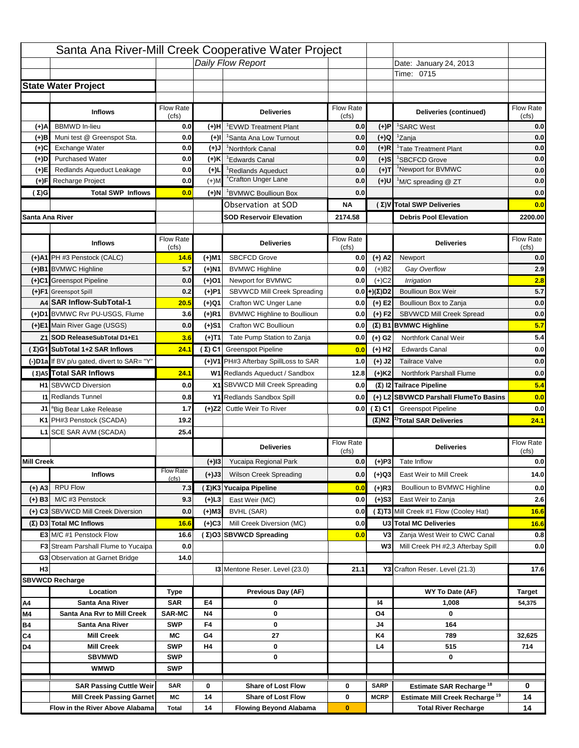# Santa Ana River-Mill Creek Cooperative Water Project

*Daily Flow Report*

Date: January 24, 2013
Time: 0715

## State Water Project

| | Inflows | Flow Rate (cfs) | | Deliveries | Flow Rate (cfs) | | Deliveries (continued) | Flow Rate (cfs) |
|---|---|---|---|---|---|---|---|---|
| (+)A | BBMWD In-lieu | 0.0 | (+)H | [1]EVWD Treatment Plant | 0.0 | (+)P | [1]SARC West | 0.0 |
| (+)B | Muni test @ Greenspot Sta. | 0.0 | (+)I | [1]Santa Ana Low Turnout | 0.0 | (+)Q | [1]Zanja | 0.0 |
| (+)C | Exchange Water | 0.0 | (+)J | [1]Northfork Canal | 0.0 | (+)R | [1]Tate Treatment Plant | 0.0 |
| (+)D | Purchased Water | 0.0 | (+)K | [1]Edwards Canal | 0.0 | (+)S | [1]SBCFCD Grove | 0.0 |
| (+)E | Redlands Aqueduct Leakage | 0.0 | (+)L | [1]Redlands Aqueduct | 0.0 | (+)T | [1]Newport for BVMWC | 0.0 |
| (+)F | Recharge Project | 0.0 | (+)M | [1]Crafton Unger Lane | 0.0 | (+)U | [1]M/C spreading @ ZT | 0.0 |
| (Σ)G | Total SWP Inflows | 0.0 | (+)N | [1]BVMWC Boullioun Box | 0.0 | | | 0.0 |
| | | | | Observation at SOD | NA | (Σ)V | Total SWP Deliveries | 0.0 |
| Santa Ana River | | | | SOD Reservoir Elevation | 2174.58 | | Debris Pool Elevation | 2200.00 |

| | Inflows | Flow Rate (cfs) | | Deliveries | Flow Rate (cfs) | | Deliveries | Flow Rate (cfs) |
|---|---|---|---|---|---|---|---|---|
| (+)A1 | PH #3 Penstock (CALC) | 14.6 | (+)M1 | SBCFCD Grove | 0.0 | (+) A2 | Newport | 0.0 |
| (+)B1 | BVMWC Highline | 5.7 | (+)N1 | BVMWC Highline | 0.0 | (+)B2 | *Gay Overflow* | 2.9 |
| (+)C1 | Greenspot Pipeline | 0.0 | (+)O1 | Newport for BVMWC | 0.0 | (+)C2 | *Irrigation* | 2.8 |
| (+)F1 | Greenspot Spill | 0.2 | (+)P1 | SBVWCD Mill Creek Spreading | 0.0 | (+)(Σ)D2 | Boullioun Box Weir | 5.7 |
| A4 | SAR Inflow-SubTotal-1 | 20.5 | (+)Q1 | Crafton WC Unger Lane | 0.0 | (+) E2 | Boullioun Box to Zanja | 0.0 |
| (+)D1 | BVMWC Rvr PU-USGS, Flume | 3.6 | (+)R1 | BVMWC Highline to Boullioun | 0.0 | (+) F2 | SBVWCD Mill Creek Spread | 0.0 |
| (+)E1 | Main River Gage (USGS) | 0.0 | (+)S1 | Crafton WC Boullioun | 0.0 | (Σ) B1 | BVMWC Highline | 5.7 |
| Z1 | SOD ReleaseSubTotal D1+E1 | 3.6 | (+)T1 | Tate Pump Station to Zanja | 0.0 | (+) G2 | Northfork Canal Weir | 5.4 |
| (Σ)G1 | SubTotal 1+2 SAR Inflows | 24.1 | (Σ) C1 | Greenspot Pipeline | 0.0 | (+) H2 | Edwards Canal | 0.0 |
| (-)D1a | If BV p/u gated, divert to SAR= "Y" | | (+)V1 | PH#3 Afterbay SpillLoss to SAR | 1.0 | (+) J2 | Tailrace Valve | 0.0 |
| (Σ)A5 | Total SAR Inflows | 24.1 | W1 | Redlands Aqueduct / Sandbox | 12.8 | (+)K2 | Northfork Parshall Flume | 0.0 |
| H1 | SBVWCD Diversion | 0.0 | X1 | SBVWCD Mill Creek Spreading | 0.0 | (Σ) I2 | Tailrace Pipeline | 5.4 |
| I1 | Redlands Tunnel | 0.8 | Y1 | Redlands Sandbox Spill | 0.0 | (+) L2 | SBVWCD Parshall FlumeTo Basins | 0.0 |
| J1 | [a]Big Bear Lake Release | 1.7 | (+)Z2 | Cuttle Weir To River | 0.0 | (Σ) C1 | Greenspot Pipeline | 0.0 |
| K1 | PH#3 Penstock (SCADA) | 19.2 | | | | (Σ)N2 | [1)]Total SAR Deliveries | 24.1 |
| L1 | SCE SAR AVM (SCADA) | 25.4 | | | | | | |

| | Inflows | Flow Rate (cfs) | | Deliveries | Flow Rate (cfs) | | Deliveries | Flow Rate (cfs) |
|---|---|---|---|---|---|---|---|---|
| Mill Creek | | | (+)I3 | Yucaipa Regional Park | 0.0 | (+)P3 | Tate Inflow | 0.0 |
| | | | (+)J3 | Wilson Creek Spreading | 0.0 | (+)Q3 | East Weir to Mill Creek | 14.0 |
| (+) A3 | RPU Flow | 7.3 | (Σ)K3 | Yucaipa Pipeline | 0.0 | (+)R3 | Boullioun to BVMWC Highline | 0.0 |
| (+) B3 | M/C #3 Penstock | 9.3 | (+)L3 | East Weir (MC) | 0.0 | (+)S3 | East Weir to Zanja | 2.6 |
| (+) C3 | SBVWCD Mill Creek Diversion | 0.0 | (+)M3 | BVHL (SAR) | 0.0 | (Σ)T3 | Mill Creek #1 Flow (Cooley Hat) | 16.6 |
| (Σ) D3 | Total MC Inflows | 16.6 | (+)C3 | Mill Creek Diversion (MC) | 0.0 | U3 | Total MC Deliveries | 16.6 |
| E3 | M/C #1 Penstock Flow | 16.6 | (Σ)O3 | SBVWCD Spreading | 0.0 | V3 | Zanja West Weir to CWC Canal | 0.8 |
| F3 | Stream Parshall Flume to Yucaipa | 0.0 | | | | W3 | Mill Creek PH #2,3 Afterbay Spill | 0.0 |
| G3 | Observation at Garnet Bridge | 14.0 | | | | | | |
| H3 | | . | | I3 Mentone Reser. Level (23.0) | 21.1 | | Y3 Crafton Reser. Level (21.3) | 17.6 |

## SBVWCD Recharge

| | Location | Type | | Previous Day (AF) | | | WY To Date (AF) | Target |
|---|---|---|---|---|---|---|---|---|
| A4 | Santa Ana River | SAR | E4 | 0 | | I4 | 1,008 | 54,375 |
| M4 | Santa Ana Rvr to Mill Creek | SAR-MC | N4 | 0 | | O4 | 0 | |
| B4 | Santa Ana River | SWP | F4 | 0 | | J4 | 164 | |
| C4 | Mill Creek | MC | G4 | 27 | | K4 | 789 | 32,625 |
| D4 | Mill Creek | SWP | H4 | 0 | | L4 | 515 | 714 |
| | SBVMWD | SWP | | 0 | | | 0 | |
| | WMWD | SWP | | | | | | |

| | | | | | | | |
|---|---|---|---|---|---|---|---|
| SAR Passing Cuttle Weir | SAR | 0 | Share of Lost Flow | 0 | SARP | Estimate SAR Recharge [18] | 0 |
| Mill Creek Passing Garnet | MC | 14 | Share of Lost Flow | 0 | MCRP | Estimate Mill Creek Recharge [19] | 14 |
| Flow in the River Above Alabama | Total | 14 | Flowing Beyond Alabama | 0 | | Total River Recharge | 14 |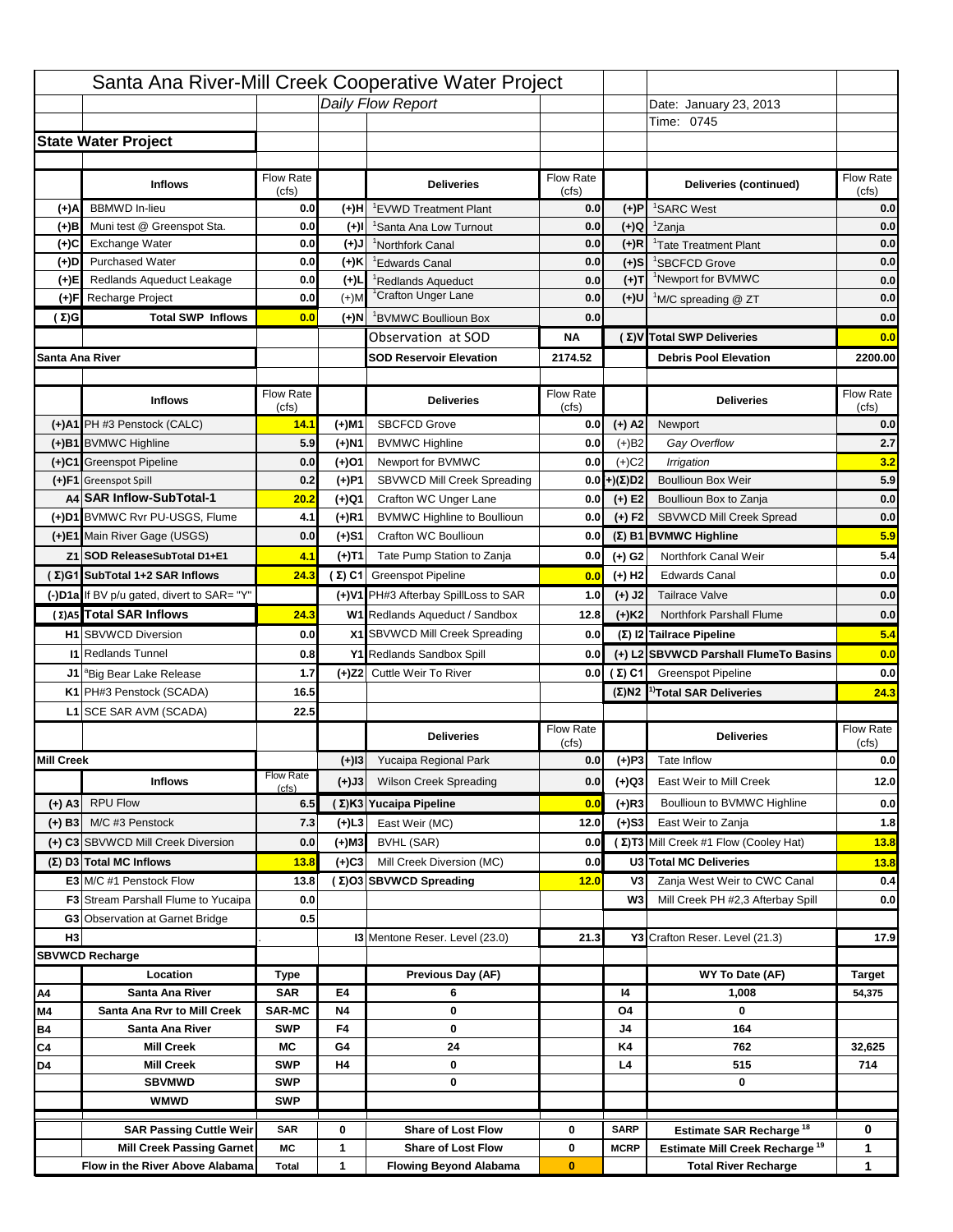# Santa Ana River-Mill Creek Cooperative Water Project

Daily Flow Report

Date: January 23, 2013

Time: 0745

## State Water Project

| | Inflows | Flow Rate (cfs) | | Deliveries | Flow Rate (cfs) | | Deliveries (continued) | Flow Rate (cfs) |
|---|---|---|---|---|---|---|---|---|
| (+)A | BBMWD In-lieu | 0.0 | (+)H | [1]EVWD Treatment Plant | 0.0 | (+)P | [1]SARC West | 0.0 |
| (+)B | Muni test @ Greenspot Sta. | 0.0 | (+)I | [1]Santa Ana Low Turnout | 0.0 | (+)Q | [1]Zanja | 0.0 |
| (+)C | Exchange Water | 0.0 | (+)J | [1]Northfork Canal | 0.0 | (+)R | [1]Tate Treatment Plant | 0.0 |
| (+)D | Purchased Water | 0.0 | (+)K | [1]Edwards Canal | 0.0 | (+)S | [1]SBCFCD Grove | 0.0 |
| (+)E | Redlands Aqueduct Leakage | 0.0 | (+)L | [1]Redlands Aqueduct | 0.0 | (+)T | [1]Newport for BVMWC | 0.0 |
| (+)F | Recharge Project | 0.0 | (+)M | [1]Crafton Unger Lane | 0.0 | (+)U | [1]M/C spreading @ ZT | 0.0 |
| (Σ)G | Total SWP Inflows | 0.0 | (+)N | [1]BVMWC Boullioun Box | 0.0 | | | 0.0 |
| | | | | Observation at SOD | NA | (Σ)V | Total SWP Deliveries | 0.0 |
| Santa Ana River | | | | SOD Reservoir Elevation | 2174.52 | | Debris Pool Elevation | 2200.00 |

| | Inflows | Flow Rate (cfs) | | Deliveries | Flow Rate (cfs) | | Deliveries | Flow Rate (cfs) |
|---|---|---|---|---|---|---|---|---|
| (+)A1 | PH #3 Penstock (CALC) | 14.1 | (+)M1 | SBCFCD Grove | 0.0 | (+) A2 | Newport | 0.0 |
| (+)B1 | BVMWC Highline | 5.9 | (+)N1 | BVMWC Highline | 0.0 | (+)B2 | *Gay Overflow* | 2.7 |
| (+)C1 | Greenspot Pipeline | 0.0 | (+)O1 | Newport for BVMWC | 0.0 | (+)C2 | *Irrigation* | 3.2 |
| (+)F1 | Greenspot Spill | 0.2 | (+)P1 | SBVWCD Mill Creek Spreading | 0.0 | (+)(Σ)D2 | Boullioun Box Weir | 5.9 |
| A4 | SAR Inflow-SubTotal-1 | 20.2 | (+)Q1 | Crafton WC Unger Lane | 0.0 | (+) E2 | Boullioun Box to Zanja | 0.0 |
| (+)D1 | BVMWC Rvr PU-USGS, Flume | 4.1 | (+)R1 | BVMWC Highline to Boullioun | 0.0 | (+) F2 | SBVWCD Mill Creek Spread | 0.0 |
| (+)E1 | Main River Gage (USGS) | 0.0 | (+)S1 | Crafton WC Boullioun | 0.0 | (Σ) B1 | BVMWC Highline | 5.9 |
| Z1 | SOD ReleaseSubTotal D1+E1 | 4.1 | (+)T1 | Tate Pump Station to Zanja | 0.0 | (+) G2 | Northfork Canal Weir | 5.4 |
| (Σ)G1 | SubTotal 1+2 SAR Inflows | 24.3 | (Σ) C1 | Greenspot Pipeline | 0.0 | (+) H2 | Edwards Canal | 0.0 |
| (-)D1a | If BV p/u gated, divert to SAR= "Y" | | (+)V1 | PH#3 Afterbay SpillLoss to SAR | 1.0 | (+) J2 | Tailrace Valve | 0.0 |
| (Σ)A5 | Total SAR Inflows | 24.3 | W1 | Redlands Aqueduct / Sandbox | 12.8 | (+)K2 | Northfork Parshall Flume | 0.0 |
| H1 | SBVWCD Diversion | 0.0 | X1 | SBVWCD Mill Creek Spreading | 0.0 | (Σ) I2 | Tailrace Pipeline | 5.4 |
| I1 | Redlands Tunnel | 0.8 | Y1 | Redlands Sandbox Spill | 0.0 | (+) L2 | SBVWCD Parshall FlumeTo Basins | 0.0 |
| J1 | [a]Big Bear Lake Release | 1.7 | (+)Z2 | Cuttle Weir To River | 0.0 | (Σ) C1 | Greenspot Pipeline | 0.0 |
| K1 | PH#3 Penstock (SCADA) | 16.5 | | | | (Σ)N2 | [1)]Total SAR Deliveries | 24.3 |
| L1 | SCE SAR AVM (SCADA) | 22.5 | | | | | | |

| | Inflows | Flow Rate (cfs) | | Deliveries | Flow Rate (cfs) | | Deliveries | Flow Rate (cfs) |
|---|---|---|---|---|---|---|---|---|
| Mill Creek | | | (+)I3 | Yucaipa Regional Park | 0.0 | (+)P3 | Tate Inflow | 0.0 |
| | Inflows | Flow Rate (cfs) | (+)J3 | Wilson Creek Spreading | 0.0 | (+)Q3 | East Weir to Mill Creek | 12.0 |
| (+) A3 | RPU Flow | 6.5 | (Σ)K3 | Yucaipa Pipeline | 0.0 | (+)R3 | Boullioun to BVMWC Highline | 0.0 |
| (+) B3 | M/C #3 Penstock | 7.3 | (+)L3 | East Weir (MC) | 12.0 | (+)S3 | East Weir to Zanja | 1.8 |
| (+) C3 | SBVWCD Mill Creek Diversion | 0.0 | (+)M3 | BVHL (SAR) | 0.0 | (Σ)T3 | Mill Creek #1 Flow (Cooley Hat) | 13.8 |
| (Σ) D3 | Total MC Inflows | 13.8 | (+)C3 | Mill Creek Diversion (MC) | 0.0 | U3 | Total MC Deliveries | 13.8 |
| E3 | M/C #1 Penstock Flow | 13.8 | (Σ)O3 | SBVWCD Spreading | 12.0 | V3 | Zanja West Weir to CWC Canal | 0.4 |
| F3 | Stream Parshall Flume to Yucaipa | 0.0 | | | | W3 | Mill Creek PH #2,3 Afterbay Spill | 0.0 |
| G3 | Observation at Garnet Bridge | 0.5 | | | | | | |
| H3 | | . | | I3 Mentone Reser. Level (23.0) | 21.3 | | Y3 Crafton Reser. Level (21.3) | 17.9 |

| SBVWCD Recharge | Location | Type | | Previous Day (AF) | | | WY To Date (AF) | Target |
|---|---|---|---|---|---|---|---|---|
| A4 | Santa Ana River | SAR | E4 | 6 | | I4 | 1,008 | 54,375 |
| M4 | Santa Ana Rvr to Mill Creek | SAR-MC | N4 | 0 | | O4 | 0 | |
| B4 | Santa Ana River | SWP | F4 | 0 | | J4 | 164 | |
| C4 | Mill Creek | MC | G4 | 24 | | K4 | 762 | 32,625 |
| D4 | Mill Creek | SWP | H4 | 0 | | L4 | 515 | 714 |
| | SBVMWD | SWP | | 0 | | | 0 | |
| | WMWD | SWP | | | | | | |

| | | | | | | | |
|---|---|---|---|---|---|---|---|
| SAR Passing Cuttle Weir | SAR | 0 | Share of Lost Flow | 0 | SARP | Estimate SAR Recharge [18] | 0 |
| Mill Creek Passing Garnet | MC | 1 | Share of Lost Flow | 0 | MCRP | Estimate Mill Creek Recharge [19] | 1 |
| Flow in the River Above Alabama | Total | 1 | Flowing Beyond Alabama | 0 | | Total River Recharge | 1 |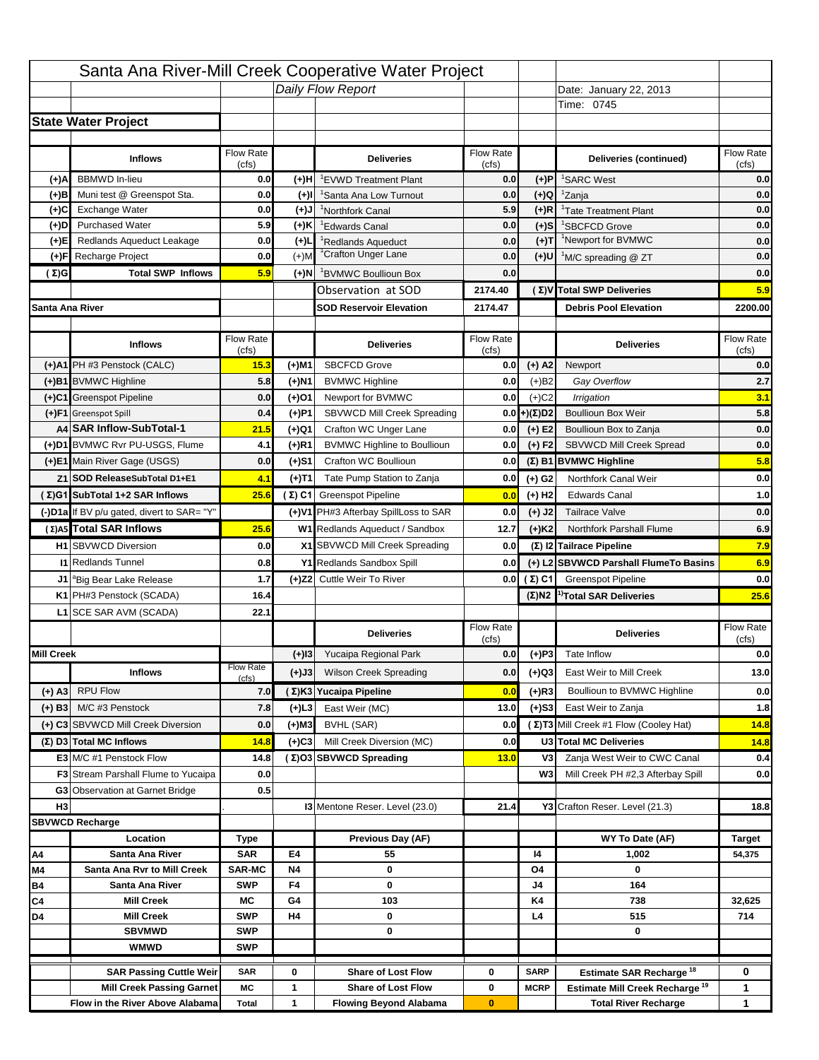# Santa Ana River-Mill Creek Cooperative Water Project

*Daily Flow Report*

Date: January 22, 2013

Time: 0745

## State Water Project

| | Inflows | Flow Rate (cfs) | | Deliveries | Flow Rate (cfs) | | Deliveries (continued) | Flow Rate (cfs) |
|---|---|---|---|---|---|---|---|---|
| (+)A | BBMWD In-lieu | 0.0 | (+)H | [1]EVWD Treatment Plant | 0.0 | (+)P | [1]SARC West | 0.0 |
| (+)B | Muni test @ Greenspot Sta. | 0.0 | (+)I | [1]Santa Ana Low Turnout | 0.0 | (+)Q | [1]Zanja | 0.0 |
| (+)C | Exchange Water | 0.0 | (+)J | [1]Northfork Canal | 5.9 | (+)R | [1]Tate Treatment Plant | 0.0 |
| (+)D | Purchased Water | 5.9 | (+)K | [1]Edwards Canal | 0.0 | (+)S | [1]SBCFCD Grove | 0.0 |
| (+)E | Redlands Aqueduct Leakage | 0.0 | (+)L | [1]Redlands Aqueduct | 0.0 | (+)T | [1]Newport for BVMWC | 0.0 |
| (+)F | Recharge Project | 0.0 | (+)M | [1]Crafton Unger Lane | 0.0 | (+)U | [1]M/C spreading @ ZT | 0.0 |
| (Σ)G | Total SWP Inflows | 5.9 | (+)N | [1]BVMWC Boullioun Box | 0.0 | | | 0.0 |
| | | | | Observation at SOD | 2174.40 | (Σ)V | Total SWP Deliveries | 5.9 |
| Santa Ana River | | | | SOD Reservoir Elevation | 2174.47 | | Debris Pool Elevation | 2200.00 |

| | Inflows | Flow Rate (cfs) | | Deliveries | Flow Rate (cfs) | | Deliveries | Flow Rate (cfs) |
|---|---|---|---|---|---|---|---|---|
| (+)A1 | PH #3 Penstock (CALC) | 15.3 | (+)M1 | SBCFCD Grove | 0.0 | (+) A2 | Newport | 0.0 |
| (+)B1 | BVMWC Highline | 5.8 | (+)N1 | BVMWC Highline | 0.0 | (+)B2 | *Gay Overflow* | 2.7 |
| (+)C1 | Greenspot Pipeline | 0.0 | (+)O1 | Newport for BVMWC | 0.0 | (+)C2 | *Irrigation* | 3.1 |
| (+)F1 | Greenspot Spill | 0.4 | (+)P1 | SBVWCD Mill Creek Spreading | 0.0 | (+)(Σ)D2 | Boullioun Box Weir | 5.8 |
| A4 | SAR Inflow-SubTotal-1 | 21.5 | (+)Q1 | Crafton WC Unger Lane | 0.0 | (+) E2 | Boullioun Box to Zanja | 0.0 |
| (+)D1 | BVMWC Rvr PU-USGS, Flume | 4.1 | (+)R1 | BVMWC Highline to Boullioun | 0.0 | (+) F2 | SBVWCD Mill Creek Spread | 0.0 |
| (+)E1 | Main River Gage (USGS) | 0.0 | (+)S1 | Crafton WC Boullioun | 0.0 | (Σ) B1 | BVMWC Highline | 5.8 |
| Z1 | SOD ReleaseSubTotal D1+E1 | 4.1 | (+)T1 | Tate Pump Station to Zanja | 0.0 | (+) G2 | Northfork Canal Weir | 0.0 |
| (Σ)G1 | SubTotal 1+2 SAR Inflows | 25.6 | (Σ) C1 | Greenspot Pipeline | 0.0 | (+) H2 | Edwards Canal | 1.0 |
| (-)D1a | If BV p/u gated, divert to SAR= "Y" | | (+)V1 | PH#3 Afterbay SpillLoss to SAR | 0.0 | (+) J2 | Tailrace Valve | 0.0 |
| (Σ)A5 | Total SAR Inflows | 25.6 | W1 | Redlands Aqueduct / Sandbox | 12.7 | (+)K2 | Northfork Parshall Flume | 6.9 |
| H1 | SBVWCD Diversion | 0.0 | X1 | SBVWCD Mill Creek Spreading | 0.0 | (Σ) I2 | Tailrace Pipeline | 7.9 |
| I1 | Redlands Tunnel | 0.8 | Y1 | Redlands Sandbox Spill | 0.0 | (+) L2 | SBVWCD Parshall FlumeTo Basins | 6.9 |
| J1 | [a]Big Bear Lake Release | 1.7 | (+)Z2 | Cuttle Weir To River | 0.0 | (Σ) C1 | Greenspot Pipeline | 0.0 |
| K1 | PH#3 Penstock (SCADA) | 16.4 | | | | (Σ)N2 | [1)]Total SAR Deliveries | 25.6 |
| L1 | SCE SAR AVM (SCADA) | 22.1 | | | | | | |

| | Inflows | Flow Rate (cfs) | | Deliveries | Flow Rate (cfs) | | Deliveries | Flow Rate (cfs) |
|---|---|---|---|---|---|---|---|---|
| Mill Creek | | | (+)I3 | Yucaipa Regional Park | 0.0 | (+)P3 | Tate Inflow | 0.0 |
| | | | (+)J3 | Wilson Creek Spreading | 0.0 | (+)Q3 | East Weir to Mill Creek | 13.0 |
| (+) A3 | RPU Flow | 7.0 | (Σ)K3 | Yucaipa Pipeline | 0.0 | (+)R3 | Boullioun to BVMWC Highline | 0.0 |
| (+) B3 | M/C #3 Penstock | 7.8 | (+)L3 | East Weir (MC) | 13.0 | (+)S3 | East Weir to Zanja | 1.8 |
| (+) C3 | SBVWCD Mill Creek Diversion | 0.0 | (+)M3 | BVHL (SAR) | 0.0 | (Σ)T3 | Mill Creek #1 Flow (Cooley Hat) | 14.8 |
| (Σ) D3 | Total MC Inflows | 14.8 | (+)C3 | Mill Creek Diversion (MC) | 0.0 | U3 | Total MC Deliveries | 14.8 |
| E3 | M/C #1 Penstock Flow | 14.8 | (Σ)O3 | SBVWCD Spreading | 13.0 | V3 | Zanja West Weir to CWC Canal | 0.4 |
| F3 | Stream Parshall Flume to Yucaipa | 0.0 | | | | W3 | Mill Creek PH #2,3 Afterbay Spill | 0.0 |
| G3 | Observation at Garnet Bridge | 0.5 | | | | | | |
| H3 | | . | | I3 Mentone Reser. Level (23.0) | 21.4 | | Y3 Crafton Reser. Level (21.3) | 18.8 |

## SBVWCD Recharge

| | Location | Type | | Previous Day (AF) | | | WY To Date (AF) | Target |
|---|---|---|---|---|---|---|---|---|
| A4 | Santa Ana River | SAR | E4 | 55 | | I4 | 1,002 | 54,375 |
| M4 | Santa Ana Rvr to Mill Creek | SAR-MC | N4 | 0 | | O4 | 0 | |
| B4 | Santa Ana River | SWP | F4 | 0 | | J4 | 164 | |
| C4 | Mill Creek | MC | G4 | 103 | | K4 | 738 | 32,625 |
| D4 | Mill Creek | SWP | H4 | 0 | | L4 | 515 | 714 |
| | SBVMWD | SWP | | 0 | | | 0 | |
| | WMWD | SWP | | | | | | |

| | | | | | | | | |
|---|---|---|---|---|---|---|---|---|
| | SAR Passing Cuttle Weir | SAR | 0 | Share of Lost Flow | 0 | SARP | Estimate SAR Recharge [18] | 0 |
| | Mill Creek Passing Garnet | MC | 1 | Share of Lost Flow | 0 | MCRP | Estimate Mill Creek Recharge [19] | 1 |
| | Flow in the River Above Alabama | Total | 1 | Flowing Beyond Alabama | 0 | | Total River Recharge | 1 |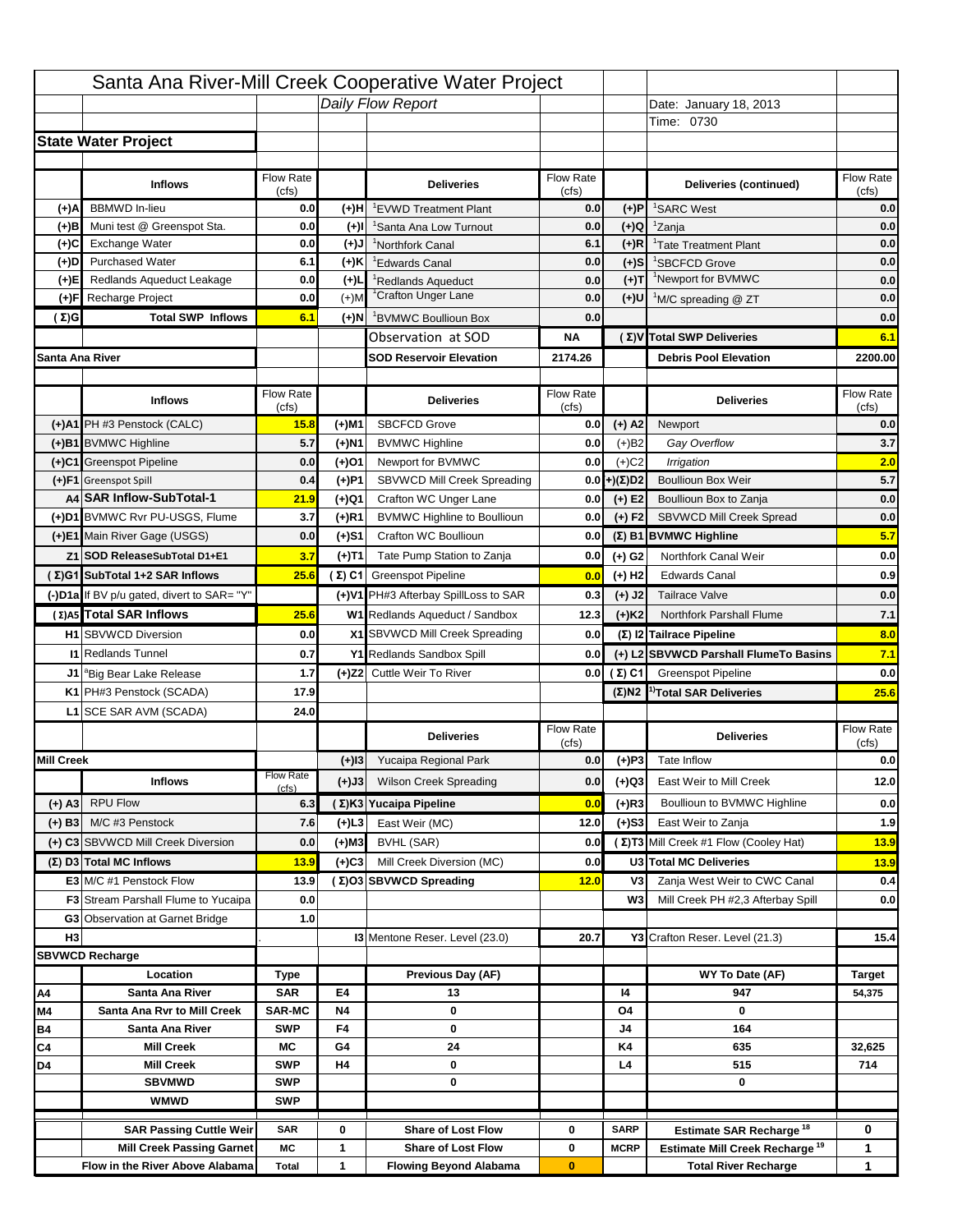# Santa Ana River-Mill Creek Cooperative Water Project

**Daily Flow Report**

Date: January 18, 2013
Time: 0730

## State Water Project

| | Inflows | Flow Rate (cfs) | | Deliveries | Flow Rate (cfs) | | Deliveries (continued) | Flow Rate (cfs) |
|---|---|---|---|---|---|---|---|---|
| (+)A | BBMWD In-lieu | 0.0 | (+)H | [1]EVWD Treatment Plant | 0.0 | (+)P | [1]SARC West | 0.0 |
| (+)B | Muni test @ Greenspot Sta. | 0.0 | (+)I | [1]Santa Ana Low Turnout | 0.0 | (+)Q | [1]Zanja | 0.0 |
| (+)C | Exchange Water | 0.0 | (+)J | [1]Northfork Canal | 6.1 | (+)R | [1]Tate Treatment Plant | 0.0 |
| (+)D | Purchased Water | 6.1 | (+)K | [1]Edwards Canal | 0.0 | (+)S | [1]SBCFCD Grove | 0.0 |
| (+)E | Redlands Aqueduct Leakage | 0.0 | (+)L | [1]Redlands Aqueduct | 0.0 | (+)T | [1]Newport for BVMWC | 0.0 |
| (+)F | Recharge Project | 0.0 | (+)M | [1]Crafton Unger Lane | 0.0 | (+)U | [1]M/C spreading @ ZT | 0.0 |
| (Σ)G | Total SWP Inflows | 6.1 | (+)N | [1]BVMWC Boullioun Box | 0.0 | | | 0.0 |
| | | | | Observation at SOD | NA | (Σ)V | Total SWP Deliveries | 6.1 |
| Santa Ana River | | | | SOD Reservoir Elevation | 2174.26 | | Debris Pool Elevation | 2200.00 |

| | Inflows | Flow Rate (cfs) | | Deliveries | Flow Rate (cfs) | | Deliveries | Flow Rate (cfs) |
|---|---|---|---|---|---|---|---|---|
| (+)A1 | PH #3 Penstock (CALC) | 15.8 | (+)M1 | SBCFCD Grove | 0.0 | (+) A2 | Newport | 0.0 |
| (+)B1 | BVMWC Highline | 5.7 | (+)N1 | BVMWC Highline | 0.0 | (+)B2 | *Gay Overflow* | 3.7 |
| (+)C1 | Greenspot Pipeline | 0.0 | (+)O1 | Newport for BVMWC | 0.0 | (+)C2 | *Irrigation* | 2.0 |
| (+)F1 | Greenspot Spill | 0.4 | (+)P1 | SBVWCD Mill Creek Spreading | 0.0 | (+)(Σ)D2 | Boullioun Box Weir | 5.7 |
| A4 | SAR Inflow-SubTotal-1 | 21.9 | (+)Q1 | Crafton WC Unger Lane | 0.0 | (+) E2 | Boullioun Box to Zanja | 0.0 |
| (+)D1 | BVMWC Rvr PU-USGS, Flume | 3.7 | (+)R1 | BVMWC Highline to Boullioun | 0.0 | (+) F2 | SBVWCD Mill Creek Spread | 0.0 |
| (+)E1 | Main River Gage (USGS) | 0.0 | (+)S1 | Crafton WC Boullioun | 0.0 | (Σ) B1 | BVMWC Highline | 5.7 |
| Z1 | SOD ReleaseSubTotal D1+E1 | 3.7 | (+)T1 | Tate Pump Station to Zanja | 0.0 | (+) G2 | Northfork Canal Weir | 0.0 |
| (Σ)G1 | SubTotal 1+2 SAR Inflows | 25.6 | (Σ) C1 | Greenspot Pipeline | 0.0 | (+) H2 | Edwards Canal | 0.9 |
| (-)D1a | If BV p/u gated, divert to SAR= "Y" | | (+)V1 | PH#3 Afterbay SpillLoss to SAR | 0.3 | (+) J2 | Tailrace Valve | 0.0 |
| (Σ)A5 | Total SAR Inflows | 25.6 | W1 | Redlands Aqueduct / Sandbox | 12.3 | (+)K2 | Northfork Parshall Flume | 7.1 |
| H1 | SBVWCD Diversion | 0.0 | X1 | SBVWCD Mill Creek Spreading | 0.0 | (Σ) I2 | Tailrace Pipeline | 8.0 |
| I1 | Redlands Tunnel | 0.7 | Y1 | Redlands Sandbox Spill | 0.0 | (+) L2 | SBVWCD Parshall FlumeTo Basins | 7.1 |
| J1 | [a]Big Bear Lake Release | 1.7 | (+)Z2 | Cuttle Weir To River | 0.0 | (Σ) C1 | Greenspot Pipeline | 0.0 |
| K1 | PH#3 Penstock (SCADA) | 17.9 | | | | (Σ)N2 | [1)]Total SAR Deliveries | 25.6 |
| L1 | SCE SAR AVM (SCADA) | 24.0 | | | | | | |

| | | | | Deliveries | Flow Rate (cfs) | | Deliveries | Flow Rate (cfs) |
|---|---|---|---|---|---|---|---|---|
| Mill Creek | | | (+)I3 | Yucaipa Regional Park | 0.0 | (+)P3 | Tate Inflow | 0.0 |
| | Inflows | Flow Rate (cfs) | (+)J3 | Wilson Creek Spreading | 0.0 | (+)Q3 | East Weir to Mill Creek | 12.0 |
| (+) A3 | RPU Flow | 6.3 | (Σ)K3 | Yucaipa Pipeline | 0.0 | (+)R3 | Boullioun to BVMWC Highline | 0.0 |
| (+) B3 | M/C #3 Penstock | 7.6 | (+)L3 | East Weir (MC) | 12.0 | (+)S3 | East Weir to Zanja | 1.9 |
| (+) C3 | SBVWCD Mill Creek Diversion | 0.0 | (+)M3 | BVHL (SAR) | 0.0 | (Σ)T3 | Mill Creek #1 Flow (Cooley Hat) | 13.9 |
| (Σ) D3 | Total MC Inflows | 13.9 | (+)C3 | Mill Creek Diversion (MC) | 0.0 | U3 | Total MC Deliveries | 13.9 |
| E3 | M/C #1 Penstock Flow | 13.9 | (Σ)O3 | SBVWCD Spreading | 12.0 | V3 | Zanja West Weir to CWC Canal | 0.4 |
| F3 | Stream Parshall Flume to Yucaipa | 0.0 | | | | W3 | Mill Creek PH #2,3 Afterbay Spill | 0.0 |
| G3 | Observation at Garnet Bridge | 1.0 | | | | | | |
| H3 | | . | | I3 Mentone Reser. Level (23.0) | 20.7 | | Y3 Crafton Reser. Level (21.3) | 15.4 |

## SBVWCD Recharge

| | Location | Type | | Previous Day (AF) | | | WY To Date (AF) | Target |
|---|---|---|---|---|---|---|---|---|
| A4 | Santa Ana River | SAR | E4 | 13 | | I4 | 947 | 54,375 |
| M4 | Santa Ana Rvr to Mill Creek | SAR-MC | N4 | 0 | | O4 | 0 | |
| B4 | Santa Ana River | SWP | F4 | 0 | | J4 | 164 | |
| C4 | Mill Creek | MC | G4 | 24 | | K4 | 635 | 32,625 |
| D4 | Mill Creek | SWP | H4 | 0 | | L4 | 515 | 714 |
| | SBVMWD | SWP | | 0 | | | 0 | |
| | WMWD | SWP | | | | | | |
| | SAR Passing Cuttle Weir | SAR | 0 | Share of Lost Flow | 0 | SARP | Estimate SAR Recharge [18] | 0 |
| | Mill Creek Passing Garnet | MC | 1 | Share of Lost Flow | 0 | MCRP | Estimate Mill Creek Recharge [19] | 1 |
| | Flow in the River Above Alabama | Total | 1 | Flowing Beyond Alabama | 0 | | Total River Recharge | 1 |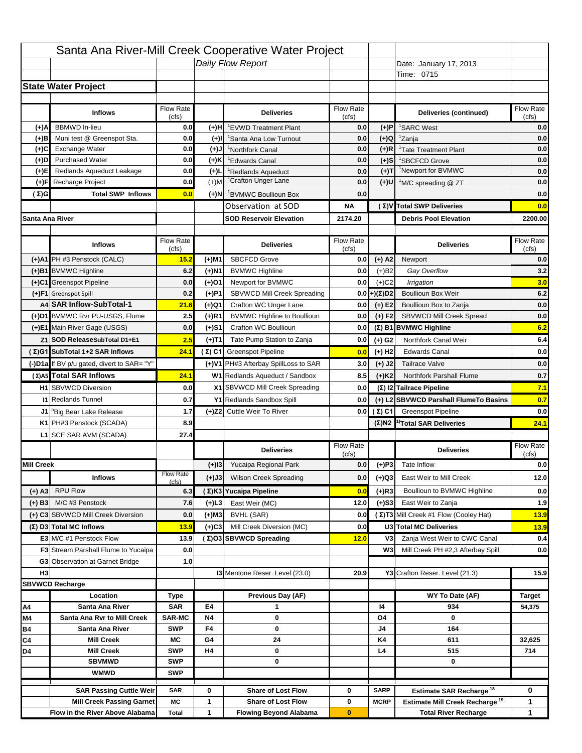# Santa Ana River-Mill Creek Cooperative Water Project

*Daily Flow Report*

Date: January 17, 2013
Time: 0715

## State Water Project

| | Inflows | Flow Rate (cfs) | | Deliveries | Flow Rate (cfs) | | Deliveries (continued) | Flow Rate (cfs) |
|---|---|---|---|---|---|---|---|---|
| (+)A | BBMWD In-lieu | 0.0 | (+)H | [1]EVWD Treatment Plant | 0.0 | (+)P | [1]SARC West | 0.0 |
| (+)B | Muni test @ Greenspot Sta. | 0.0 | (+)I | [1]Santa Ana Low Turnout | 0.0 | (+)Q | [1]Zanja | 0.0 |
| (+)C | Exchange Water | 0.0 | (+)J | [1]Northfork Canal | 0.0 | (+)R | [1]Tate Treatment Plant | 0.0 |
| (+)D | Purchased Water | 0.0 | (+)K | [1]Edwards Canal | 0.0 | (+)S | [1]SBCFCD Grove | 0.0 |
| (+)E | Redlands Aqueduct Leakage | 0.0 | (+)L | [1]Redlands Aqueduct | 0.0 | (+)T | [1]Newport for BVMWC | 0.0 |
| (+)F | Recharge Project | 0.0 | (+)M | [1]Crafton Unger Lane | 0.0 | (+)U | [1]M/C spreading @ ZT | 0.0 |
| (Σ)G | Total SWP Inflows | 0.0 | (+)N | [1]BVMWC Boullioun Box | 0.0 | | | 0.0 |
| | | | | Observation at SOD | NA | (Σ)V | Total SWP Deliveries | 0.0 |
| Santa Ana River | | | | SOD Reservoir Elevation | 2174.20 | | Debris Pool Elevation | 2200.00 |

| | Inflows | Flow Rate (cfs) | | Deliveries | Flow Rate (cfs) | | Deliveries | Flow Rate (cfs) |
|---|---|---|---|---|---|---|---|---|
| (+)A1 | PH #3 Penstock (CALC) | 15.2 | (+)M1 | SBCFCD Grove | 0.0 | (+) A2 | Newport | 0.0 |
| (+)B1 | BVMWC Highline | 6.2 | (+)N1 | BVMWC Highline | 0.0 | (+)B2 | *Gay Overflow* | 3.2 |
| (+)C1 | Greenspot Pipeline | 0.0 | (+)O1 | Newport for BVMWC | 0.0 | (+)C2 | *Irrigation* | 3.0 |
| (+)F1 | Greenspot Spill | 0.2 | (+)P1 | SBVWCD Mill Creek Spreading | 0.0 | (+)(Σ)D2 | Boullioun Box Weir | 6.2 |
| A4 | SAR Inflow-SubTotal-1 | 21.6 | (+)Q1 | Crafton WC Unger Lane | 0.0 | (+) E2 | Boullioun Box to Zanja | 0.0 |
| (+)D1 | BVMWC Rvr PU-USGS, Flume | 2.5 | (+)R1 | BVMWC Highline to Boullioun | 0.0 | (+) F2 | SBVWCD Mill Creek Spread | 0.0 |
| (+)E1 | Main River Gage (USGS) | 0.0 | (+)S1 | Crafton WC Boullioun | 0.0 | (Σ) B1 | BVMWC Highline | 6.2 |
| Z1 | SOD ReleaseSubTotal D1+E1 | 2.5 | (+)T1 | Tate Pump Station to Zanja | 0.0 | (+) G2 | Northfork Canal Weir | 6.4 |
| (Σ)G1 | SubTotal 1+2 SAR Inflows | 24.1 | (Σ) C1 | Greenspot Pipeline | 0.0 | (+) H2 | Edwards Canal | 0.0 |
| (-)D1a | If BV p/u gated, divert to SAR= "Y" | | (+)V1 | PH#3 Afterbay SpillLoss to SAR | 3.0 | (+) J2 | Tailrace Valve | 0.0 |
| (Σ)A5 | Total SAR Inflows | 24.1 | W1 | Redlands Aqueduct / Sandbox | 8.5 | (+)K2 | Northfork Parshall Flume | 0.7 |
| H1 | SBVWCD Diversion | 0.0 | X1 | SBVWCD Mill Creek Spreading | 0.0 | (Σ) I2 | Tailrace Pipeline | 7.1 |
| I1 | Redlands Tunnel | 0.7 | Y1 | Redlands Sandbox Spill | 0.0 | (+) L2 | SBVWCD Parshall FlumeTo Basins | 0.7 |
| J1 | [a]Big Bear Lake Release | 1.7 | (+)Z2 | Cuttle Weir To River | 0.0 | (Σ) C1 | Greenspot Pipeline | 0.0 |
| K1 | PH#3 Penstock (SCADA) | 8.9 | | | | (Σ)N2 | [1)]Total SAR Deliveries | 24.1 |
| L1 | SCE SAR AVM (SCADA) | 27.4 | | | | | | |

| | Inflows | Flow Rate (cfs) | | Deliveries | Flow Rate (cfs) | | Deliveries | Flow Rate (cfs) |
|---|---|---|---|---|---|---|---|---|
| Mill Creek | | | (+)I3 | Yucaipa Regional Park | 0.0 | (+)P3 | Tate Inflow | 0.0 |
| | | | (+)J3 | Wilson Creek Spreading | 0.0 | (+)Q3 | East Weir to Mill Creek | 12.0 |
| (+) A3 | RPU Flow | 6.3 | (Σ)K3 | Yucaipa Pipeline | 0.0 | (+)R3 | Boullioun to BVMWC Highline | 0.0 |
| (+) B3 | M/C #3 Penstock | 7.6 | (+)L3 | East Weir (MC) | 12.0 | (+)S3 | East Weir to Zanja | 1.9 |
| (+) C3 | SBVWCD Mill Creek Diversion | 0.0 | (+)M3 | BVHL (SAR) | 0.0 | (Σ)T3 | Mill Creek #1 Flow (Cooley Hat) | 13.9 |
| (Σ) D3 | Total MC Inflows | 13.9 | (+)C3 | Mill Creek Diversion (MC) | 0.0 | U3 | Total MC Deliveries | 13.9 |
| E3 | M/C #1 Penstock Flow | 13.9 | (Σ)O3 | SBVWCD Spreading | 12.0 | V3 | Zanja West Weir to CWC Canal | 0.4 |
| F3 | Stream Parshall Flume to Yucaipa | 0.0 | | | | W3 | Mill Creek PH #2,3 Afterbay Spill | 0.0 |
| G3 | Observation at Garnet Bridge | 1.0 | | | | | | |
| H3 | | . | | I3 Mentone Reser. Level (23.0) | 20.9 | | Y3 Crafton Reser. Level (21.3) | 15.9 |

## SBVWCD Recharge

| | Location | Type | | Previous Day (AF) | | | WY To Date (AF) | Target |
|---|---|---|---|---|---|---|---|---|
| A4 | Santa Ana River | SAR | E4 | 1 | | I4 | 934 | 54,375 |
| M4 | Santa Ana Rvr to Mill Creek | SAR-MC | N4 | 0 | | O4 | 0 | |
| B4 | Santa Ana River | SWP | F4 | 0 | | J4 | 164 | |
| C4 | Mill Creek | MC | G4 | 24 | | K4 | 611 | 32,625 |
| D4 | Mill Creek | SWP | H4 | 0 | | L4 | 515 | 714 |
| | SBVMWD | SWP | | 0 | | | 0 | |
| | WMWD | SWP | | | | | | |
| | SAR Passing Cuttle Weir | SAR | 0 | Share of Lost Flow | 0 | SARP | Estimate SAR Recharge [18] | 0 |
| | Mill Creek Passing Garnet | MC | 1 | Share of Lost Flow | 0 | MCRP | Estimate Mill Creek Recharge [19] | 1 |
| | Flow in the River Above Alabama | Total | 1 | Flowing Beyond Alabama | 0 | | Total River Recharge | 1 |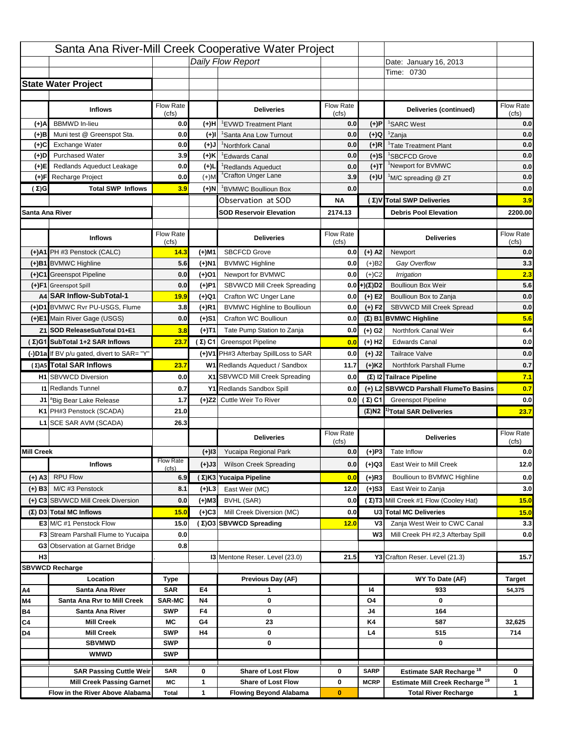# Santa Ana River-Mill Creek Cooperative Water Project

*Daily Flow Report*

Date: January 16, 2013
Time: 0730

## State Water Project

| | Inflows | Flow Rate (cfs) | | Deliveries | Flow Rate (cfs) | | Deliveries (continued) | Flow Rate (cfs) |
|---|---|---|---|---|---|---|---|---|
| (+)A | BBMWD In-lieu | 0.0 | (+)H | [1]EVWD Treatment Plant | 0.0 | (+)P | [1]SARC West | 0.0 |
| (+)B | Muni test @ Greenspot Sta. | 0.0 | (+)I | [1]Santa Ana Low Turnout | 0.0 | (+)Q | [1]Zanja | 0.0 |
| (+)C | Exchange Water | 0.0 | (+)J | [1]Northfork Canal | 0.0 | (+)R | [1]Tate Treatment Plant | 0.0 |
| (+)D | Purchased Water | 3.9 | (+)K | [1]Edwards Canal | 0.0 | (+)S | [1]SBCFCD Grove | 0.0 |
| (+)E | Redlands Aqueduct Leakage | 0.0 | (+)L | [1]Redlands Aqueduct | 0.0 | (+)T | [1]Newport for BVMWC | 0.0 |
| (+)F | Recharge Project | 0.0 | (+)M | [1]Crafton Unger Lane | 3.9 | (+)U | [1]M/C spreading @ ZT | 0.0 |
| (Σ)G | Total SWP Inflows | 3.9 | (+)N | [1]BVMWC Boullioun Box | 0.0 | | | 0.0 |
| | | | | Observation at SOD | NA | (Σ)V | Total SWP Deliveries | 3.9 |
| | | | | SOD Reservoir Elevation | 2174.13 | | Debris Pool Elevation | 2200.00 |

## Santa Ana River

| | Inflows | Flow Rate (cfs) | | Deliveries | Flow Rate (cfs) | | Deliveries | Flow Rate (cfs) |
|---|---|---|---|---|---|---|---|---|
| (+)A1 | PH #3 Penstock (CALC) | 14.3 | (+)M1 | SBCFCD Grove | 0.0 | (+) A2 | Newport | 0.0 |
| (+)B1 | BVMWC Highline | 5.6 | (+)N1 | BVMWC Highline | 0.0 | (+)B2 | *Gay Overflow* | 3.3 |
| (+)C1 | Greenspot Pipeline | 0.0 | (+)O1 | Newport for BVMWC | 0.0 | (+)C2 | *Irrigation* | 2.3 |
| (+)F1 | Greenspot Spill | 0.0 | (+)P1 | SBVWCD Mill Creek Spreading | 0.0 | +)(Σ)D2 | Boullioun Box Weir | 5.6 |
| A4 | SAR Inflow-SubTotal-1 | 19.9 | (+)Q1 | Crafton WC Unger Lane | 0.0 | (+) E2 | Boullioun Box to Zanja | 0.0 |
| (+)D1 | BVMWC Rvr PU-USGS, Flume | 3.8 | (+)R1 | BVMWC Highline to Boullioun | 0.0 | (+) F2 | SBVWCD Mill Creek Spread | 0.0 |
| (+)E1 | Main River Gage (USGS) | 0.0 | (+)S1 | Crafton WC Boullioun | 0.0 | (Σ) B1 | BVMWC Highline | 5.6 |
| Z1 | SOD ReleaseSubTotal D1+E1 | 3.8 | (+)T1 | Tate Pump Station to Zanja | 0.0 | (+) G2 | Northfork Canal Weir | 6.4 |
| (Σ)G1 | SubTotal 1+2 SAR Inflows | 23.7 | (Σ) C1 | Greenspot Pipeline | 0.0 | (+) H2 | Edwards Canal | 0.0 |
| (-)D1a | If BV p/u gated, divert to SAR= "Y" | | (+)V1 | PH#3 Afterbay SpillLoss to SAR | 0.0 | (+) J2 | Tailrace Valve | 0.0 |
| (Σ)A5 | Total SAR Inflows | 23.7 | W1 | Redlands Aqueduct / Sandbox | 11.7 | (+)K2 | Northfork Parshall Flume | 0.7 |
| H1 | SBVWCD Diversion | 0.0 | X1 | SBVWCD Mill Creek Spreading | 0.0 | (Σ) I2 | Tailrace Pipeline | 7.1 |
| I1 | Redlands Tunnel | 0.7 | Y1 | Redlands Sandbox Spill | 0.0 | (+) L2 | SBVWCD Parshall FlumeTo Basins | 0.7 |
| J1 | [a]Big Bear Lake Release | 1.7 | (+)Z2 | Cuttle Weir To River | 0.0 | (Σ) C1 | Greenspot Pipeline | 0.0 |
| K1 | PH#3 Penstock (SCADA) | 21.0 | | | | (Σ)N2 | [1)]Total SAR Deliveries | 23.7 |
| L1 | SCE SAR AVM (SCADA) | 26.3 | | | | | | |

## Mill Creek

| | Inflows | Flow Rate (cfs) | | Deliveries | Flow Rate (cfs) | | Deliveries | Flow Rate (cfs) |
|---|---|---|---|---|---|---|---|---|
| | | | (+)I3 | Yucaipa Regional Park | 0.0 | (+)P3 | Tate Inflow | 0.0 |
| | | | (+)J3 | Wilson Creek Spreading | 0.0 | (+)Q3 | East Weir to Mill Creek | 12.0 |
| (+) A3 | RPU Flow | 6.9 | (Σ)K3 | Yucaipa Pipeline | 0.0 | (+)R3 | Boullioun to BVMWC Highline | 0.0 |
| (+) B3 | M/C #3 Penstock | 8.1 | (+)L3 | East Weir (MC) | 12.0 | (+)S3 | East Weir to Zanja | 3.0 |
| (+) C3 | SBVWCD Mill Creek Diversion | 0.0 | (+)M3 | BVHL (SAR) | 0.0 | (Σ)T3 | Mill Creek #1 Flow (Cooley Hat) | 15.0 |
| (Σ) D3 | Total MC Inflows | 15.0 | (+)C3 | Mill Creek Diversion (MC) | 0.0 | U3 | Total MC Deliveries | 15.0 |
| E3 | M/C #1 Penstock Flow | 15.0 | (Σ)O3 | SBVWCD Spreading | 12.0 | V3 | Zanja West Weir to CWC Canal | 3.3 |
| F3 | Stream Parshall Flume to Yucaipa | 0.0 | | | | W3 | Mill Creek PH #2,3 Afterbay Spill | 0.0 |
| G3 | Observation at Garnet Bridge | 0.8 | | | | | | |
| H3 | | . | | I3 Mentone Reser. Level (23.0) | 21.5 | | Y3 Crafton Reser. Level (21.3) | 15.7 |

## SBVWCD Recharge

| | Location | Type | | Previous Day (AF) | | | WY To Date (AF) | Target |
|---|---|---|---|---|---|---|---|---|
| A4 | Santa Ana River | SAR | E4 | 1 | | I4 | 933 | 54,375 |
| M4 | Santa Ana Rvr to Mill Creek | SAR-MC | N4 | 0 | | O4 | 0 | |
| B4 | Santa Ana River | SWP | F4 | 0 | | J4 | 164 | |
| C4 | Mill Creek | MC | G4 | 23 | | K4 | 587 | 32,625 |
| D4 | Mill Creek | SWP | H4 | 0 | | L4 | 515 | 714 |
| | SBVMWD | SWP | | 0 | | | 0 | |
| | WMWD | SWP | | | | | | |
| | SAR Passing Cuttle Weir | SAR | 0 | Share of Lost Flow | 0 | SARP | Estimate SAR Recharge [18] | 0 |
| | Mill Creek Passing Garnet | MC | 1 | Share of Lost Flow | 0 | MCRP | Estimate Mill Creek Recharge [19] | 1 |
| | Flow in the River Above Alabama | Total | 1 | Flowing Beyond Alabama | 0 | | Total River Recharge | 1 |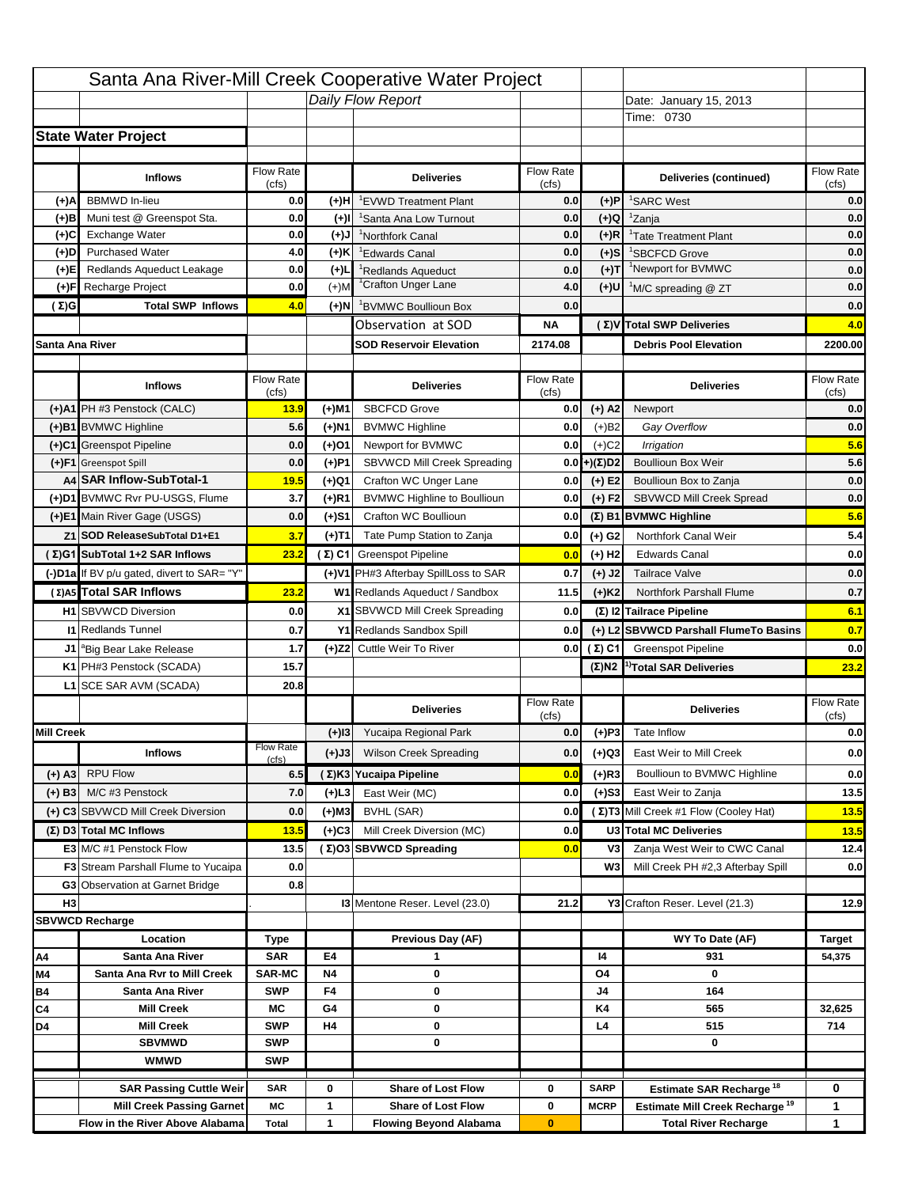# Santa Ana River-Mill Creek Cooperative Water Project

*Daily Flow Report*

Date: January 15, 2013
Time: 0730

## State Water Project

| | Inflows | Flow Rate (cfs) | | Deliveries | Flow Rate (cfs) | | Deliveries (continued) | Flow Rate (cfs) |
|---|---|---|---|---|---|---|---|---|
| (+)A | BBMWD In-lieu | 0.0 | (+)H | [1]EVWD Treatment Plant | 0.0 | (+)P | [1]SARC West | 0.0 |
| (+)B | Muni test @ Greenspot Sta. | 0.0 | (+)I | [1]Santa Ana Low Turnout | 0.0 | (+)Q | [1]Zanja | 0.0 |
| (+)C | Exchange Water | 0.0 | (+)J | [1]Northfork Canal | 0.0 | (+)R | [1]Tate Treatment Plant | 0.0 |
| (+)D | Purchased Water | 4.0 | (+)K | [1]Edwards Canal | 0.0 | (+)S | [1]SBCFCD Grove | 0.0 |
| (+)E | Redlands Aqueduct Leakage | 0.0 | (+)L | [1]Redlands Aqueduct | 0.0 | (+)T | [1]Newport for BVMWC | 0.0 |
| (+)F | Recharge Project | 0.0 | (+)M | [1]Crafton Unger Lane | 4.0 | (+)U | [1]M/C spreading @ ZT | 0.0 |
| (Σ)G | Total SWP Inflows | 4.0 | (+)N | [1]BVMWC Boullioun Box | 0.0 | | | 0.0 |
| | | | | Observation at SOD | NA | (Σ)V | Total SWP Deliveries | 4.0 |
| Santa Ana River | | | | SOD Reservoir Elevation | 2174.08 | | Debris Pool Elevation | 2200.00 |

| | Inflows | Flow Rate (cfs) | | Deliveries | Flow Rate (cfs) | | Deliveries | Flow Rate (cfs) |
|---|---|---|---|---|---|---|---|---|
| (+)A1 | PH #3 Penstock (CALC) | 13.9 | (+)M1 | SBCFCD Grove | 0.0 | (+) A2 | Newport | 0.0 |
| (+)B1 | BVMWC Highline | 5.6 | (+)N1 | BVMWC Highline | 0.0 | (+)B2 | *Gay Overflow* | 0.0 |
| (+)C1 | Greenspot Pipeline | 0.0 | (+)O1 | Newport for BVMWC | 0.0 | (+)C2 | *Irrigation* | 5.6 |
| (+)F1 | Greenspot Spill | 0.0 | (+)P1 | SBVWCD Mill Creek Spreading | 0.0 | (+)(Σ)D2 | Boullioun Box Weir | 5.6 |
| A4 | SAR Inflow-SubTotal-1 | 19.5 | (+)Q1 | Crafton WC Unger Lane | 0.0 | (+) E2 | Boullioun Box to Zanja | 0.0 |
| (+)D1 | BVMWC Rvr PU-USGS, Flume | 3.7 | (+)R1 | BVMWC Highline to Boullioun | 0.0 | (+) F2 | SBVWCD Mill Creek Spread | 0.0 |
| (+)E1 | Main River Gage (USGS) | 0.0 | (+)S1 | Crafton WC Boullioun | 0.0 | (Σ) B1 | BVMWC Highline | 5.6 |
| Z1 | SOD ReleaseSubTotal D1+E1 | 3.7 | (+)T1 | Tate Pump Station to Zanja | 0.0 | (+) G2 | Northfork Canal Weir | 5.4 |
| (Σ)G1 | SubTotal 1+2 SAR Inflows | 23.2 | (Σ) C1 | Greenspot Pipeline | 0.0 | (+) H2 | Edwards Canal | 0.0 |
| (-)D1a | If BV p/u gated, divert to SAR= "Y" | | (+)V1 | PH#3 Afterbay SpillLoss to SAR | 0.7 | (+) J2 | Tailrace Valve | 0.0 |
| (Σ)A5 | Total SAR Inflows | 23.2 | W1 | Redlands Aqueduct / Sandbox | 11.5 | (+)K2 | Northfork Parshall Flume | 0.7 |
| H1 | SBVWCD Diversion | 0.0 | X1 | SBVWCD Mill Creek Spreading | 0.0 | (Σ) I2 | Tailrace Pipeline | 6.1 |
| I1 | Redlands Tunnel | 0.7 | Y1 | Redlands Sandbox Spill | 0.0 | (+) L2 | SBVWCD Parshall FlumeTo Basins | 0.7 |
| J1 | [a]Big Bear Lake Release | 1.7 | (+)Z2 | Cuttle Weir To River | 0.0 | (Σ) C1 | Greenspot Pipeline | 0.0 |
| K1 | PH#3 Penstock (SCADA) | 15.7 | | | | (Σ)N2 | [1)]Total SAR Deliveries | 23.2 |
| L1 | SCE SAR AVM (SCADA) | 20.8 | | | | | | |

| | Inflows | Flow Rate (cfs) | | Deliveries | Flow Rate (cfs) | | Deliveries | Flow Rate (cfs) |
|---|---|---|---|---|---|---|---|---|
| Mill Creek | | | (+)I3 | Yucaipa Regional Park | 0.0 | (+)P3 | Tate Inflow | 0.0 |
| | | | (+)J3 | Wilson Creek Spreading | 0.0 | (+)Q3 | East Weir to Mill Creek | 0.0 |
| (+) A3 | RPU Flow | 6.5 | (Σ)K3 | Yucaipa Pipeline | 0.0 | (+)R3 | Boullioun to BVMWC Highline | 0.0 |
| (+) B3 | M/C #3 Penstock | 7.0 | (+)L3 | East Weir (MC) | 0.0 | (+)S3 | East Weir to Zanja | 13.5 |
| (+) C3 | SBVWCD Mill Creek Diversion | 0.0 | (+)M3 | BVHL (SAR) | 0.0 | (Σ)T3 | Mill Creek #1 Flow (Cooley Hat) | 13.5 |
| (Σ) D3 | Total MC Inflows | 13.5 | (+)C3 | Mill Creek Diversion (MC) | 0.0 | U3 | Total MC Deliveries | 13.5 |
| E3 | M/C #1 Penstock Flow | 13.5 | (Σ)O3 | SBVWCD Spreading | 0.0 | V3 | Zanja West Weir to CWC Canal | 12.4 |
| F3 | Stream Parshall Flume to Yucaipa | 0.0 | | | | W3 | Mill Creek PH #2,3 Afterbay Spill | 0.0 |
| G3 | Observation at Garnet Bridge | 0.8 | | | | | | |
| H3 | | . | | I3 Mentone Reser. Level (23.0) | 21.2 | | Y3 Crafton Reser. Level (21.3) | 12.9 |

## SBVWCD Recharge

| | Location | Type | | Previous Day (AF) | | | WY To Date (AF) | Target |
|---|---|---|---|---|---|---|---|---|
| A4 | Santa Ana River | SAR | E4 | 1 | | I4 | 931 | 54,375 |
| M4 | Santa Ana Rvr to Mill Creek | SAR-MC | N4 | 0 | | O4 | 0 | |
| B4 | Santa Ana River | SWP | F4 | 0 | | J4 | 164 | |
| C4 | Mill Creek | MC | G4 | 0 | | K4 | 565 | 32,625 |
| D4 | Mill Creek | SWP | H4 | 0 | | L4 | 515 | 714 |
| | SBVMWD | SWP | | 0 | | | 0 | |
| | WMWD | SWP | | | | | | |

| | | | | | | | |
|---|---|---|---|---|---|---|---|
| SAR Passing Cuttle Weir | SAR | 0 | Share of Lost Flow | 0 | SARP | Estimate SAR Recharge [18] | 0 |
| Mill Creek Passing Garnet | MC | 1 | Share of Lost Flow | 0 | MCRP | Estimate Mill Creek Recharge [19] | 1 |
| Flow in the River Above Alabama | Total | 1 | Flowing Beyond Alabama | 0 | | Total River Recharge | 1 |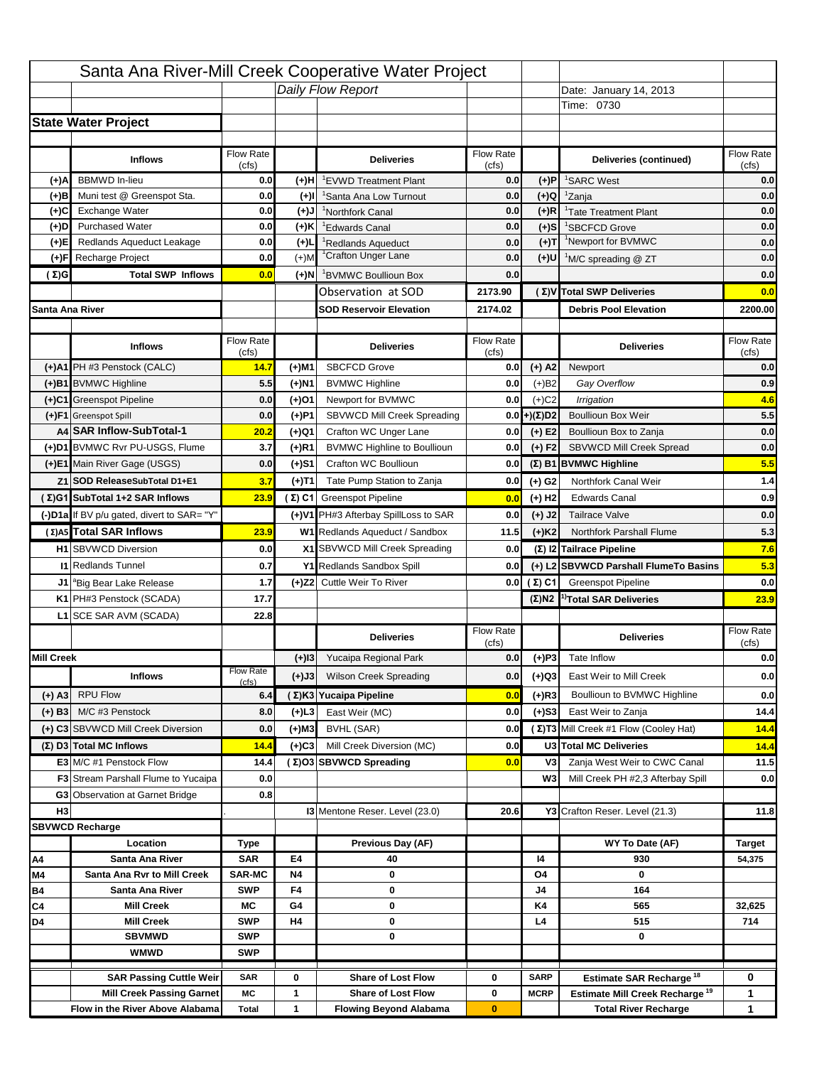# Santa Ana River-Mill Creek Cooperative Water Project

*Daily Flow Report*

Date: January 14, 2013
Time: 0730

## State Water Project

| | Inflows | Flow Rate (cfs) | | Deliveries | Flow Rate (cfs) | | Deliveries (continued) | Flow Rate (cfs) |
|---|---|---|---|---|---|---|---|---|
| (+)A | BBMWD In-lieu | 0.0 | (+)H | [1]EVWD Treatment Plant | 0.0 | (+)P | [1]SARC West | 0.0 |
| (+)B | Muni test @ Greenspot Sta. | 0.0 | (+)I | [1]Santa Ana Low Turnout | 0.0 | (+)Q | [1]Zanja | 0.0 |
| (+)C | Exchange Water | 0.0 | (+)J | [1]Northfork Canal | 0.0 | (+)R | [1]Tate Treatment Plant | 0.0 |
| (+)D | Purchased Water | 0.0 | (+)K | [1]Edwards Canal | 0.0 | (+)S | [1]SBCFCD Grove | 0.0 |
| (+)E | Redlands Aqueduct Leakage | 0.0 | (+)L | [1]Redlands Aqueduct | 0.0 | (+)T | [1]Newport for BVMWC | 0.0 |
| (+)F | Recharge Project | 0.0 | (+)M | [1]Crafton Unger Lane | 0.0 | (+)U | [1]M/C spreading @ ZT | 0.0 |
| (Σ)G | Total SWP Inflows | 0.0 | (+)N | [1]BVMWC Boullioun Box | 0.0 | | | 0.0 |
| | | | | Observation at SOD | 2173.90 | (Σ)V | Total SWP Deliveries | 0.0 |
| | | | | SOD Reservoir Elevation | 2174.02 | | Debris Pool Elevation | 2200.00 |

## Santa Ana River

| | Inflows | Flow Rate (cfs) | | Deliveries | Flow Rate (cfs) | | Deliveries | Flow Rate (cfs) |
|---|---|---|---|---|---|---|---|---|
| (+)A1 | PH #3 Penstock (CALC) | 14.7 | (+)M1 | SBCFCD Grove | 0.0 | (+) A2 | Newport | 0.0 |
| (+)B1 | BVMWC Highline | 5.5 | (+)N1 | BVMWC Highline | 0.0 | (+)B2 | *Gay Overflow* | 0.9 |
| (+)C1 | Greenspot Pipeline | 0.0 | (+)O1 | Newport for BVMWC | 0.0 | (+)C2 | *Irrigation* | 4.6 |
| (+)F1 | Greenspot Spill | 0.0 | (+)P1 | SBVWCD Mill Creek Spreading | 0.0 | (+)(Σ)D2 | Boullioun Box Weir | 5.5 |
| A4 | SAR Inflow-SubTotal-1 | 20.2 | (+)Q1 | Crafton WC Unger Lane | 0.0 | (+) E2 | Boullioun Box to Zanja | 0.0 |
| (+)D1 | BVMWC Rvr PU-USGS, Flume | 3.7 | (+)R1 | BVMWC Highline to Boullioun | 0.0 | (+) F2 | SBVWCD Mill Creek Spread | 0.0 |
| (+)E1 | Main River Gage (USGS) | 0.0 | (+)S1 | Crafton WC Boullioun | 0.0 | (Σ) B1 | BVMWC Highline | 5.5 |
| Z1 | SOD ReleaseSubTotal D1+E1 | 3.7 | (+)T1 | Tate Pump Station to Zanja | 0.0 | (+) G2 | Northfork Canal Weir | 1.4 |
| (Σ)G1 | SubTotal 1+2 SAR Inflows | 23.9 | (Σ) C1 | Greenspot Pipeline | 0.0 | (+) H2 | Edwards Canal | 0.9 |
| (-)D1a | If BV p/u gated, divert to SAR= "Y" | | (+)V1 | PH#3 Afterbay SpillLoss to SAR | 0.0 | (+) J2 | Tailrace Valve | 0.0 |
| (Σ)A5 | Total SAR Inflows | 23.9 | W1 | Redlands Aqueduct / Sandbox | 11.5 | (+)K2 | Northfork Parshall Flume | 5.3 |
| H1 | SBVWCD Diversion | 0.0 | X1 | SBVWCD Mill Creek Spreading | 0.0 | (Σ) I2 | Tailrace Pipeline | 7.6 |
| I1 | Redlands Tunnel | 0.7 | Y1 | Redlands Sandbox Spill | 0.0 | (+) L2 | SBVWCD Parshall FlumeTo Basins | 5.3 |
| J1 | [a]Big Bear Lake Release | 1.7 | (+)Z2 | Cuttle Weir To River | 0.0 | (Σ) C1 | Greenspot Pipeline | 0.0 |
| K1 | PH#3 Penstock (SCADA) | 17.7 | | | | (Σ)N2 | [1)]Total SAR Deliveries | 23.9 |
| L1 | SCE SAR AVM (SCADA) | 22.8 | | | | | | |

## Mill Creek

| | Inflows | Flow Rate (cfs) | | Deliveries | Flow Rate (cfs) | | Deliveries | Flow Rate (cfs) |
|---|---|---|---|---|---|---|---|---|
| | | | (+)I3 | Yucaipa Regional Park | 0.0 | (+)P3 | Tate Inflow | 0.0 |
| | | | (+)J3 | Wilson Creek Spreading | 0.0 | (+)Q3 | East Weir to Mill Creek | 0.0 |
| (+) A3 | RPU Flow | 6.4 | (Σ)K3 | Yucaipa Pipeline | 0.0 | (+)R3 | Boullioun to BVMWC Highline | 0.0 |
| (+) B3 | M/C #3 Penstock | 8.0 | (+)L3 | East Weir (MC) | 0.0 | (+)S3 | East Weir to Zanja | 14.4 |
| (+) C3 | SBVWCD Mill Creek Diversion | 0.0 | (+)M3 | BVHL (SAR) | 0.0 | (Σ)T3 | Mill Creek #1 Flow (Cooley Hat) | 14.4 |
| (Σ) D3 | Total MC Inflows | 14.4 | (+)C3 | Mill Creek Diversion (MC) | 0.0 | U3 | Total MC Deliveries | 14.4 |
| E3 | M/C #1 Penstock Flow | 14.4 | (Σ)O3 | SBVWCD Spreading | 0.0 | V3 | Zanja West Weir to CWC Canal | 11.5 |
| F3 | Stream Parshall Flume to Yucaipa | 0.0 | | | | W3 | Mill Creek PH #2,3 Afterbay Spill | 0.0 |
| G3 | Observation at Garnet Bridge | 0.8 | | | | | | |
| H3 | | . | I3 | Mentone Reser. Level (23.0) | 20.6 | Y3 | Crafton Reser. Level (21.3) | 11.8 |

## SBVWCD Recharge

| | Location | Type | | Previous Day (AF) | | | WY To Date (AF) | Target |
|---|---|---|---|---|---|---|---|---|
| A4 | Santa Ana River | SAR | E4 | 40 | | I4 | 930 | 54,375 |
| M4 | Santa Ana Rvr to Mill Creek | SAR-MC | N4 | 0 | | O4 | 0 | |
| B4 | Santa Ana River | SWP | F4 | 0 | | J4 | 164 | |
| C4 | Mill Creek | MC | G4 | 0 | | K4 | 565 | 32,625 |
| D4 | Mill Creek | SWP | H4 | 0 | | L4 | 515 | 714 |
| | SBVMWD | SWP | | 0 | | | 0 | |
| | WMWD | SWP | | | | | | |
| | SAR Passing Cuttle Weir | SAR | 0 | Share of Lost Flow | 0 | SARP | Estimate SAR Recharge [18] | 0 |
| | Mill Creek Passing Garnet | MC | 1 | Share of Lost Flow | 0 | MCRP | Estimate Mill Creek Recharge [19] | 1 |
| | Flow in the River Above Alabama | Total | 1 | Flowing Beyond Alabama | 0 | | Total River Recharge | 1 |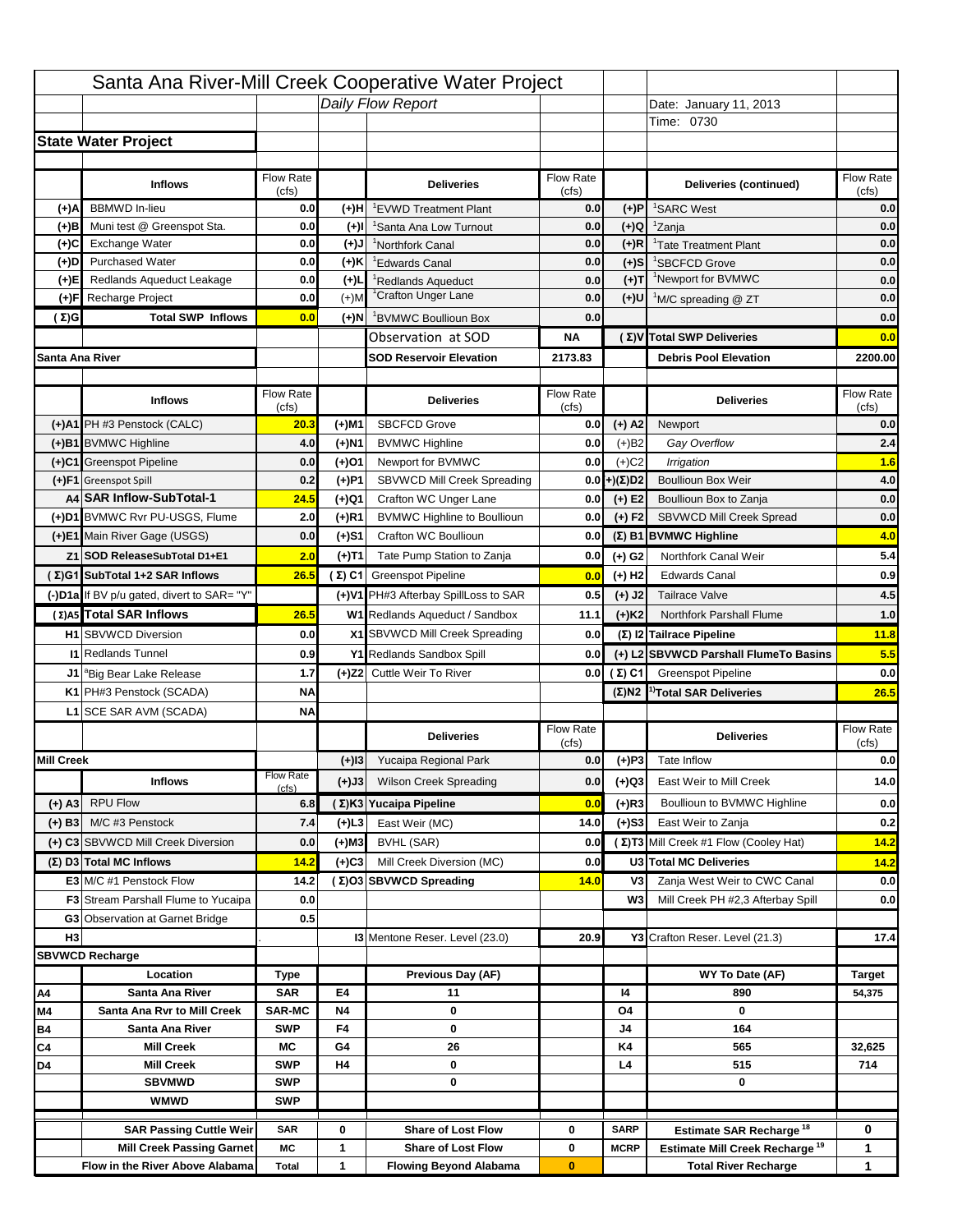# Santa Ana River-Mill Creek Cooperative Water Project

*Daily Flow Report*

Date: January 11, 2013

Time: 0730

## State Water Project

| | Inflows | Flow Rate (cfs) | | Deliveries | Flow Rate (cfs) | | Deliveries (continued) | Flow Rate (cfs) |
|---|---|---|---|---|---|---|---|---|
| (+)A | BBMWD In-lieu | 0.0 | (+)H | [1]EVWD Treatment Plant | 0.0 | (+)P | [1]SARC West | 0.0 |
| (+)B | Muni test @ Greenspot Sta. | 0.0 | (+)I | [1]Santa Ana Low Turnout | 0.0 | (+)Q | [1]Zanja | 0.0 |
| (+)C | Exchange Water | 0.0 | (+)J | [1]Northfork Canal | 0.0 | (+)R | [1]Tate Treatment Plant | 0.0 |
| (+)D | Purchased Water | 0.0 | (+)K | [1]Edwards Canal | 0.0 | (+)S | [1]SBCFCD Grove | 0.0 |
| (+)E | Redlands Aqueduct Leakage | 0.0 | (+)L | [1]Redlands Aqueduct | 0.0 | (+)T | [1]Newport for BVMWC | 0.0 |
| (+)F | Recharge Project | 0.0 | (+)M | [1]Crafton Unger Lane | 0.0 | (+)U | [1]M/C spreading @ ZT | 0.0 |
| (Σ)G | Total SWP Inflows | 0.0 | (+)N | [1]BVMWC Boullioun Box | 0.0 | | | 0.0 |
| | | | | Observation at SOD | NA | (Σ)V | Total SWP Deliveries | 0.0 |
| Santa Ana River | | | | SOD Reservoir Elevation | 2173.83 | | Debris Pool Elevation | 2200.00 |

| | Inflows | Flow Rate (cfs) | | Deliveries | Flow Rate (cfs) | | Deliveries | Flow Rate (cfs) |
|---|---|---|---|---|---|---|---|---|
| (+)A1 | PH #3 Penstock (CALC) | 20.3 | (+)M1 | SBCFCD Grove | 0.0 | (+) A2 | Newport | 0.0 |
| (+)B1 | BVMWC Highline | 4.0 | (+)N1 | BVMWC Highline | 0.0 | (+)B2 | *Gay Overflow* | 2.4 |
| (+)C1 | Greenspot Pipeline | 0.0 | (+)O1 | Newport for BVMWC | 0.0 | (+)C2 | *Irrigation* | 1.6 |
| (+)F1 | Greenspot Spill | 0.2 | (+)P1 | SBVWCD Mill Creek Spreading | 0.0 | (+)(Σ)D2 | Boullioun Box Weir | 4.0 |
| A4 | SAR Inflow-SubTotal-1 | 24.5 | (+)Q1 | Crafton WC Unger Lane | 0.0 | (+) E2 | Boullioun Box to Zanja | 0.0 |
| (+)D1 | BVMWC Rvr PU-USGS, Flume | 2.0 | (+)R1 | BVMWC Highline to Boullioun | 0.0 | (+) F2 | SBVWCD Mill Creek Spread | 0.0 |
| (+)E1 | Main River Gage (USGS) | 0.0 | (+)S1 | Crafton WC Boullioun | 0.0 | (Σ) B1 | BVMWC Highline | 4.0 |
| Z1 | SOD ReleaseSubTotal D1+E1 | 2.0 | (+)T1 | Tate Pump Station to Zanja | 0.0 | (+) G2 | Northfork Canal Weir | 5.4 |
| (Σ)G1 | SubTotal 1+2 SAR Inflows | 26.5 | (Σ) C1 | Greenspot Pipeline | 0.0 | (+) H2 | Edwards Canal | 0.9 |
| (-)D1a | If BV p/u gated, divert to SAR= "Y" | | (+)V1 | PH#3 Afterbay SpillLoss to SAR | 0.5 | (+) J2 | Tailrace Valve | 4.5 |
| (Σ)A5 | Total SAR Inflows | 26.5 | W1 | Redlands Aqueduct / Sandbox | 11.1 | (+)K2 | Northfork Parshall Flume | 1.0 |
| H1 | SBVWCD Diversion | 0.0 | X1 | SBVWCD Mill Creek Spreading | 0.0 | (Σ) I2 | Tailrace Pipeline | 11.8 |
| I1 | Redlands Tunnel | 0.9 | Y1 | Redlands Sandbox Spill | 0.0 | (+) L2 | SBVWCD Parshall FlumeTo Basins | 5.5 |
| J1 | [a]Big Bear Lake Release | 1.7 | (+)Z2 | Cuttle Weir To River | 0.0 | (Σ) C1 | Greenspot Pipeline | 0.0 |
| K1 | PH#3 Penstock (SCADA) | NA | | | | (Σ)N2 | [1)]Total SAR Deliveries | 26.5 |
| L1 | SCE SAR AVM (SCADA) | NA | | | | | | |

| | Inflows | Flow Rate (cfs) | | Deliveries | Flow Rate (cfs) | | Deliveries | Flow Rate (cfs) |
|---|---|---|---|---|---|---|---|---|
| Mill Creek | | | (+)I3 | Yucaipa Regional Park | 0.0 | (+)P3 | Tate Inflow | 0.0 |
| | | | (+)J3 | Wilson Creek Spreading | 0.0 | (+)Q3 | East Weir to Mill Creek | 14.0 |
| (+) A3 | RPU Flow | 6.8 | (Σ)K3 | Yucaipa Pipeline | 0.0 | (+)R3 | Boullioun to BVMWC Highline | 0.0 |
| (+) B3 | M/C #3 Penstock | 7.4 | (+)L3 | East Weir (MC) | 14.0 | (+)S3 | East Weir to Zanja | 0.2 |
| (+) C3 | SBVWCD Mill Creek Diversion | 0.0 | (+)M3 | BVHL (SAR) | 0.0 | (Σ)T3 | Mill Creek #1 Flow (Cooley Hat) | 14.2 |
| (Σ) D3 | Total MC Inflows | 14.2 | (+)C3 | Mill Creek Diversion (MC) | 0.0 | U3 | Total MC Deliveries | 14.2 |
| E3 | M/C #1 Penstock Flow | 14.2 | (Σ)O3 | SBVWCD Spreading | 14.0 | V3 | Zanja West Weir to CWC Canal | 0.0 |
| F3 | Stream Parshall Flume to Yucaipa | 0.0 | | | | W3 | Mill Creek PH #2,3 Afterbay Spill | 0.0 |
| G3 | Observation at Garnet Bridge | 0.5 | | | | | | |
| H3 | | . | | I3 Mentone Reser. Level (23.0) | 20.9 | Y3 | Crafton Reser. Level (21.3) | 17.4 |

## SBVWCD Recharge

| | Location | Type | | Previous Day (AF) | | | WY To Date (AF) | Target |
|---|---|---|---|---|---|---|---|---|
| A4 | Santa Ana River | SAR | E4 | 11 | | I4 | 890 | 54,375 |
| M4 | Santa Ana Rvr to Mill Creek | SAR-MC | N4 | 0 | | O4 | 0 | |
| B4 | Santa Ana River | SWP | F4 | 0 | | J4 | 164 | |
| C4 | Mill Creek | MC | G4 | 26 | | K4 | 565 | 32,625 |
| D4 | Mill Creek | SWP | H4 | 0 | | L4 | 515 | 714 |
| | SBVMWD | SWP | | 0 | | | 0 | |
| | WMWD | SWP | | | | | | |
| | SAR Passing Cuttle Weir | SAR | 0 | Share of Lost Flow | 0 | SARP | Estimate SAR Recharge [18] | 0 |
| | Mill Creek Passing Garnet | MC | 1 | Share of Lost Flow | 0 | MCRP | Estimate Mill Creek Recharge [19] | 1 |
| | Flow in the River Above Alabama | Total | 1 | Flowing Beyond Alabama | 0 | | Total River Recharge | 1 |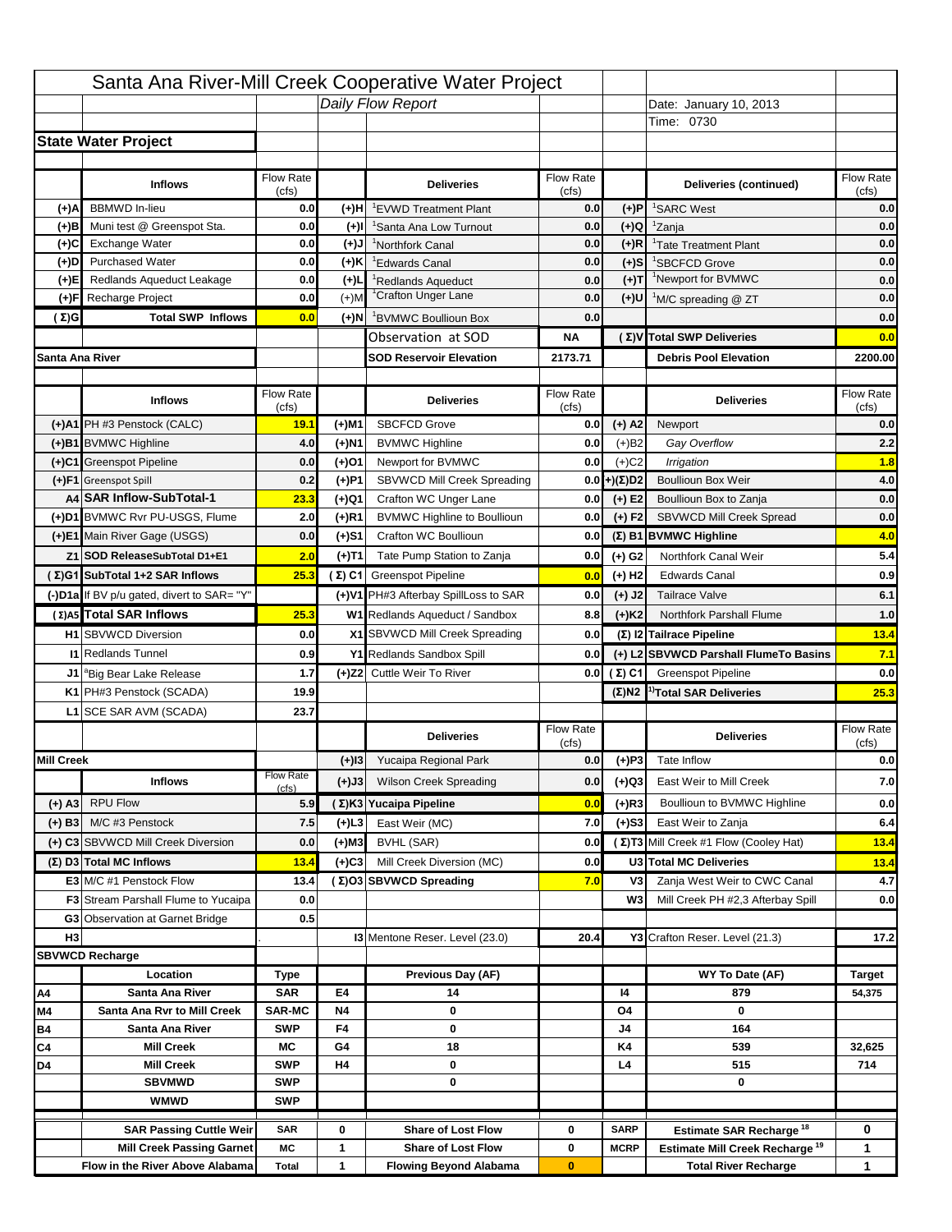# Santa Ana River-Mill Creek Cooperative Water Project

*Daily Flow Report*

Date: January 10, 2013

Time: 0730

## State Water Project

| | Inflows | Flow Rate (cfs) | | Deliveries | Flow Rate (cfs) | | Deliveries (continued) | Flow Rate (cfs) |
|---|---|---|---|---|---|---|---|---|
| (+)A | BBMWD In-lieu | 0.0 | (+)H | [1]EVWD Treatment Plant | 0.0 | (+)P | [1]SARC West | 0.0 |
| (+)B | Muni test @ Greenspot Sta. | 0.0 | (+)I | [1]Santa Ana Low Turnout | 0.0 | (+)Q | [1]Zanja | 0.0 |
| (+)C | Exchange Water | 0.0 | (+)J | [1]Northfork Canal | 0.0 | (+)R | [1]Tate Treatment Plant | 0.0 |
| (+)D | Purchased Water | 0.0 | (+)K | [1]Edwards Canal | 0.0 | (+)S | [1]SBCFCD Grove | 0.0 |
| (+)E | Redlands Aqueduct Leakage | 0.0 | (+)L | [1]Redlands Aqueduct | 0.0 | (+)T | [1]Newport for BVMWC | 0.0 |
| (+)F | Recharge Project | 0.0 | (+)M | [1]Crafton Unger Lane | 0.0 | (+)U | [1]M/C spreading @ ZT | 0.0 |
| (Σ)G | Total SWP Inflows | 0.0 | (+)N | [1]BVMWC Boullioun Box | 0.0 | | | 0.0 |
| | | | | Observation at SOD | NA | (Σ)V | Total SWP Deliveries | 0.0 |
| Santa Ana River | | | | SOD Reservoir Elevation | 2173.71 | | Debris Pool Elevation | 2200.00 |

| | Inflows | Flow Rate (cfs) | | Deliveries | Flow Rate (cfs) | | Deliveries | Flow Rate (cfs) |
|---|---|---|---|---|---|---|---|---|
| (+)A1 | PH #3 Penstock (CALC) | 19.1 | (+)M1 | SBCFCD Grove | 0.0 | (+) A2 | Newport | 0.0 |
| (+)B1 | BVMWC Highline | 4.0 | (+)N1 | BVMWC Highline | 0.0 | (+)B2 | *Gay Overflow* | 2.2 |
| (+)C1 | Greenspot Pipeline | 0.0 | (+)O1 | Newport for BVMWC | 0.0 | (+)C2 | *Irrigation* | 1.8 |
| (+)F1 | Greenspot Spill | 0.2 | (+)P1 | SBVWCD Mill Creek Spreading | 0.0 | +)(Σ)D2 | Boullioun Box Weir | 4.0 |
| A4 | SAR Inflow-SubTotal-1 | 23.3 | (+)Q1 | Crafton WC Unger Lane | 0.0 | (+) E2 | Boullioun Box to Zanja | 0.0 |
| (+)D1 | BVMWC Rvr PU-USGS, Flume | 2.0 | (+)R1 | BVMWC Highline to Boullioun | 0.0 | (+) F2 | SBVWCD Mill Creek Spread | 0.0 |
| (+)E1 | Main River Gage (USGS) | 0.0 | (+)S1 | Crafton WC Boullioun | 0.0 | (Σ) B1 | BVMWC Highline | 4.0 |
| Z1 | SOD ReleaseSubTotal D1+E1 | 2.0 | (+)T1 | Tate Pump Station to Zanja | 0.0 | (+) G2 | Northfork Canal Weir | 5.4 |
| (Σ)G1 | SubTotal 1+2 SAR Inflows | 25.3 | (Σ) C1 | Greenspot Pipeline | 0.0 | (+) H2 | Edwards Canal | 0.9 |
| (-)D1a | If BV p/u gated, divert to SAR= "Y" | | (+)V1 | PH#3 Afterbay SpillLoss to SAR | 0.0 | (+) J2 | Tailrace Valve | 6.1 |
| (Σ)A5 | Total SAR Inflows | 25.3 | W1 | Redlands Aqueduct / Sandbox | 8.8 | (+)K2 | Northfork Parshall Flume | 1.0 |
| H1 | SBVWCD Diversion | 0.0 | X1 | SBVWCD Mill Creek Spreading | 0.0 | (Σ) I2 | Tailrace Pipeline | 13.4 |
| I1 | Redlands Tunnel | 0.9 | Y1 | Redlands Sandbox Spill | 0.0 | (+) L2 | SBVWCD Parshall FlumeTo Basins | 7.1 |
| J1 | [a]Big Bear Lake Release | 1.7 | (+)Z2 | Cuttle Weir To River | 0.0 | (Σ) C1 | Greenspot Pipeline | 0.0 |
| K1 | PH#3 Penstock (SCADA) | 19.9 | | | | (Σ)N2 | [1)]Total SAR Deliveries | 25.3 |
| L1 | SCE SAR AVM (SCADA) | 23.7 | | | | | | |

| | | | | Deliveries | Flow Rate (cfs) | | Deliveries | Flow Rate (cfs) |
|---|---|---|---|---|---|---|---|---|
| Mill Creek | | | (+)I3 | Yucaipa Regional Park | 0.0 | (+)P3 | Tate Inflow | 0.0 |
| | Inflows | Flow Rate (cfs) | (+)J3 | Wilson Creek Spreading | 0.0 | (+)Q3 | East Weir to Mill Creek | 7.0 |
| (+) A3 | RPU Flow | 5.9 | (Σ)K3 | Yucaipa Pipeline | 0.0 | (+)R3 | Boullioun to BVMWC Highline | 0.0 |
| (+) B3 | M/C #3 Penstock | 7.5 | (+)L3 | East Weir (MC) | 7.0 | (+)S3 | East Weir to Zanja | 6.4 |
| (+) C3 | SBVWCD Mill Creek Diversion | 0.0 | (+)M3 | BVHL (SAR) | 0.0 | (Σ)T3 | Mill Creek #1 Flow (Cooley Hat) | 13.4 |
| (Σ) D3 | Total MC Inflows | 13.4 | (+)C3 | Mill Creek Diversion (MC) | 0.0 | U3 | Total MC Deliveries | 13.4 |
| E3 | M/C #1 Penstock Flow | 13.4 | (Σ)O3 | SBVWCD Spreading | 7.0 | V3 | Zanja West Weir to CWC Canal | 4.7 |
| F3 | Stream Parshall Flume to Yucaipa | 0.0 | | | | W3 | Mill Creek PH #2,3 Afterbay Spill | 0.0 |
| G3 | Observation at Garnet Bridge | 0.5 | | | | | | |
| H3 | | . | | I3 Mentone Reser. Level (23.0) | 20.4 | | Y3 Crafton Reser. Level (21.3) | 17.2 |

## SBVWCD Recharge

| | Location | Type | | Previous Day (AF) | | | WY To Date (AF) | Target |
|---|---|---|---|---|---|---|---|---|
| A4 | Santa Ana River | SAR | E4 | 14 | | I4 | 879 | 54,375 |
| M4 | Santa Ana Rvr to Mill Creek | SAR-MC | N4 | 0 | | O4 | 0 | |
| B4 | Santa Ana River | SWP | F4 | 0 | | J4 | 164 | |
| C4 | Mill Creek | MC | G4 | 18 | | K4 | 539 | 32,625 |
| D4 | Mill Creek | SWP | H4 | 0 | | L4 | 515 | 714 |
| | SBVMWD | SWP | | 0 | | | 0 | |
| | WMWD | SWP | | | | | | |
| | SAR Passing Cuttle Weir | SAR | 0 | Share of Lost Flow | 0 | SARP | Estimate SAR Recharge [18] | 0 |
| | Mill Creek Passing Garnet | MC | 1 | Share of Lost Flow | 0 | MCRP | Estimate Mill Creek Recharge [19] | 1 |
| | Flow in the River Above Alabama | Total | 1 | Flowing Beyond Alabama | 0 | | Total River Recharge | 1 |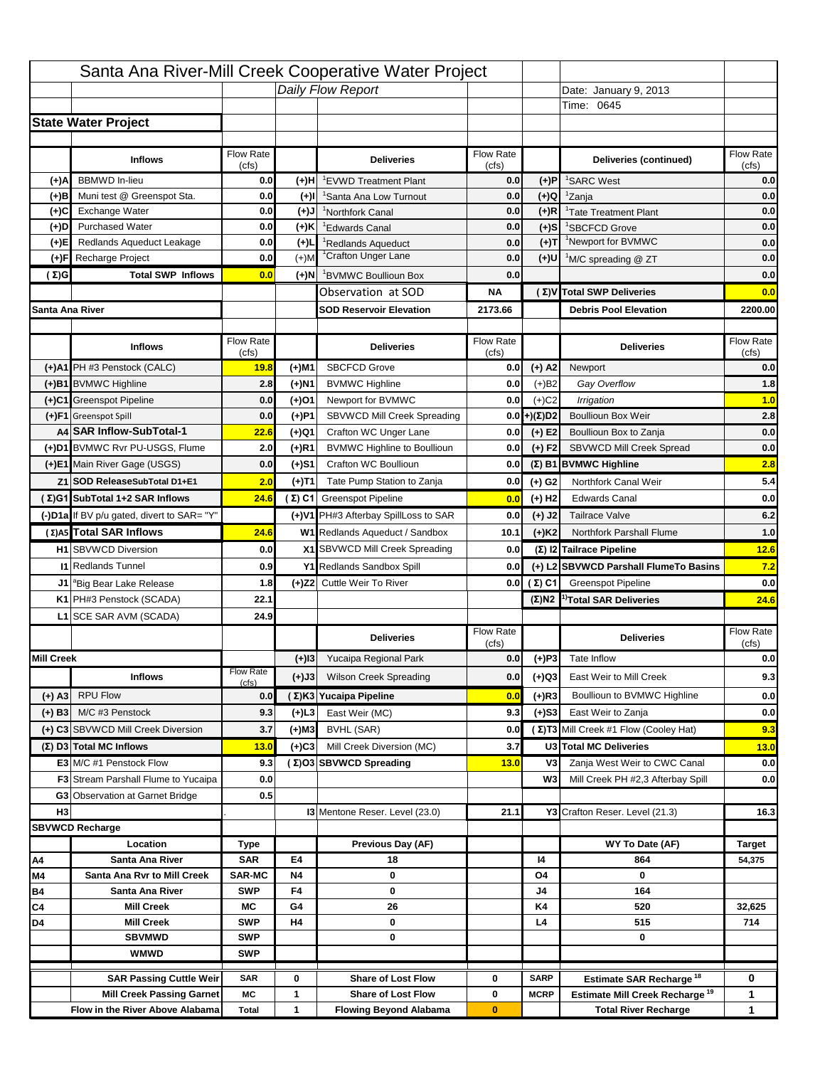# Santa Ana River-Mill Creek Cooperative Water Project

*Daily Flow Report*

Date: January 9, 2013
Time: 0645

## State Water Project

| | Inflows | Flow Rate (cfs) | | Deliveries | Flow Rate (cfs) | | Deliveries (continued) | Flow Rate (cfs) |
|---|---|---|---|---|---|---|---|---|
| (+)A | BBMWD In-lieu | 0.0 | (+)H | [1]EVWD Treatment Plant | 0.0 | (+)P | [1]SARC West | 0.0 |
| (+)B | Muni test @ Greenspot Sta. | 0.0 | (+)I | [1]Santa Ana Low Turnout | 0.0 | (+)Q | [1]Zanja | 0.0 |
| (+)C | Exchange Water | 0.0 | (+)J | [1]Northfork Canal | 0.0 | (+)R | [1]Tate Treatment Plant | 0.0 |
| (+)D | Purchased Water | 0.0 | (+)K | [1]Edwards Canal | 0.0 | (+)S | [1]SBCFCD Grove | 0.0 |
| (+)E | Redlands Aqueduct Leakage | 0.0 | (+)L | [1]Redlands Aqueduct | 0.0 | (+)T | [1]Newport for BVMWC | 0.0 |
| (+)F | Recharge Project | 0.0 | (+)M | [1]Crafton Unger Lane | 0.0 | (+)U | [1]M/C spreading @ ZT | 0.0 |
| (Σ)G | Total SWP Inflows | 0.0 | (+)N | [1]BVMWC Boullioun Box | 0.0 | | | 0.0 |
| | | | | Observation at SOD | NA | (Σ)V | Total SWP Deliveries | 0.0 |
| Santa Ana River | | | | SOD Reservoir Elevation | 2173.66 | | Debris Pool Elevation | 2200.00 |

| | Inflows | Flow Rate (cfs) | | Deliveries | Flow Rate (cfs) | | Deliveries | Flow Rate (cfs) |
|---|---|---|---|---|---|---|---|---|
| (+)A1 | PH #3 Penstock (CALC) | 19.8 | (+)M1 | SBCFCD Grove | 0.0 | (+) A2 | Newport | 0.0 |
| (+)B1 | BVMWC Highline | 2.8 | (+)N1 | BVMWC Highline | 0.0 | (+)B2 | *Gay Overflow* | 1.8 |
| (+)C1 | Greenspot Pipeline | 0.0 | (+)O1 | Newport for BVMWC | 0.0 | (+)C2 | *Irrigation* | 1.0 |
| (+)F1 | Greenspot Spill | 0.0 | (+)P1 | SBVWCD Mill Creek Spreading | 0.0 | (+)(Σ)D2 | Boullioun Box Weir | 2.8 |
| A4 | SAR Inflow-SubTotal-1 | 22.6 | (+)Q1 | Crafton WC Unger Lane | 0.0 | (+) E2 | Boullioun Box to Zanja | 0.0 |
| (+)D1 | BVMWC Rvr PU-USGS, Flume | 2.0 | (+)R1 | BVMWC Highline to Boullioun | 0.0 | (+) F2 | SBVWCD Mill Creek Spread | 0.0 |
| (+)E1 | Main River Gage (USGS) | 0.0 | (+)S1 | Crafton WC Boullioun | 0.0 | (Σ) B1 | BVMWC Highline | 2.8 |
| Z1 | SOD ReleaseSubTotal D1+E1 | 2.0 | (+)T1 | Tate Pump Station to Zanja | 0.0 | (+) G2 | Northfork Canal Weir | 5.4 |
| (Σ)G1 | SubTotal 1+2 SAR Inflows | 24.6 | (Σ) C1 | Greenspot Pipeline | 0.0 | (+) H2 | Edwards Canal | 0.0 |
| (-)D1a | If BV p/u gated, divert to SAR= "Y" | | (+)V1 | PH#3 Afterbay SpillLoss to SAR | 0.0 | (+) J2 | Tailrace Valve | 6.2 |
| (Σ)A5 | Total SAR Inflows | 24.6 | W1 | Redlands Aqueduct / Sandbox | 10.1 | (+)K2 | Northfork Parshall Flume | 1.0 |
| H1 | SBVWCD Diversion | 0.0 | X1 | SBVWCD Mill Creek Spreading | 0.0 | (Σ) I2 | Tailrace Pipeline | 12.6 |
| I1 | Redlands Tunnel | 0.9 | Y1 | Redlands Sandbox Spill | 0.0 | (+) L2 | SBVWCD Parshall FlumeTo Basins | 7.2 |
| J1 | [a]Big Bear Lake Release | 1.8 | (+)Z2 | Cuttle Weir To River | 0.0 | (Σ) C1 | Greenspot Pipeline | 0.0 |
| K1 | PH#3 Penstock (SCADA) | 22.1 | | | | (Σ)N2 | [1)]Total SAR Deliveries | 24.6 |
| L1 | SCE SAR AVM (SCADA) | 24.9 | | | | | | |

| | Inflows | Flow Rate (cfs) | | Deliveries | Flow Rate (cfs) | | Deliveries | Flow Rate (cfs) |
|---|---|---|---|---|---|---|---|---|
| Mill Creek | | | (+)I3 | Yucaipa Regional Park | 0.0 | (+)P3 | Tate Inflow | 0.0 |
| | | | (+)J3 | Wilson Creek Spreading | 0.0 | (+)Q3 | East Weir to Mill Creek | 9.3 |
| (+) A3 | RPU Flow | 0.0 | (Σ)K3 | Yucaipa Pipeline | 0.0 | (+)R3 | Boullioun to BVMWC Highline | 0.0 |
| (+) B3 | M/C #3 Penstock | 9.3 | (+)L3 | East Weir (MC) | 9.3 | (+)S3 | East Weir to Zanja | 0.0 |
| (+) C3 | SBVWCD Mill Creek Diversion | 3.7 | (+)M3 | BVHL (SAR) | 0.0 | (Σ)T3 | Mill Creek #1 Flow (Cooley Hat) | 9.3 |
| (Σ) D3 | Total MC Inflows | 13.0 | (+)C3 | Mill Creek Diversion (MC) | 3.7 | U3 | Total MC Deliveries | 13.0 |
| E3 | M/C #1 Penstock Flow | 9.3 | (Σ)O3 | SBVWCD Spreading | 13.0 | V3 | Zanja West Weir to CWC Canal | 0.0 |
| F3 | Stream Parshall Flume to Yucaipa | 0.0 | | | | W3 | Mill Creek PH #2,3 Afterbay Spill | 0.0 |
| G3 | Observation at Garnet Bridge | 0.5 | | | | | | |
| H3 | | . | | I3 Mentone Reser. Level (23.0) | 21.1 | | Y3 Crafton Reser. Level (21.3) | 16.3 |

## SBVWCD Recharge

| | Location | Type | | Previous Day (AF) | | | WY To Date (AF) | Target |
|---|---|---|---|---|---|---|---|---|
| A4 | Santa Ana River | SAR | E4 | 18 | | I4 | 864 | 54,375 |
| M4 | Santa Ana Rvr to Mill Creek | SAR-MC | N4 | 0 | | O4 | 0 | |
| B4 | Santa Ana River | SWP | F4 | 0 | | J4 | 164 | |
| C4 | Mill Creek | MC | G4 | 26 | | K4 | 520 | 32,625 |
| D4 | Mill Creek | SWP | H4 | 0 | | L4 | 515 | 714 |
| | SBVMWD | SWP | | 0 | | | 0 | |
| | WMWD | SWP | | | | | | |
| | SAR Passing Cuttle Weir | SAR | 0 | Share of Lost Flow | 0 | SARP | Estimate SAR Recharge [18] | 0 |
| | Mill Creek Passing Garnet | MC | 1 | Share of Lost Flow | 0 | MCRP | Estimate Mill Creek Recharge [19] | 1 |
| | Flow in the River Above Alabama | Total | 1 | Flowing Beyond Alabama | 0 | | Total River Recharge | 1 |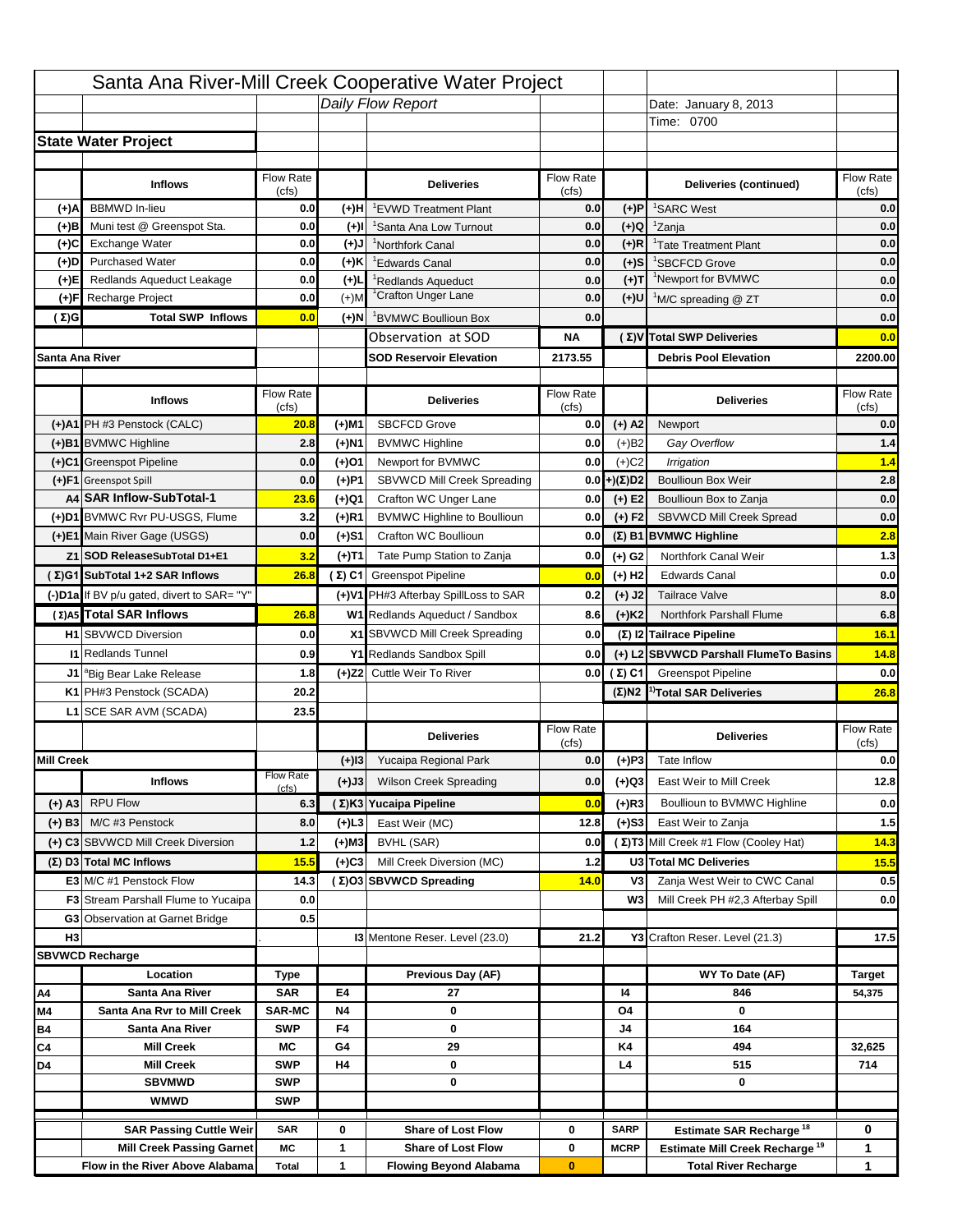# Santa Ana River-Mill Creek Cooperative Water Project

*Daily Flow Report*

Date: January 8, 2013

Time: 0700

## State Water Project

| | Inflows | Flow Rate (cfs) | | Deliveries | Flow Rate (cfs) | | Deliveries (continued) | Flow Rate (cfs) |
|---|---|---|---|---|---|---|---|---|
| (+)A | BBMWD In-lieu | 0.0 | (+)H | [1]EVWD Treatment Plant | 0.0 | (+)P | [1]SARC West | 0.0 |
| (+)B | Muni test @ Greenspot Sta. | 0.0 | (+)I | [1]Santa Ana Low Turnout | 0.0 | (+)Q | [1]Zanja | 0.0 |
| (+)C | Exchange Water | 0.0 | (+)J | [1]Northfork Canal | 0.0 | (+)R | [1]Tate Treatment Plant | 0.0 |
| (+)D | Purchased Water | 0.0 | (+)K | [1]Edwards Canal | 0.0 | (+)S | [1]SBCFCD Grove | 0.0 |
| (+)E | Redlands Aqueduct Leakage | 0.0 | (+)L | [1]Redlands Aqueduct | 0.0 | (+)T | [1]Newport for BVMWC | 0.0 |
| (+)F | Recharge Project | 0.0 | (+)M | [1]Crafton Unger Lane | 0.0 | (+)U | [1]M/C spreading @ ZT | 0.0 |
| (Σ)G | Total SWP Inflows | 0.0 | (+)N | [1]BVMWC Boullioun Box | 0.0 | | | 0.0 |
| | | | | Observation at SOD | NA | (Σ)V | Total SWP Deliveries | 0.0 |
| Santa Ana River | | | | SOD Reservoir Elevation | 2173.55 | | Debris Pool Elevation | 2200.00 |

| | Inflows | Flow Rate (cfs) | | Deliveries | Flow Rate (cfs) | | Deliveries | Flow Rate (cfs) |
|---|---|---|---|---|---|---|---|---|
| (+)A1 | PH #3 Penstock (CALC) | 20.8 | (+)M1 | SBCFCD Grove | 0.0 | (+) A2 | Newport | 0.0 |
| (+)B1 | BVMWC Highline | 2.8 | (+)N1 | BVMWC Highline | 0.0 | (+)B2 | *Gay Overflow* | 1.4 |
| (+)C1 | Greenspot Pipeline | 0.0 | (+)O1 | Newport for BVMWC | 0.0 | (+)C2 | *Irrigation* | 1.4 |
| (+)F1 | Greenspot Spill | 0.0 | (+)P1 | SBVWCD Mill Creek Spreading | 0.0 | +)(Σ)D2 | Boullioun Box Weir | 2.8 |
| A4 | SAR Inflow-SubTotal-1 | 23.6 | (+)Q1 | Crafton WC Unger Lane | 0.0 | (+) E2 | Boullioun Box to Zanja | 0.0 |
| (+)D1 | BVMWC Rvr PU-USGS, Flume | 3.2 | (+)R1 | BVMWC Highline to Boullioun | 0.0 | (+) F2 | SBVWCD Mill Creek Spread | 0.0 |
| (+)E1 | Main River Gage (USGS) | 0.0 | (+)S1 | Crafton WC Boullioun | 0.0 | (Σ) B1 | BVMWC Highline | 2.8 |
| Z1 | SOD ReleaseSubTotal D1+E1 | 3.2 | (+)T1 | Tate Pump Station to Zanja | 0.0 | (+) G2 | Northfork Canal Weir | 1.3 |
| (Σ)G1 | SubTotal 1+2 SAR Inflows | 26.8 | (Σ) C1 | Greenspot Pipeline | 0.0 | (+) H2 | Edwards Canal | 0.0 |
| (-)D1a | If BV p/u gated, divert to SAR= "Y" | | (+)V1 | PH#3 Afterbay SpillLoss to SAR | 0.2 | (+) J2 | Tailrace Valve | 8.0 |
| (Σ)A5 | Total SAR Inflows | 26.8 | W1 | Redlands Aqueduct / Sandbox | 8.6 | (+)K2 | Northfork Parshall Flume | 6.8 |
| H1 | SBVWCD Diversion | 0.0 | X1 | SBVWCD Mill Creek Spreading | 0.0 | (Σ) I2 | Tailrace Pipeline | 16.1 |
| I1 | Redlands Tunnel | 0.9 | Y1 | Redlands Sandbox Spill | 0.0 | (+) L2 | SBVWCD Parshall FlumeTo Basins | 14.8 |
| J1 | [a]Big Bear Lake Release | 1.8 | (+)Z2 | Cuttle Weir To River | 0.0 | (Σ) C1 | Greenspot Pipeline | 0.0 |
| K1 | PH#3 Penstock (SCADA) | 20.2 | | | | (Σ)N2 | [1)]Total SAR Deliveries | 26.8 |
| L1 | SCE SAR AVM (SCADA) | 23.5 | | | | | | |

| | Inflows | Flow Rate (cfs) | | Deliveries | Flow Rate (cfs) | | Deliveries | Flow Rate (cfs) |
|---|---|---|---|---|---|---|---|---|
| Mill Creek | | | (+)I3 | Yucaipa Regional Park | 0.0 | (+)P3 | Tate Inflow | 0.0 |
| | | | (+)J3 | Wilson Creek Spreading | 0.0 | (+)Q3 | East Weir to Mill Creek | 12.8 |
| (+) A3 | RPU Flow | 6.3 | (Σ)K3 | Yucaipa Pipeline | 0.0 | (+)R3 | Boullioun to BVMWC Highline | 0.0 |
| (+) B3 | M/C #3 Penstock | 8.0 | (+)L3 | East Weir (MC) | 12.8 | (+)S3 | East Weir to Zanja | 1.5 |
| (+) C3 | SBVWCD Mill Creek Diversion | 1.2 | (+)M3 | BVHL (SAR) | 0.0 | (Σ)T3 | Mill Creek #1 Flow (Cooley Hat) | 14.3 |
| (Σ) D3 | Total MC Inflows | 15.5 | (+)C3 | Mill Creek Diversion (MC) | 1.2 | U3 | Total MC Deliveries | 15.5 |
| E3 | M/C #1 Penstock Flow | 14.3 | (Σ)O3 | SBVWCD Spreading | 14.0 | V3 | Zanja West Weir to CWC Canal | 0.5 |
| F3 | Stream Parshall Flume to Yucaipa | 0.0 | | | | W3 | Mill Creek PH #2,3 Afterbay Spill | 0.0 |
| G3 | Observation at Garnet Bridge | 0.5 | | | | | | |
| H3 | | . | | I3 Mentone Reser. Level (23.0) | 21.2 | | Y3 Crafton Reser. Level (21.3) | 17.5 |

## SBVWCD Recharge

| | Location | Type | | Previous Day (AF) | | | WY To Date (AF) | Target |
|---|---|---|---|---|---|---|---|---|
| A4 | Santa Ana River | SAR | E4 | 27 | | I4 | 846 | 54,375 |
| M4 | Santa Ana Rvr to Mill Creek | SAR-MC | N4 | 0 | | O4 | 0 | |
| B4 | Santa Ana River | SWP | F4 | 0 | | J4 | 164 | |
| C4 | Mill Creek | MC | G4 | 29 | | K4 | 494 | 32,625 |
| D4 | Mill Creek | SWP | H4 | 0 | | L4 | 515 | 714 |
| | SBVMWD | SWP | | 0 | | | 0 | |
| | WMWD | SWP | | | | | | |
| | SAR Passing Cuttle Weir | SAR | 0 | Share of Lost Flow | 0 | SARP | Estimate SAR Recharge [18] | 0 |
| | Mill Creek Passing Garnet | MC | 1 | Share of Lost Flow | 0 | MCRP | Estimate Mill Creek Recharge [19] | 1 |
| | Flow in the River Above Alabama | Total | 1 | Flowing Beyond Alabama | 0 | | Total River Recharge | 1 |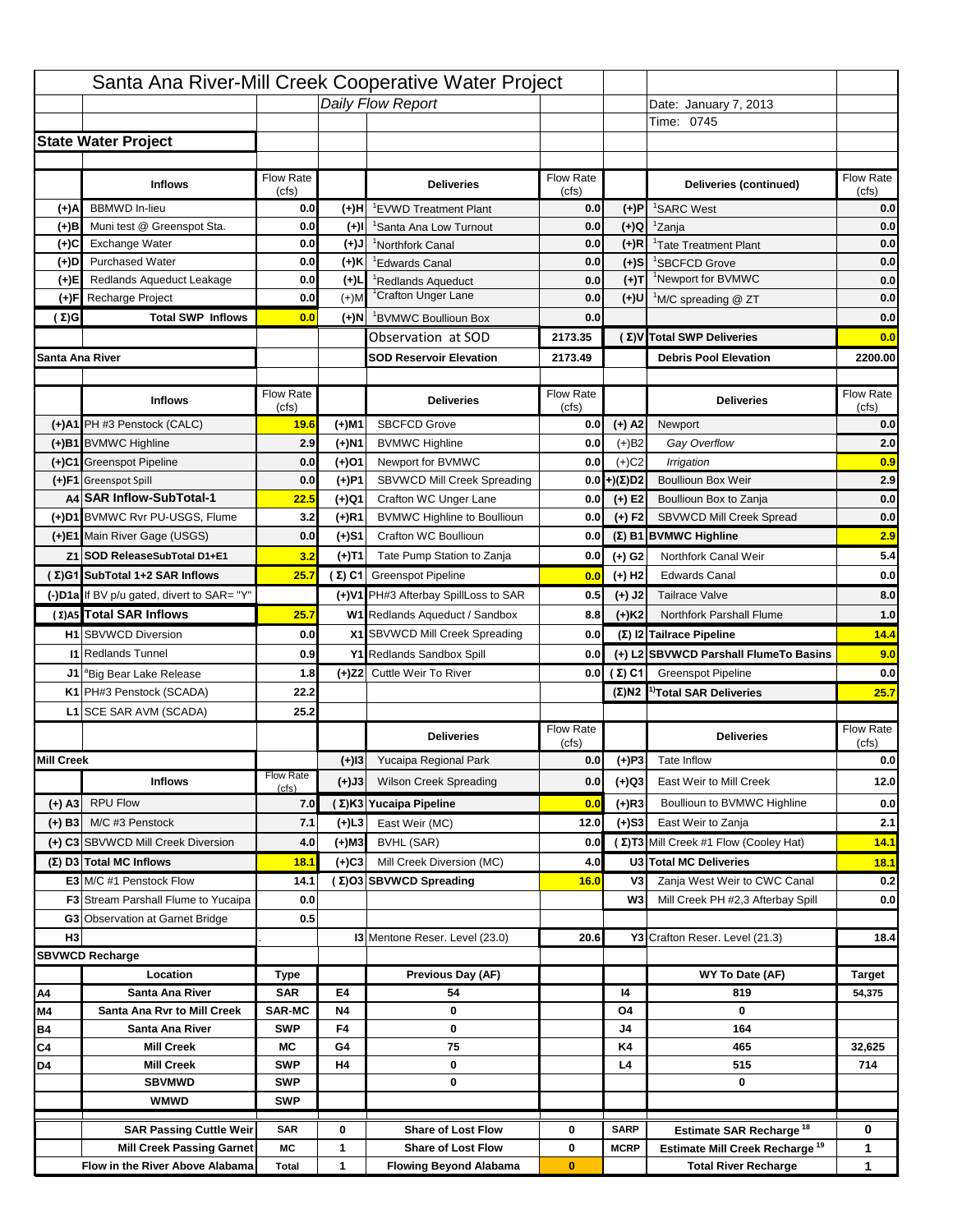# Santa Ana River-Mill Creek Cooperative Water Project

*Daily Flow Report*

Date: January 7, 2013
Time: 0745

## State Water Project

| | Inflows | Flow Rate (cfs) | | Deliveries | Flow Rate (cfs) | | Deliveries (continued) | Flow Rate (cfs) |
|---|---|---|---|---|---|---|---|---|
| (+)A | BBMWD In-lieu | 0.0 | (+)H | [1]EVWD Treatment Plant | 0.0 | (+)P | [1]SARC West | 0.0 |
| (+)B | Muni test @ Greenspot Sta. | 0.0 | (+)I | [1]Santa Ana Low Turnout | 0.0 | (+)Q | [1]Zanja | 0.0 |
| (+)C | Exchange Water | 0.0 | (+)J | [1]Northfork Canal | 0.0 | (+)R | [1]Tate Treatment Plant | 0.0 |
| (+)D | Purchased Water | 0.0 | (+)K | [1]Edwards Canal | 0.0 | (+)S | [1]SBCFCD Grove | 0.0 |
| (+)E | Redlands Aqueduct Leakage | 0.0 | (+)L | [1]Redlands Aqueduct | 0.0 | (+)T | [1]Newport for BVMWC | 0.0 |
| (+)F | Recharge Project | 0.0 | (+)M | [1]Crafton Unger Lane | 0.0 | (+)U | [1]M/C spreading @ ZT | 0.0 |
| (Σ)G | Total SWP Inflows | 0.0 | (+)N | [1]BVMWC Boullioun Box | 0.0 | | | 0.0 |
| | | | | Observation at SOD | 2173.35 | (Σ)V | Total SWP Deliveries | 0.0 |
| Santa Ana River | | | | SOD Reservoir Elevation | 2173.49 | | Debris Pool Elevation | 2200.00 |

| | Inflows | Flow Rate (cfs) | | Deliveries | Flow Rate (cfs) | | Deliveries | Flow Rate (cfs) |
|---|---|---|---|---|---|---|---|---|
| (+)A1 | PH #3 Penstock (CALC) | 19.6 | (+)M1 | SBCFCD Grove | 0.0 | (+) A2 | Newport | 0.0 |
| (+)B1 | BVMWC Highline | 2.9 | (+)N1 | BVMWC Highline | 0.0 | (+)B2 | *Gay Overflow* | 2.0 |
| (+)C1 | Greenspot Pipeline | 0.0 | (+)O1 | Newport for BVMWC | 0.0 | (+)C2 | *Irrigation* | 0.9 |
| (+)F1 | Greenspot Spill | 0.0 | (+)P1 | SBVWCD Mill Creek Spreading | 0.0 | +)(Σ)D2 | Boullioun Box Weir | 2.9 |
| A4 | SAR Inflow-SubTotal-1 | 22.5 | (+)Q1 | Crafton WC Unger Lane | 0.0 | (+) E2 | Boullioun Box to Zanja | 0.0 |
| (+)D1 | BVMWC Rvr PU-USGS, Flume | 3.2 | (+)R1 | BVMWC Highline to Boulliioun | 0.0 | (+) F2 | SBVWCD Mill Creek Spread | 0.0 |
| (+)E1 | Main River Gage (USGS) | 0.0 | (+)S1 | Crafton WC Boullioun | 0.0 | (Σ) B1 | BVMWC Highline | 2.9 |
| Z1 | SOD ReleaseSubTotal D1+E1 | 3.2 | (+)T1 | Tate Pump Station to Zanja | 0.0 | (+) G2 | Northfork Canal Weir | 5.4 |
| (Σ)G1 | SubTotal 1+2 SAR Inflows | 25.7 | (Σ) C1 | Greenspot Pipeline | 0.0 | (+) H2 | Edwards Canal | 0.0 |
| (-)D1a | If BV p/u gated, divert to SAR= "Y" | | (+)V1 | PH#3 Afterbay SpillLoss to SAR | 0.5 | (+) J2 | Tailrace Valve | 8.0 |
| (Σ)A5 | Total SAR Inflows | 25.7 | W1 | Redlands Aqueduct / Sandbox | 8.8 | (+)K2 | Northfork Parshall Flume | 1.0 |
| H1 | SBVWCD Diversion | 0.0 | X1 | SBVWCD Mill Creek Spreading | 0.0 | (Σ) I2 | Tailrace Pipeline | 14.4 |
| I1 | Redlands Tunnel | 0.9 | Y1 | Redlands Sandbox Spill | 0.0 | (+) L2 | SBVWCD Parshall FlumeTo Basins | 9.0 |
| J1 | [a]Big Bear Lake Release | 1.8 | (+)Z2 | Cuttle Weir To River | 0.0 | (Σ) C1 | Greenspot Pipeline | 0.0 |
| K1 | PH#3 Penstock (SCADA) | 22.2 | | | | (Σ)N2 | [1)]Total SAR Deliveries | 25.7 |
| L1 | SCE SAR AVM (SCADA) | 25.2 | | | | | | |

| | | | | Deliveries | Flow Rate (cfs) | | Deliveries | Flow Rate (cfs) |
|---|---|---|---|---|---|---|---|---|
| Mill Creek | | | (+)I3 | Yucaipa Regional Park | 0.0 | (+)P3 | Tate Inflow | 0.0 |
| | Inflows | Flow Rate (cfs) | (+)J3 | Wilson Creek Spreading | 0.0 | (+)Q3 | East Weir to Mill Creek | 12.0 |
| (+) A3 | RPU Flow | 7.0 | (Σ)K3 | Yucaipa Pipeline | 0.0 | (+)R3 | Boullioun to BVMWC Highline | 0.0 |
| (+) B3 | M/C #3 Penstock | 7.1 | (+)L3 | East Weir (MC) | 12.0 | (+)S3 | East Weir to Zanja | 2.1 |
| (+) C3 | SBVWCD Mill Creek Diversion | 4.0 | (+)M3 | BVHL (SAR) | 0.0 | (Σ)T3 | Mill Creek #1 Flow (Cooley Hat) | 14.1 |
| (Σ) D3 | Total MC Inflows | 18.1 | (+)C3 | Mill Creek Diversion (MC) | 4.0 | U3 | Total MC Deliveries | 18.1 |
| E3 | M/C #1 Penstock Flow | 14.1 | (Σ)O3 | SBVWCD Spreading | 16.0 | V3 | Zanja West Weir to CWC Canal | 0.2 |
| F3 | Stream Parshall Flume to Yucaipa | 0.0 | | | | W3 | Mill Creek PH #2,3 Afterbay Spill | 0.0 |
| G3 | Observation at Garnet Bridge | 0.5 | | | | | | |
| H3 | | . | | I3 Mentone Reser. Level (23.0) | 20.6 | | Y3 Crafton Reser. Level (21.3) | 18.4 |

## SBVWCD Recharge

| | Location | Type | | Previous Day (AF) | | | WY To Date (AF) | Target |
|---|---|---|---|---|---|---|---|---|
| A4 | Santa Ana River | SAR | E4 | 54 | | I4 | 819 | 54,375 |
| M4 | Santa Ana Rvr to Mill Creek | SAR-MC | N4 | 0 | | O4 | 0 | |
| B4 | Santa Ana River | SWP | F4 | 0 | | J4 | 164 | |
| C4 | Mill Creek | MC | G4 | 75 | | K4 | 465 | 32,625 |
| D4 | Mill Creek | SWP | H4 | 0 | | L4 | 515 | 714 |
| | SBVMWD | SWP | | 0 | | | 0 | |
| | WMWD | SWP | | | | | | |
| | SAR Passing Cuttle Weir | SAR | 0 | Share of Lost Flow | 0 | SARP | Estimate SAR Recharge [18] | 0 |
| | Mill Creek Passing Garnet | MC | 1 | Share of Lost Flow | 0 | MCRP | Estimate Mill Creek Recharge [19] | 1 |
| | Flow in the River Above Alabama | Total | 1 | Flowing Beyond Alabama | 0 | | Total River Recharge | 1 |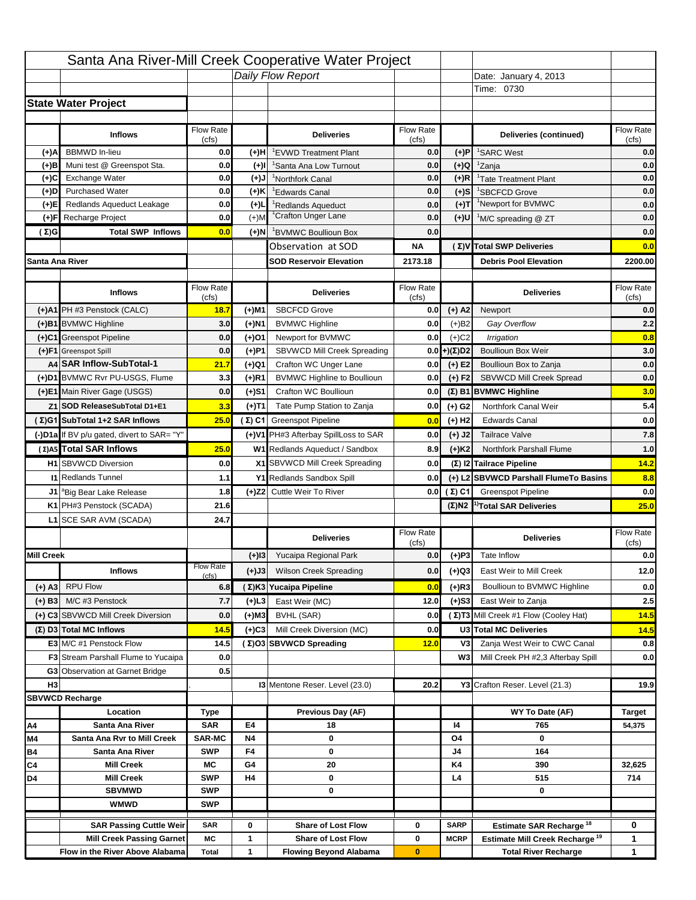# Santa Ana River-Mill Creek Cooperative Water Project

*Daily Flow Report*

Date: January 4, 2013

Time: 0730

## State Water Project

| | Inflows | Flow Rate (cfs) | | Deliveries | Flow Rate (cfs) | | Deliveries (continued) | Flow Rate (cfs) |
|---|---|---|---|---|---|---|---|---|
| (+)A | BBMWD In-lieu | 0.0 | (+)H | [1]EVWD Treatment Plant | 0.0 | (+)P | [1]SARC West | 0.0 |
| (+)B | Muni test @ Greenspot Sta. | 0.0 | (+)I | [1]Santa Ana Low Turnout | 0.0 | (+)Q | [1]Zanja | 0.0 |
| (+)C | Exchange Water | 0.0 | (+)J | [1]Northfork Canal | 0.0 | (+)R | [1]Tate Treatment Plant | 0.0 |
| (+)D | Purchased Water | 0.0 | (+)K | [1]Edwards Canal | 0.0 | (+)S | [1]SBCFCD Grove | 0.0 |
| (+)E | Redlands Aqueduct Leakage | 0.0 | (+)L | [1]Redlands Aqueduct | 0.0 | (+)T | [1]Newport for BVMWC | 0.0 |
| (+)F | Recharge Project | 0.0 | (+)M | [1]Crafton Unger Lane | 0.0 | (+)U | [1]M/C spreading @ ZT | 0.0 |
| (Σ)G | Total SWP Inflows | 0.0 | (+)N | [1]BVMWC Boullioun Box | 0.0 | | | 0.0 |
| | | | | Observation at SOD | NA | (Σ)V | Total SWP Deliveries | 0.0 |
| Santa Ana River | | | | SOD Reservoir Elevation | 2173.18 | | Debris Pool Elevation | 2200.00 |

| | Inflows | Flow Rate (cfs) | | Deliveries | Flow Rate (cfs) | | Deliveries | Flow Rate (cfs) |
|---|---|---|---|---|---|---|---|---|
| (+)A1 | PH #3 Penstock (CALC) | 18.7 | (+)M1 | SBCFCD Grove | 0.0 | (+) A2 | Newport | 0.0 |
| (+)B1 | BVMWC Highline | 3.0 | (+)N1 | BVMWC Highline | 0.0 | (+)B2 | *Gay Overflow* | 2.2 |
| (+)C1 | Greenspot Pipeline | 0.0 | (+)O1 | Newport for BVMWC | 0.0 | (+)C2 | *Irrigation* | 0.8 |
| (+)F1 | Greenspot Spill | 0.0 | (+)P1 | SBVWCD Mill Creek Spreading | 0.0 | (+)(Σ)D2 | Boullioun Box Weir | 3.0 |
| A4 | SAR Inflow-SubTotal-1 | 21.7 | (+)Q1 | Crafton WC Unger Lane | 0.0 | (+) E2 | Boullioun Box to Zanja | 0.0 |
| (+)D1 | BVMWC Rvr PU-USGS, Flume | 3.3 | (+)R1 | BVMWC Highline to Boullioun | 0.0 | (+) F2 | SBVWCD Mill Creek Spread | 0.0 |
| (+)E1 | Main River Gage (USGS) | 0.0 | (+)S1 | Crafton WC Boullioun | 0.0 | (Σ) B1 | BVMWC Highline | 3.0 |
| Z1 | SOD ReleaseSubTotal D1+E1 | 3.3 | (+)T1 | Tate Pump Station to Zanja | 0.0 | (+) G2 | Northfork Canal Weir | 5.4 |
| (Σ)G1 | SubTotal 1+2 SAR Inflows | 25.0 | (Σ) C1 | Greenspot Pipeline | 0.0 | (+) H2 | Edwards Canal | 0.0 |
| (-)D1a | If BV p/u gated, divert to SAR= "Y" | | (+)V1 | PH#3 Afterbay SpillLoss to SAR | 0.0 | (+) J2 | Tailrace Valve | 7.8 |
| (Σ)A5 | Total SAR Inflows | 25.0 | W1 | Redlands Aqueduct / Sandbox | 8.9 | (+)K2 | Northfork Parshall Flume | 1.0 |
| H1 | SBVWCD Diversion | 0.0 | X1 | SBVWCD Mill Creek Spreading | 0.0 | (Σ) I2 | Tailrace Pipeline | 14.2 |
| I1 | Redlands Tunnel | 1.1 | Y1 | Redlands Sandbox Spill | 0.0 | (+) L2 | SBVWCD Parshall FlumeTo Basins | 8.8 |
| J1 | [a]Big Bear Lake Release | 1.8 | (+)Z2 | Cuttle Weir To River | 0.0 | (Σ) C1 | Greenspot Pipeline | 0.0 |
| K1 | PH#3 Penstock (SCADA) | 21.6 | | | | (Σ)N2 | [1)]Total SAR Deliveries | 25.0 |
| L1 | SCE SAR AVM (SCADA) | 24.7 | | | | | | |

| | Inflows | Flow Rate (cfs) | | Deliveries | Flow Rate (cfs) | | Deliveries | Flow Rate (cfs) |
|---|---|---|---|---|---|---|---|---|
| Mill Creek | | | (+)I3 | Yucaipa Regional Park | 0.0 | (+)P3 | Tate Inflow | 0.0 |
| | Inflows | Flow Rate (cfs) | (+)J3 | Wilson Creek Spreading | 0.0 | (+)Q3 | East Weir to Mill Creek | 12.0 |
| (+) A3 | RPU Flow | 6.8 | (Σ)K3 | Yucaipa Pipeline | 0.0 | (+)R3 | Boullioun to BVMWC Highline | 0.0 |
| (+) B3 | M/C #3 Penstock | 7.7 | (+)L3 | East Weir (MC) | 12.0 | (+)S3 | East Weir to Zanja | 2.5 |
| (+) C3 | SBVWCD Mill Creek Diversion | 0.0 | (+)M3 | BVHL (SAR) | 0.0 | (Σ)T3 | Mill Creek #1 Flow (Cooley Hat) | 14.5 |
| (Σ) D3 | Total MC Inflows | 14.5 | (+)C3 | Mill Creek Diversion (MC) | 0.0 | U3 | Total MC Deliveries | 14.5 |
| E3 | M/C #1 Penstock Flow | 14.5 | (Σ)O3 | SBVWCD Spreading | 12.0 | V3 | Zanja West Weir to CWC Canal | 0.8 |
| F3 | Stream Parshall Flume to Yucaipa | 0.0 | | | | W3 | Mill Creek PH #2,3 Afterbay Spill | 0.0 |
| G3 | Observation at Garnet Bridge | 0.5 | | | | | | |
| H3 | | . | | I3 Mentone Reser. Level (23.0) | 20.2 | | Y3 Crafton Reser. Level (21.3) | 19.9 |

## SBVWCD Recharge

| | Location | Type | | Previous Day (AF) | | | WY To Date (AF) | Target |
|---|---|---|---|---|---|---|---|---|
| A4 | Santa Ana River | SAR | E4 | 18 | | I4 | 765 | 54,375 |
| M4 | Santa Ana Rvr to Mill Creek | SAR-MC | N4 | 0 | | O4 | 0 | |
| B4 | Santa Ana River | SWP | F4 | 0 | | J4 | 164 | |
| C4 | Mill Creek | MC | G4 | 20 | | K4 | 390 | 32,625 |
| D4 | Mill Creek | SWP | H4 | 0 | | L4 | 515 | 714 |
| | SBVMWD | SWP | | 0 | | | 0 | |
| | WMWD | SWP | | | | | | |
| | SAR Passing Cuttle Weir | SAR | 0 | Share of Lost Flow | 0 | SARP | Estimate SAR Recharge [18] | 0 |
| | Mill Creek Passing Garnet | MC | 1 | Share of Lost Flow | 0 | MCRP | Estimate Mill Creek Recharge [19] | 1 |
| | Flow in the River Above Alabama | Total | 1 | Flowing Beyond Alabama | 0 | | Total River Recharge | 1 |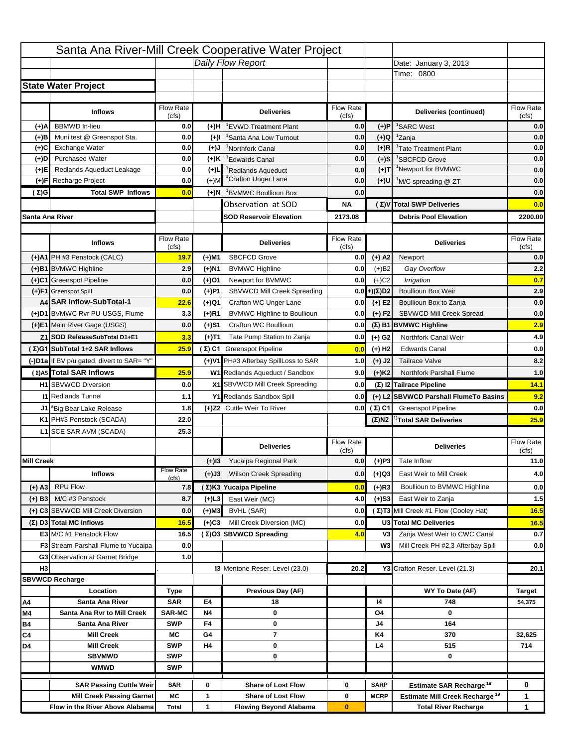# Santa Ana River-Mill Creek Cooperative Water Project

*Daily Flow Report*

Date: January 3, 2013

Time: 0800

## State Water Project

| | Inflows | Flow Rate (cfs) | | Deliveries | Flow Rate (cfs) | | Deliveries (continued) | Flow Rate (cfs) |
|---|---|---|---|---|---|---|---|---|
| (+)A | BBMWD In-lieu | 0.0 | (+)H | [1]EVWD Treatment Plant | 0.0 | (+)P | [1]SARC West | 0.0 |
| (+)B | Muni test @ Greenspot Sta. | 0.0 | (+)I | [1]Santa Ana Low Turnout | 0.0 | (+)Q | [1]Zanja | 0.0 |
| (+)C | Exchange Water | 0.0 | (+)J | [1]Northfork Canal | 0.0 | (+)R | [1]Tate Treatment Plant | 0.0 |
| (+)D | Purchased Water | 0.0 | (+)K | [1]Edwards Canal | 0.0 | (+)S | [1]SBCFCD Grove | 0.0 |
| (+)E | Redlands Aqueduct Leakage | 0.0 | (+)L | [1]Redlands Aqueduct | 0.0 | (+)T | [1]Newport for BVMWC | 0.0 |
| (+)F | Recharge Project | 0.0 | (+)M | [1]Crafton Unger Lane | 0.0 | (+)U | [1]M/C spreading @ ZT | 0.0 |
| (Σ)G | Total SWP Inflows | 0.0 | (+)N | [1]BVMWC Boullioun Box | 0.0 | | | 0.0 |
| | | | | Observation at SOD | NA | (Σ)V | Total SWP Deliveries | 0.0 |
| Santa Ana River | | | | SOD Reservoir Elevation | 2173.08 | | Debris Pool Elevation | 2200.00 |

| | Inflows | Flow Rate (cfs) | | Deliveries | Flow Rate (cfs) | | Deliveries | Flow Rate (cfs) |
|---|---|---|---|---|---|---|---|---|
| (+)A1 | PH #3 Penstock (CALC) | 19.7 | (+)M1 | SBCFCD Grove | 0.0 | (+) A2 | Newport | 0.0 |
| (+)B1 | BVMWC Highline | 2.9 | (+)N1 | BVMWC Highline | 0.0 | (+)B2 | *Gay Overflow* | 2.2 |
| (+)C1 | Greenspot Pipeline | 0.0 | (+)O1 | Newport for BVMWC | 0.0 | (+)C2 | *Irrigation* | 0.7 |
| (+)F1 | Greenspot Spill | 0.0 | (+)P1 | SBVWCD Mill Creek Spreading | 0.0 | (+)(Σ)D2 | Boullioun Box Weir | 2.9 |
| A4 | SAR Inflow-SubTotal-1 | 22.6 | (+)Q1 | Crafton WC Unger Lane | 0.0 | (+) E2 | Boullioun Box to Zanja | 0.0 |
| (+)D1 | BVMWC Rvr PU-USGS, Flume | 3.3 | (+)R1 | BVMWC Highline to Boullioun | 0.0 | (+) F2 | SBVWCD Mill Creek Spread | 0.0 |
| (+)E1 | Main River Gage (USGS) | 0.0 | (+)S1 | Crafton WC Boullioun | 0.0 | (Σ) B1 | BVMWC Highline | 2.9 |
| Z1 | SOD ReleaseSubTotal D1+E1 | 3.3 | (+)T1 | Tate Pump Station to Zanja | 0.0 | (+) G2 | Northfork Canal Weir | 4.9 |
| (Σ)G1 | SubTotal 1+2 SAR Inflows | 25.9 | (Σ) C1 | Greenspot Pipeline | 0.0 | (+) H2 | Edwards Canal | 0.0 |
| (-)D1a | If BV p/u gated, divert to SAR= "Y" | | (+)V1 | PH#3 Afterbay SpillLoss to SAR | 1.0 | (+) J2 | Tailrace Valve | 8.2 |
| (Σ)A5 | Total SAR Inflows | 25.9 | W1 | Redlands Aqueduct / Sandbox | 9.0 | (+)K2 | Northfork Parshall Flume | 1.0 |
| H1 | SBVWCD Diversion | 0.0 | X1 | SBVWCD Mill Creek Spreading | 0.0 | (Σ) I2 | Tailrace Pipeline | 14.1 |
| I1 | Redlands Tunnel | 1.1 | Y1 | Redlands Sandbox Spill | 0.0 | (+) L2 | SBVWCD Parshall FlumeTo Basins | 9.2 |
| J1 | [a]Big Bear Lake Release | 1.8 | (+)Z2 | Cuttle Weir To River | 0.0 | (Σ) C1 | Greenspot Pipeline | 0.0 |
| K1 | PH#3 Penstock (SCADA) | 22.0 | | | | (Σ)N2 | [1)]Total SAR Deliveries | 25.9 |
| L1 | SCE SAR AVM (SCADA) | 25.3 | | | | | | |

| | Inflows | Flow Rate (cfs) | | Deliveries | Flow Rate (cfs) | | Deliveries | Flow Rate (cfs) |
|---|---|---|---|---|---|---|---|---|
| Mill Creek | | | (+)I3 | Yucaipa Regional Park | 0.0 | (+)P3 | Tate Inflow | 11.0 |
| | | | (+)J3 | Wilson Creek Spreading | 0.0 | (+)Q3 | East Weir to Mill Creek | 4.0 |
| (+) A3 | RPU Flow | 7.8 | (Σ)K3 | Yucaipa Pipeline | 0.0 | (+)R3 | Boullioun to BVMWC Highline | 0.0 |
| (+) B3 | M/C #3 Penstock | 8.7 | (+)L3 | East Weir (MC) | 4.0 | (+)S3 | East Weir to Zanja | 1.5 |
| (+) C3 | SBVWCD Mill Creek Diversion | 0.0 | (+)M3 | BVHL (SAR) | 0.0 | (Σ)T3 | Mill Creek #1 Flow (Cooley Hat) | 16.5 |
| (Σ) D3 | Total MC Inflows | 16.5 | (+)C3 | Mill Creek Diversion (MC) | 0.0 | U3 | Total MC Deliveries | 16.5 |
| E3 | M/C #1 Penstock Flow | 16.5 | (Σ)O3 | SBVWCD Spreading | 4.0 | V3 | Zanja West Weir to CWC Canal | 0.7 |
| F3 | Stream Parshall Flume to Yucaipa | 0.0 | | | | W3 | Mill Creek PH #2,3 Afterbay Spill | 0.0 |
| G3 | Observation at Garnet Bridge | 1.0 | | | | | | |
| H3 | | . | | I3 Mentone Reser. Level (23.0) | 20.2 | | Y3 Crafton Reser. Level (21.3) | 20.1 |

| SBVWCD Recharge | | | | | | | |
|---|---|---|---|---|---|---|---|
| | Location | Type | | Previous Day (AF) | | WY To Date (AF) | Target |
| A4 | Santa Ana River | SAR | E4 | 18 | I4 | 748 | 54,375 |
| M4 | Santa Ana Rvr to Mill Creek | SAR-MC | N4 | 0 | O4 | 0 | |
| B4 | Santa Ana River | SWP | F4 | 0 | J4 | 164 | |
| C4 | Mill Creek | MC | G4 | 7 | K4 | 370 | 32,625 |
| D4 | Mill Creek | SWP | H4 | 0 | L4 | 515 | 714 |
| | SBVMWD | SWP | | 0 | | 0 | |
| | WMWD | SWP | | | | | |

| | Type | | | | | | |
|---|---|---|---|---|---|---|---|
| SAR Passing Cuttle Weir | SAR | 0 | Share of Lost Flow | 0 | SARP | Estimate SAR Recharge [18] | 0 |
| Mill Creek Passing Garnet | MC | 1 | Share of Lost Flow | 0 | MCRP | Estimate Mill Creek Recharge [19] | 1 |
| Flow in the River Above Alabama | Total | 1 | Flowing Beyond Alabama | 0 | | Total River Recharge | 1 |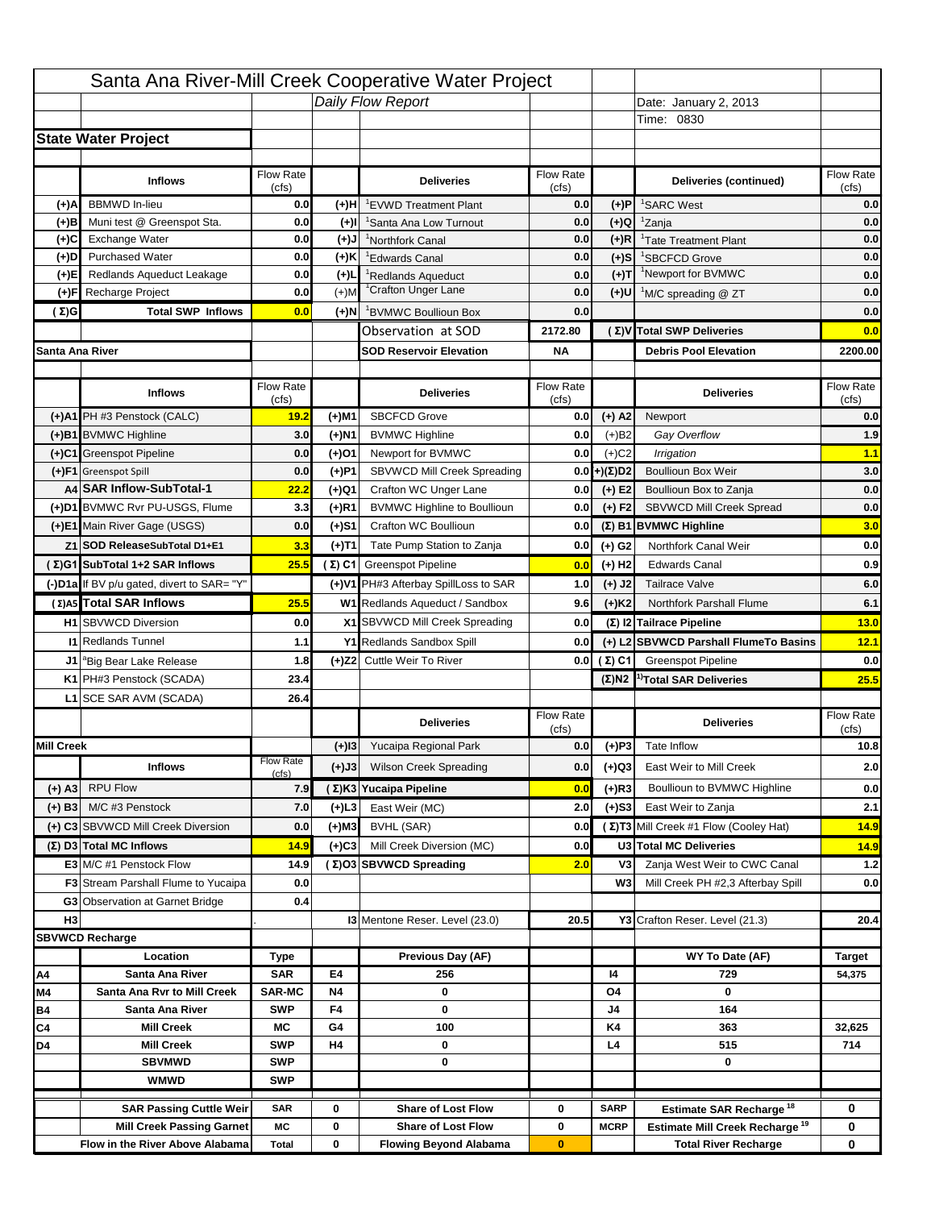# Santa Ana River-Mill Creek Cooperative Water Project

*Daily Flow Report*

Date: January 2, 2013

Time: 0830

## State Water Project

| | Inflows | Flow Rate (cfs) | | Deliveries | Flow Rate (cfs) | | Deliveries (continued) | Flow Rate (cfs) |
|---|---|---|---|---|---|---|---|---|
| (+)A | BBMWD In-lieu | 0.0 | (+)H | [1]EVWD Treatment Plant | 0.0 | (+)P | [1]SARC West | 0.0 |
| (+)B | Muni test @ Greenspot Sta. | 0.0 | (+)I | [1]Santa Ana Low Turnout | 0.0 | (+)Q | [1]Zanja | 0.0 |
| (+)C | Exchange Water | 0.0 | (+)J | [1]Northfork Canal | 0.0 | (+)R | [1]Tate Treatment Plant | 0.0 |
| (+)D | Purchased Water | 0.0 | (+)K | [1]Edwards Canal | 0.0 | (+)S | [1]SBCFCD Grove | 0.0 |
| (+)E | Redlands Aqueduct Leakage | 0.0 | (+)L | [1]Redlands Aqueduct | 0.0 | (+)T | [1]Newport for BVMWC | 0.0 |
| (+)F | Recharge Project | 0.0 | (+)M | [1]Crafton Unger Lane | 0.0 | (+)U | [1]M/C spreading @ ZT | 0.0 |
| (Σ)G | Total SWP Inflows | 0.0 | (+)N | [1]BVMWC Boullioun Box | 0.0 | | | 0.0 |
| | | | | Observation at SOD | 2172.80 | (Σ)V | Total SWP Deliveries | 0.0 |
| Santa Ana River | | | | SOD Reservoir Elevation | NA | | Debris Pool Elevation | 2200.00 |

| | Inflows | Flow Rate (cfs) | | Deliveries | Flow Rate (cfs) | | Deliveries | Flow Rate (cfs) |
|---|---|---|---|---|---|---|---|---|
| (+)A1 | PH #3 Penstock (CALC) | 19.2 | (+)M1 | SBCFCD Grove | 0.0 | (+) A2 | Newport | 0.0 |
| (+)B1 | BVMWC Highline | 3.0 | (+)N1 | BVMWC Highline | 0.0 | (+)B2 | *Gay Overflow* | 1.9 |
| (+)C1 | Greenspot Pipeline | 0.0 | (+)O1 | Newport for BVMWC | 0.0 | (+)C2 | *Irrigation* | 1.1 |
| (+)F1 | Greenspot Spill | 0.0 | (+)P1 | SBVWCD Mill Creek Spreading | 0.0 | (+)(Σ)D2 | Boullioun Box Weir | 3.0 |
| A4 | SAR Inflow-SubTotal-1 | 22.2 | (+)Q1 | Crafton WC Unger Lane | 0.0 | (+) E2 | Boullioun Box to Zanja | 0.0 |
| (+)D1 | BVMWC Rvr PU-USGS, Flume | 3.3 | (+)R1 | BVMWC Highline to Boullioun | 0.0 | (+) F2 | SBVWCD Mill Creek Spread | 0.0 |
| (+)E1 | Main River Gage (USGS) | 0.0 | (+)S1 | Crafton WC Boullioun | 0.0 | (Σ) B1 | BVMWC Highline | 3.0 |
| Z1 | SOD ReleaseSubTotal D1+E1 | 3.3 | (+)T1 | Tate Pump Station to Zanja | 0.0 | (+) G2 | Northfork Canal Weir | 0.0 |
| (Σ)G1 | SubTotal 1+2 SAR Inflows | 25.5 | (Σ) C1 | Greenspot Pipeline | 0.0 | (+) H2 | Edwards Canal | 0.9 |
| (-)D1a | If BV p/u gated, divert to SAR= "Y" | | (+)V1 | PH#3 Afterbay SpillLoss to SAR | 1.0 | (+) J2 | Tailrace Valve | 6.0 |
| (Σ)A5 | Total SAR Inflows | 25.5 | W1 | Redlands Aqueduct / Sandbox | 9.6 | (+)K2 | Northfork Parshall Flume | 6.1 |
| H1 | SBVWCD Diversion | 0.0 | X1 | SBVWCD Mill Creek Spreading | 0.0 | (Σ) I2 | Tailrace Pipeline | 13.0 |
| I1 | Redlands Tunnel | 1.1 | Y1 | Redlands Sandbox Spill | 0.0 | (+) L2 | SBVWCD Parshall FlumeTo Basins | 12.1 |
| J1 | [a]Big Bear Lake Release | 1.8 | (+)Z2 | Cuttle Weir To River | 0.0 | (Σ) C1 | Greenspot Pipeline | 0.0 |
| K1 | PH#3 Penstock (SCADA) | 23.4 | | | | (Σ)N2 | [1)]Total SAR Deliveries | 25.5 |
| L1 | SCE SAR AVM (SCADA) | 26.4 | | | | | | |

| | Inflows | Flow Rate (cfs) | | Deliveries | Flow Rate (cfs) | | Deliveries | Flow Rate (cfs) |
|---|---|---|---|---|---|---|---|---|
| Mill Creek | | | (+)I3 | Yucaipa Regional Park | 0.0 | (+)P3 | Tate Inflow | 10.8 |
| | | | (+)J3 | Wilson Creek Spreading | 0.0 | (+)Q3 | East Weir to Mill Creek | 2.0 |
| (+) A3 | RPU Flow | 7.9 | (Σ)K3 | Yucaipa Pipeline | 0.0 | (+)R3 | Boullioun to BVMWC Highline | 0.0 |
| (+) B3 | M/C #3 Penstock | 7.0 | (+)L3 | East Weir (MC) | 2.0 | (+)S3 | East Weir to Zanja | 2.1 |
| (+) C3 | SBVWCD Mill Creek Diversion | 0.0 | (+)M3 | BVHL (SAR) | 0.0 | (Σ)T3 | Mill Creek #1 Flow (Cooley Hat) | 14.9 |
| (Σ) D3 | Total MC Inflows | 14.9 | (+)C3 | Mill Creek Diversion (MC) | 0.0 | U3 | Total MC Deliveries | 14.9 |
| E3 | M/C #1 Penstock Flow | 14.9 | (Σ)O3 | SBVWCD Spreading | 2.0 | V3 | Zanja West Weir to CWC Canal | 1.2 |
| F3 | Stream Parshall Flume to Yucaipa | 0.0 | | | | W3 | Mill Creek PH #2,3 Afterbay Spill | 0.0 |
| G3 | Observation at Garnet Bridge | 0.4 | | | | | | |
| H3 | | . | | I3 Mentone Reser. Level (23.0) | 20.5 | Y3 | Crafton Reser. Level (21.3) | 20.4 |

## SBVWCD Recharge

| | Location | Type | | Previous Day (AF) | | | WY To Date (AF) | Target |
|---|---|---|---|---|---|---|---|---|
| A4 | Santa Ana River | SAR | E4 | 256 | | I4 | 729 | 54,375 |
| M4 | Santa Ana Rvr to Mill Creek | SAR-MC | N4 | 0 | | O4 | 0 | |
| B4 | Santa Ana River | SWP | F4 | 0 | | J4 | 164 | |
| C4 | Mill Creek | MC | G4 | 100 | | K4 | 363 | 32,625 |
| D4 | Mill Creek | SWP | H4 | 0 | | L4 | 515 | 714 |
| | SBVMWD | SWP | | 0 | | | 0 | |
| | WMWD | SWP | | | | | | |

| | | | | | | |
|---|---|---|---|---|---|---|
| SAR Passing Cuttle Weir | SAR | 0 | Share of Lost Flow | 0 | SARP | Estimate SAR Recharge [18] | 0 |
| Mill Creek Passing Garnet | MC | 0 | Share of Lost Flow | 0 | MCRP | Estimate Mill Creek Recharge [19] | 0 |
| Flow in the River Above Alabama | Total | 0 | Flowing Beyond Alabama | 0 | | Total River Recharge | 0 |